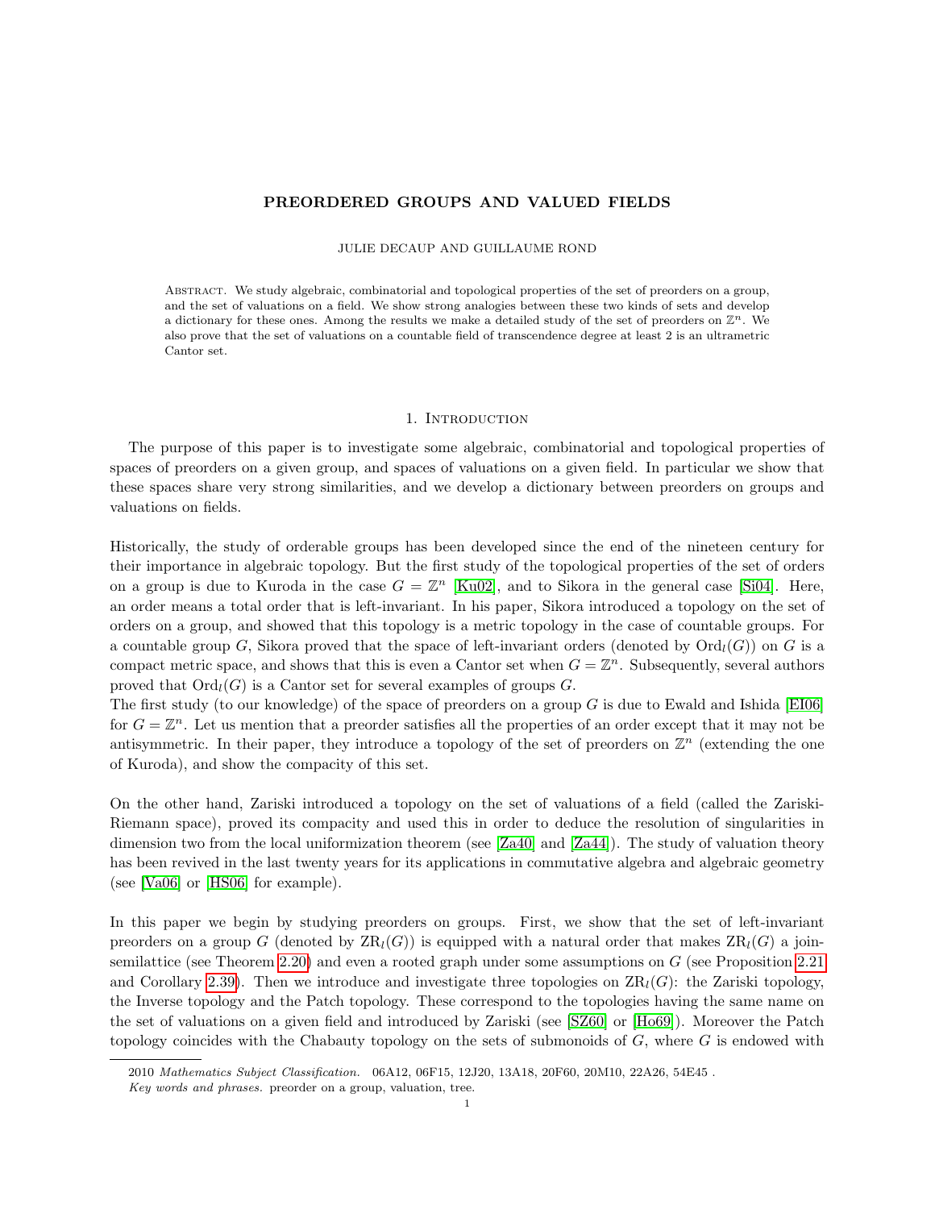# PREORDERED GROUPS AND VALUED FIELDS

JULIE DECAUP AND GUILLAUME ROND

Abstract. We study algebraic, combinatorial and topological properties of the set of preorders on a group, and the set of valuations on a field. We show strong analogies between these two kinds of sets and develop a dictionary for these ones. Among the results we make a detailed study of the set of preorders on $\mathbb{Z}^n$. We also prove that the set of valuations on a countable field of transcendence degree at least 2 is an ultrametric Cantor set.

## 1. Introduction

The purpose of this paper is to investigate some algebraic, combinatorial and topological properties of spaces of preorders on a given group, and spaces of valuations on a given field. In particular we show that these spaces share very strong similarities, and we develop a dictionary between preorders on groups and valuations on fields.

Historically, the study of orderable groups has been developed since the end of the nineteen century for their importance in algebraic topology. But the first study of the topological properties of the set of orders on a group is due to Kuroda in the case $G = \mathbb{Z}^n$ [Ku02], and to Sikora in the general case [Si04]. Here, an order means a total order that is left-invariant. In his paper, Sikora introduced a topology on the set of orders on a group, and showed that this topology is a metric topology in the case of countable groups. For a countable group $G$, Sikora proved that the space of left-invariant orders (denoted by $\mathrm{Ord}_l(G)$) on $G$ is a compact metric space, and shows that this is even a Cantor set when $G = \mathbb{Z}^n$. Subsequently, several authors proved that $\mathrm{Ord}_l(G)$ is a Cantor set for several examples of groups $G$.
The first study (to our knowledge) of the space of preorders on a group $G$ is due to Ewald and Ishida [EI06] for $G = \mathbb{Z}^n$. Let us mention that a preorder satisfies all the properties of an order except that it may not be antisymmetric. In their paper, they introduce a topology of the set of preorders on $\mathbb{Z}^n$ (extending the one of Kuroda), and show the compacity of this set.

On the other hand, Zariski introduced a topology on the set of valuations of a field (called the Zariski-Riemann space), proved its compacity and used this in order to deduce the resolution of singularities in dimension two from the local uniformization theorem (see [Za40] and [Za44]). The study of valuation theory has been revived in the last twenty years for its applications in commutative algebra and algebraic geometry (see [Va06] or [HS06] for example).

In this paper we begin by studying preorders on groups. First, we show that the set of left-invariant preorders on a group $G$ (denoted by $\mathrm{ZR}_l(G)$) is equipped with a natural order that makes $\mathrm{ZR}_l(G)$ a join-semilattice (see Theorem 2.20) and even a rooted graph under some assumptions on $G$ (see Proposition 2.21 and Corollary 2.39). Then we introduce and investigate three topologies on $\mathrm{ZR}_l(G)$: the Zariski topology, the Inverse topology and the Patch topology. These correspond to the topologies having the same name on the set of valuations on a given field and introduced by Zariski (see [SZ60] or [Ho69]). Moreover the Patch topology coincides with the Chabauty topology on the sets of submonoids of $G$, where $G$ is endowed with

2010 *Mathematics Subject Classification.* 06A12, 06F15, 12J20, 13A18, 20F60, 20M10, 22A26, 54E45 .
*Key words and phrases.* preorder on a group, valuation, tree.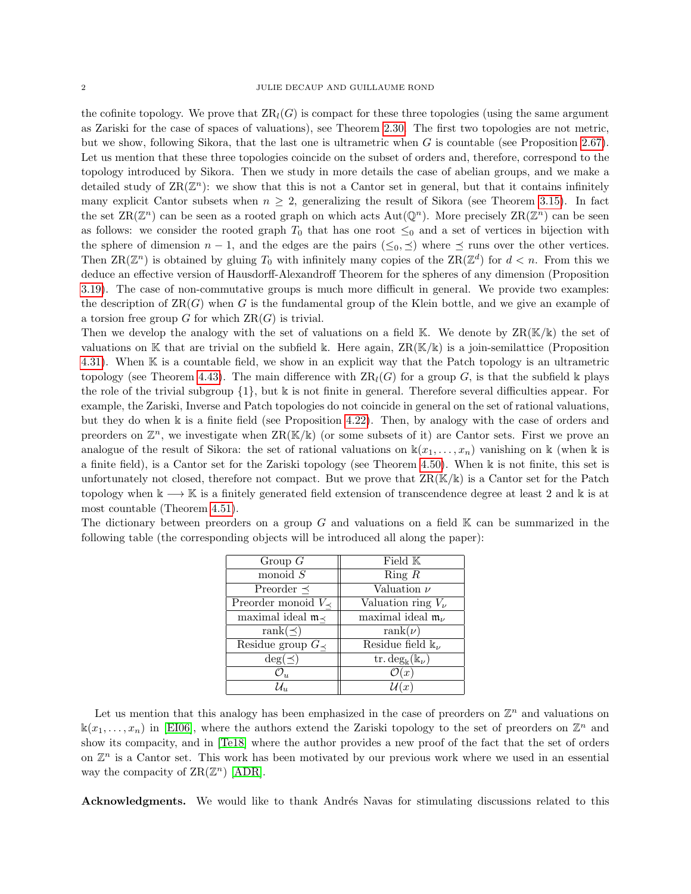the cofinite topology. We prove that $\mathrm{ZR}_l(G)$ is compact for these three topologies (using the same argument as Zariski for the case of spaces of valuations), see Theorem 2.30. The first two topologies are not metric, but we show, following Sikora, that the last one is ultrametric when $G$ is countable (see Proposition 2.67). Let us mention that these three topologies coincide on the subset of orders and, therefore, correspond to the topology introduced by Sikora. Then we study in more details the case of abelian groups, and we make a detailed study of $\mathrm{ZR}(\mathbb{Z}^n)$: we show that this is not a Cantor set in general, but that it contains infinitely many explicit Cantor subsets when $n \geq 2$, generalizing the result of Sikora (see Theorem 3.15). In fact the set $\mathrm{ZR}(\mathbb{Z}^n)$ can be seen as a rooted graph on which acts $\mathrm{Aut}(\mathbb{Q}^n)$. More precisely $\mathrm{ZR}(\mathbb{Z}^n)$ can be seen as follows: we consider the rooted graph $T_0$ that has one root $\leq_0$ and a set of vertices in bijection with the sphere of dimension $n-1$, and the edges are the pairs $(\leq_0, \preceq)$ where $\preceq$ runs over the other vertices. Then $\mathrm{ZR}(\mathbb{Z}^n)$ is obtained by gluing $T_0$ with infinitely many copies of the $\mathrm{ZR}(\mathbb{Z}^d)$ for $d < n$. From this we deduce an effective version of Hausdorff-Alexandroff Theorem for the spheres of any dimension (Proposition 3.19). The case of non-commutative groups is much more difficult in general. We provide two examples: the description of $\mathrm{ZR}(G)$ when $G$ is the fundamental group of the Klein bottle, and we give an example of a torsion free group $G$ for which $\mathrm{ZR}(G)$ is trivial.

Then we develop the analogy with the set of valuations on a field $\mathbb{K}$. We denote by $\mathrm{ZR}(\mathbb{K}/\Bbbk)$ the set of valuations on $\mathbb{K}$ that are trivial on the subfield $\Bbbk$. Here again, $\mathrm{ZR}(\mathbb{K}/\Bbbk)$ is a join-semilattice (Proposition 4.31). When $\mathbb{K}$ is a countable field, we show in an explicit way that the Patch topology is an ultrametric topology (see Theorem 4.43). The main difference with $\mathrm{ZR}_l(G)$ for a group $G$, is that the subfield $\Bbbk$ plays the role of the trivial subgroup $\{1\}$, but $\Bbbk$ is not finite in general. Therefore several difficulties appear. For example, the Zariski, Inverse and Patch topologies do not coincide in general on the set of rational valuations, but they do when $\Bbbk$ is a finite field (see Proposition 4.22). Then, by analogy with the case of orders and preorders on $\mathbb{Z}^n$, we investigate when $\mathrm{ZR}(\mathbb{K}/\Bbbk)$ (or some subsets of it) are Cantor sets. First we prove an analogue of the result of Sikora: the set of rational valuations on $\Bbbk(x_1, \ldots, x_n)$ vanishing on $\Bbbk$ (when $\Bbbk$ is a finite field), is a Cantor set for the Zariski topology (see Theorem 4.50). When $\Bbbk$ is not finite, this set is unfortunately not closed, therefore not compact. But we prove that $\mathrm{ZR}(\mathbb{K}/\Bbbk)$ is a Cantor set for the Patch topology when $\Bbbk \longrightarrow \mathbb{K}$ is a finitely generated field extension of transcendence degree at least 2 and $\Bbbk$ is at most countable (Theorem 4.51).

The dictionary between preorders on a group $G$ and valuations on a field $\mathbb{K}$ can be summarized in the following table (the corresponding objects will be introduced all along the paper):

| Group $G$ | Field $\mathbb{K}$ |
|---|---|
| monoid $S$ | Ring $R$ |
| Preorder $\preceq$ | Valuation $\nu$ |
| Preorder monoid $V_\preceq$ | Valuation ring $V_\nu$ |
| maximal ideal $\mathfrak{m}_\preceq$ | maximal ideal $\mathfrak{m}_\nu$ |
| $\mathrm{rank}(\preceq)$ | $\mathrm{rank}(\nu)$ |
| Residue group $G_\preceq$ | Residue field $\Bbbk_\nu$ |
| $\deg(\preceq)$ | $\mathrm{tr.deg}_{\Bbbk}(\Bbbk_\nu)$ |
| $\mathcal{O}_u$ | $\mathcal{O}(x)$ |
| $\mathcal{U}_u$ | $\mathcal{U}(x)$ |

Let us mention that this analogy has been emphasized in the case of preorders on $\mathbb{Z}^n$ and valuations on $\Bbbk(x_1, \ldots, x_n)$ in [EI06], where the authors extend the Zariski topology to the set of preorders on $\mathbb{Z}^n$ and show its compacity, and in [Te18] where the author provides a new proof of the fact that the set of orders on $\mathbb{Z}^n$ is a Cantor set. This work has been motivated by our previous work where we used in an essential way the compacity of $\mathrm{ZR}(\mathbb{Z}^n)$ [ADR].

**Acknowledgments.** We would like to thank Andrés Navas for stimulating discussions related to this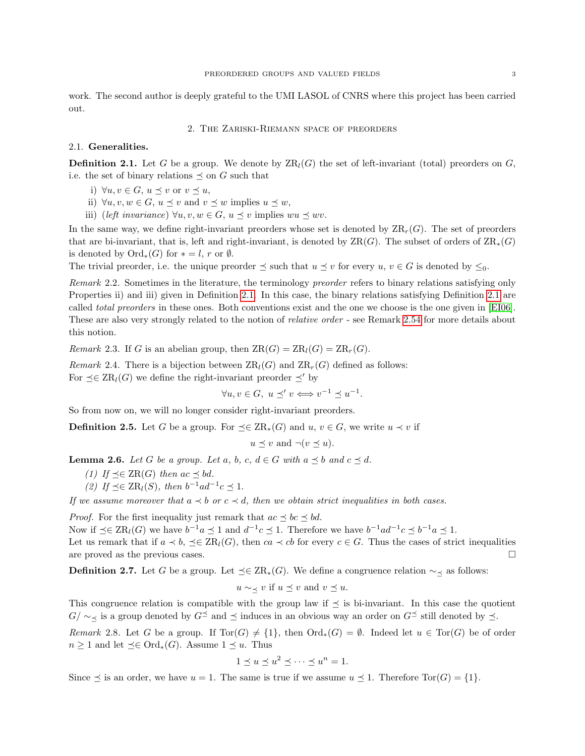work. The second author is deeply grateful to the UMI LASOL of CNRS where this project has been carried out.

## 2. The Zariski-Riemann space of preorders

### 2.1. Generalities.

**Definition 2.1.** Let $G$ be a group. We denote by $\mathrm{ZR}_l(G)$ the set of left-invariant (total) preorders on $G$, i.e. the set of binary relations $\preceq$ on $G$ such that

i) $\forall u, v \in G$, $u \preceq v$ or $v \preceq u$,

ii) $\forall u, v, w \in G$, $u \preceq v$ and $v \preceq w$ implies $u \preceq w$,

iii) (*left invariance*) $\forall u, v, w \in G$, $u \preceq v$ implies $wu \preceq wv$.

In the same way, we define right-invariant preorders whose set is denoted by $\mathrm{ZR}_r(G)$. The set of preorders that are bi-invariant, that is, left and right-invariant, is denoted by $\mathrm{ZR}(G)$. The subset of orders of $\mathrm{ZR}_*(G)$ is denoted by $\mathrm{Ord}_*(G)$ for $* = l$, $r$ or $\emptyset$.
The trivial preorder, i.e. the unique preorder $\preceq$ such that $u \preceq v$ for every $u$, $v \in G$ is denoted by $\leq_0$.

*Remark* 2.2. Sometimes in the literature, the terminology *preorder* refers to binary relations satisfying only Properties ii) and iii) given in Definition 2.1. In this case, the binary relations satisfying Definition 2.1 are called *total preorders* in these ones. Both conventions exist and the one we choose is the one given in [EI06]. These are also very strongly related to the notion of *relative order* - see Remark 2.54 for more details about this notion.

*Remark* 2.3. If $G$ is an abelian group, then $\mathrm{ZR}(G) = \mathrm{ZR}_l(G) = \mathrm{ZR}_r(G)$.

*Remark* 2.4. There is a bijection between $\mathrm{ZR}_l(G)$ and $\mathrm{ZR}_r(G)$ defined as follows:
For $\preceq \in \mathrm{ZR}_l(G)$ we define the right-invariant preorder $\preceq'$ by

$$\forall u, v \in G,\ u \preceq' v \Longleftrightarrow v^{-1} \preceq u^{-1}.$$

So from now on, we will no longer consider right-invariant preorders.

**Definition 2.5.** Let $G$ be a group. For $\preceq \in \mathrm{ZR}_*(G)$ and $u$, $v \in G$, we write $u \prec v$ if

$$u \preceq v \text{ and } \neg(v \preceq u).$$

**Lemma 2.6.** *Let $G$ be a group. Let $a$, $b$, $c$, $d \in G$ with $a \preceq b$ and $c \preceq d$.*

*(1) If $\preceq \in \mathrm{ZR}(G)$ then $ac \preceq bd$.*

*(2) If $\preceq \in \mathrm{ZR}_l(S)$, then $b^{-1}ad^{-1}c \preceq 1$.*

*If we assume moreover that $a \prec b$ or $c \prec d$, then we obtain strict inequalities in both cases.*

*Proof.* For the first inequality just remark that $ac \preceq bc \preceq bd$.
Now if $\preceq \in \mathrm{ZR}_l(G)$ we have $b^{-1}a \preceq 1$ and $d^{-1}c \preceq 1$. Therefore we have $b^{-1}ad^{-1}c \preceq b^{-1}a \preceq 1$.
Let us remark that if $a \prec b$, $\preceq \in \mathrm{ZR}_l(G)$, then $ca \prec cb$ for every $c \in G$. Thus the cases of strict inequalities are proved as the previous cases. □

**Definition 2.7.** Let $G$ be a group. Let $\preceq \in \mathrm{ZR}_*(G)$. We define a congruence relation $\sim_\preceq$ as follows:

$$u \sim_\preceq v \text{ if } u \preceq v \text{ and } v \preceq u.$$

This congruence relation is compatible with the group law if $\preceq$ is bi-invariant. In this case the quotient $G/\sim_\preceq$ is a group denoted by $G^\preceq$ and $\preceq$ induces in an obvious way an order on $G^\preceq$ still denoted by $\preceq$.

*Remark* 2.8. Let $G$ be a group. If $\mathrm{Tor}(G) \neq \{1\}$, then $\mathrm{Ord}_*(G) = \emptyset$. Indeed let $u \in \mathrm{Tor}(G)$ be of order $n \geq 1$ and let $\preceq \in \mathrm{Ord}_*(G)$. Assume $1 \preceq u$. Thus

$$1 \preceq u \preceq u^2 \preceq \cdots \preceq u^n = 1.$$

Since $\preceq$ is an order, we have $u = 1$. The same is true if we assume $u \preceq 1$. Therefore $\mathrm{Tor}(G) = \{1\}$.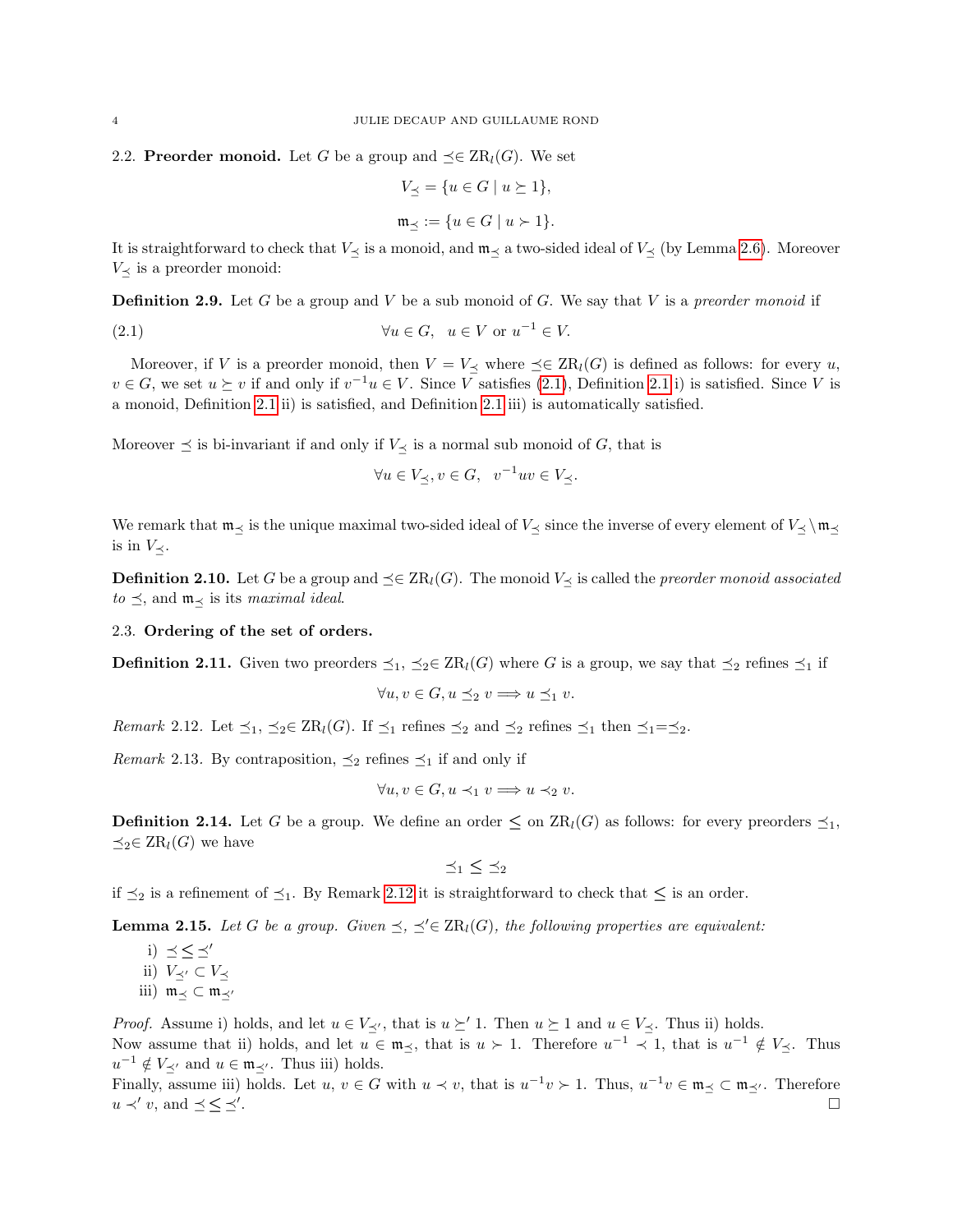**2.2. Preorder monoid.** Let $G$ be a group and $\preceq\in \mathrm{ZR}_l(G)$. We set

$$V_{\preceq}=\{u\in G\mid u\succeq 1\},$$

$$\mathfrak{m}_{\preceq}:=\{u\in G\mid u\succ 1\}.$$

It is straightforward to check that $V_{\preceq}$ is a monoid, and $\mathfrak{m}_{\preceq}$ a two-sided ideal of $V_{\preceq}$ (by Lemma 2.6). Moreover $V_{\preceq}$ is a preorder monoid:

**Definition 2.9.** Let $G$ be a group and $V$ be a sub monoid of $G$. We say that $V$ is a *preorder monoid* if

$$\forall u\in G,\quad u\in V \text{ or } u^{-1}\in V. \tag{2.1}$$

Moreover, if $V$ is a preorder monoid, then $V=V_{\preceq}$ where $\preceq\in \mathrm{ZR}_l(G)$ is defined as follows: for every $u$, $v\in G$, we set $u\succeq v$ if and only if $v^{-1}u\in V$. Since $V$ satisfies (2.1), Definition 2.1 i) is satisfied. Since $V$ is a monoid, Definition 2.1 ii) is satisfied, and Definition 2.1 iii) is automatically satisfied.

Moreover $\preceq$ is bi-invariant if and only if $V_{\preceq}$ is a normal sub monoid of $G$, that is

$$\forall u\in V_{\preceq}, v\in G,\quad v^{-1}uv\in V_{\preceq}.$$

We remark that $\mathfrak{m}_{\preceq}$ is the unique maximal two-sided ideal of $V_{\preceq}$ since the inverse of every element of $V_{\preceq}\setminus\mathfrak{m}_{\preceq}$ is in $V_{\preceq}$.

**Definition 2.10.** Let $G$ be a group and $\preceq\in \mathrm{ZR}_l(G)$. The monoid $V_{\preceq}$ is called the *preorder monoid associated to* $\preceq$, and $\mathfrak{m}_{\preceq}$ is its *maximal ideal*.

**2.3. Ordering of the set of orders.**

**Definition 2.11.** Given two preorders $\preceq_1$, $\preceq_2\in \mathrm{ZR}_l(G)$ where $G$ is a group, we say that $\preceq_2$ refines $\preceq_1$ if

$$\forall u,v\in G, u\preceq_2 v\Longrightarrow u\preceq_1 v.$$

*Remark* 2.12. Let $\preceq_1$, $\preceq_2\in \mathrm{ZR}_l(G)$. If $\preceq_1$ refines $\preceq_2$ and $\preceq_2$ refines $\preceq_1$ then $\preceq_1=\preceq_2$.

*Remark* 2.13. By contraposition, $\preceq_2$ refines $\preceq_1$ if and only if

$$\forall u,v\in G, u\prec_1 v\Longrightarrow u\prec_2 v.$$

**Definition 2.14.** Let $G$ be a group. We define an order $\leq$ on $\mathrm{ZR}_l(G)$ as follows: for every preorders $\preceq_1$, $\preceq_2\in \mathrm{ZR}_l(G)$ we have

$$\preceq_1\,\leq\,\preceq_2$$

if $\preceq_2$ is a refinement of $\preceq_1$. By Remark 2.12 it is straightforward to check that $\leq$ is an order.

**Lemma 2.15.** *Let $G$ be a group. Given $\preceq$, $\preceq'\in \mathrm{ZR}_l(G)$, the following properties are equivalent:*

i) $\preceq\,\leq\,\preceq'$
ii) $V_{\preceq'}\subset V_{\preceq}$
iii) $\mathfrak{m}_{\preceq}\subset\mathfrak{m}_{\preceq'}$

*Proof.* Assume i) holds, and let $u\in V_{\preceq'}$, that is $u\succeq' 1$. Then $u\succeq 1$ and $u\in V_{\preceq}$. Thus ii) holds.
Now assume that ii) holds, and let $u\in\mathfrak{m}_{\preceq}$, that is $u\succ 1$. Therefore $u^{-1}\prec 1$, that is $u^{-1}\notin V_{\preceq}$. Thus $u^{-1}\notin V_{\preceq'}$ and $u\in\mathfrak{m}_{\preceq'}$. Thus iii) holds.
Finally, assume iii) holds. Let $u$, $v\in G$ with $u\prec v$, that is $u^{-1}v\succ 1$. Thus, $u^{-1}v\in\mathfrak{m}_{\preceq}\subset\mathfrak{m}_{\preceq'}$. Therefore $u\prec' v$, and $\preceq\,\leq\,\preceq'$. □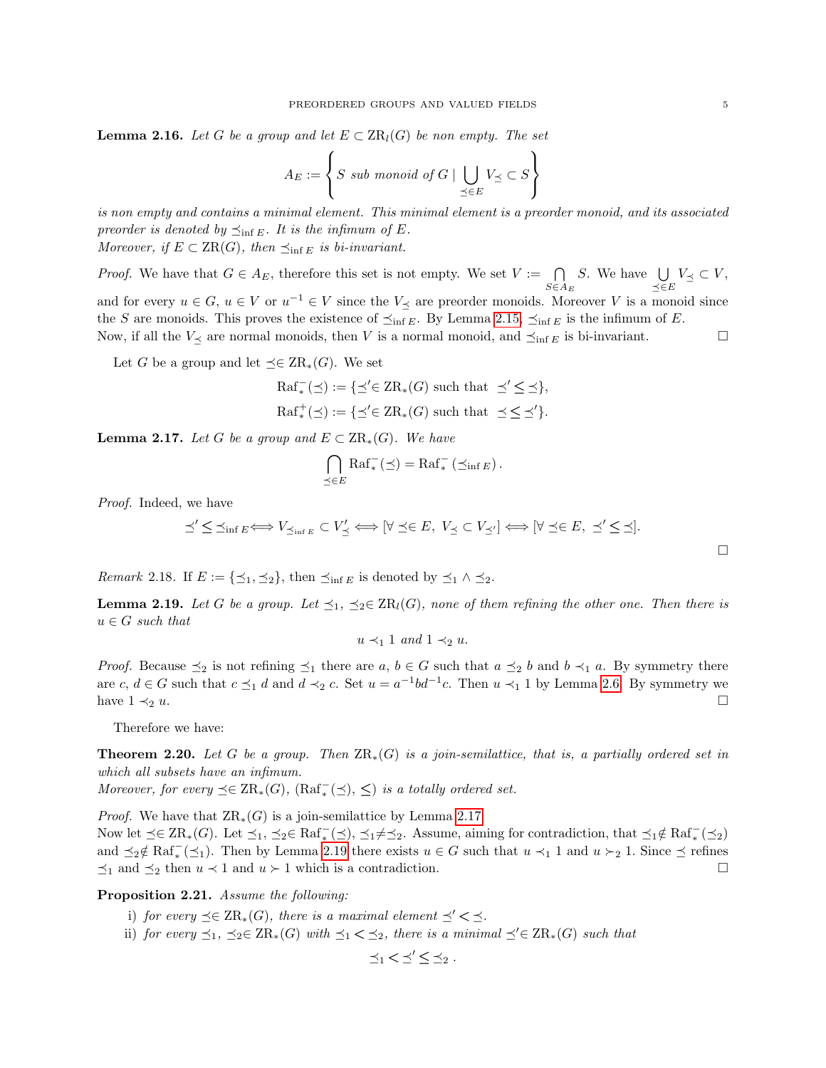**Lemma 2.16.** *Let $G$ be a group and let $E \subset \mathrm{ZR}_l(G)$ be non empty. The set*

$$A_E := \left\{ S \text{ sub monoid of } G \mid \bigcup_{\preceq \in E} V_{\preceq} \subset S \right\}$$

*is non empty and contains a minimal element. This minimal element is a preorder monoid, and its associated preorder is denoted by $\preceq_{\inf E}$. It is the infimum of $E$.*
*Moreover, if $E \subset \mathrm{ZR}(G)$, then $\preceq_{\inf E}$ is bi-invariant.*

*Proof.* We have that $G \in A_E$, therefore this set is not empty. We set $V := \bigcap_{S \in A_E} S$. We have $\bigcup_{\preceq \in E} V_{\preceq} \subset V$, and for every $u \in G$, $u \in V$ or $u^{-1} \in V$ since the $V_{\preceq}$ are preorder monoids. Moreover $V$ is a monoid since the $S$ are monoids. This proves the existence of $\preceq_{\inf E}$. By Lemma 2.15, $\preceq_{\inf E}$ is the infimum of $E$.
Now, if all the $V_{\preceq}$ are normal monoids, then $V$ is a normal monoid, and $\preceq_{\inf E}$ is bi-invariant. $\square$

Let $G$ be a group and let $\preceq \in \mathrm{ZR}_*(G)$. We set

$$\mathrm{Raf}_*^-(\preceq) := \{\preceq' \in \mathrm{ZR}_*(G) \text{ such that } \preceq' \leq \preceq\},$$
$$\mathrm{Raf}_*^+(\preceq) := \{\preceq' \in \mathrm{ZR}_*(G) \text{ such that } \preceq \leq \preceq'\}.$$

**Lemma 2.17.** *Let $G$ be a group and $E \subset \mathrm{ZR}_*(G)$. We have*

$$\bigcap_{\preceq \in E} \mathrm{Raf}_*^-(\preceq) = \mathrm{Raf}_*^-(\preceq_{\inf E}).$$

*Proof.* Indeed, we have

$$\preceq' \leq \preceq_{\inf E} \iff V_{\preceq_{\inf E}} \subset V'_{\preceq} \iff [\forall \preceq \in E,\ V_{\preceq} \subset V_{\preceq'}] \iff [\forall \preceq \in E,\ \preceq' \leq \preceq].$$

$\square$

*Remark* 2.18. If $E := \{\preceq_1, \preceq_2\}$, then $\preceq_{\inf E}$ is denoted by $\preceq_1 \wedge \preceq_2$.

**Lemma 2.19.** *Let $G$ be a group. Let $\preceq_1, \preceq_2 \in \mathrm{ZR}_l(G)$, none of them refining the other one. Then there is $u \in G$ such that*

$$u \prec_1 1 \text{ and } 1 \prec_2 u.$$

*Proof.* Because $\preceq_2$ is not refining $\preceq_1$ there are $a, b \in G$ such that $a \preceq_2 b$ and $b \prec_1 a$. By symmetry there are $c, d \in G$ such that $c \preceq_1 d$ and $d \prec_2 c$. Set $u = a^{-1}bd^{-1}c$. Then $u \prec_1 1$ by Lemma 2.6. By symmetry we have $1 \prec_2 u$. $\square$

Therefore we have:

**Theorem 2.20.** *Let $G$ be a group. Then $\mathrm{ZR}_*(G)$ is a join-semilattice, that is, a partially ordered set in which all subsets have an infimum.*
*Moreover, for every $\preceq \in \mathrm{ZR}_*(G)$, $(\mathrm{Raf}_*^-(\preceq), \leq)$ is a totally ordered set.*

*Proof.* We have that $\mathrm{ZR}_*(G)$ is a join-semilattice by Lemma 2.17.
Now let $\preceq \in \mathrm{ZR}_*(G)$. Let $\preceq_1, \preceq_2 \in \mathrm{Raf}_*^-(\preceq)$, $\preceq_1 \neq \preceq_2$. Assume, aiming for contradiction, that $\preceq_1 \notin \mathrm{Raf}_*^-(\preceq_2)$ and $\preceq_2 \notin \mathrm{Raf}_*^-(\preceq_1)$. Then by Lemma 2.19 there exists $u \in G$ such that $u \prec_1 1$ and $u \succ_2 1$. Since $\preceq$ refines $\preceq_1$ and $\preceq_2$ then $u \prec 1$ and $u \succ 1$ which is a contradiction. $\square$

**Proposition 2.21.** *Assume the following:*

i) *for every $\preceq \in \mathrm{ZR}_*(G)$, there is a maximal element $\preceq' < \preceq$.*
ii) *for every $\preceq_1, \preceq_2 \in \mathrm{ZR}_*(G)$ with $\preceq_1 < \preceq_2$, there is a minimal $\preceq' \in \mathrm{ZR}_*(G)$ such that*

$$\preceq_1 < \preceq' \leq \preceq_2.$$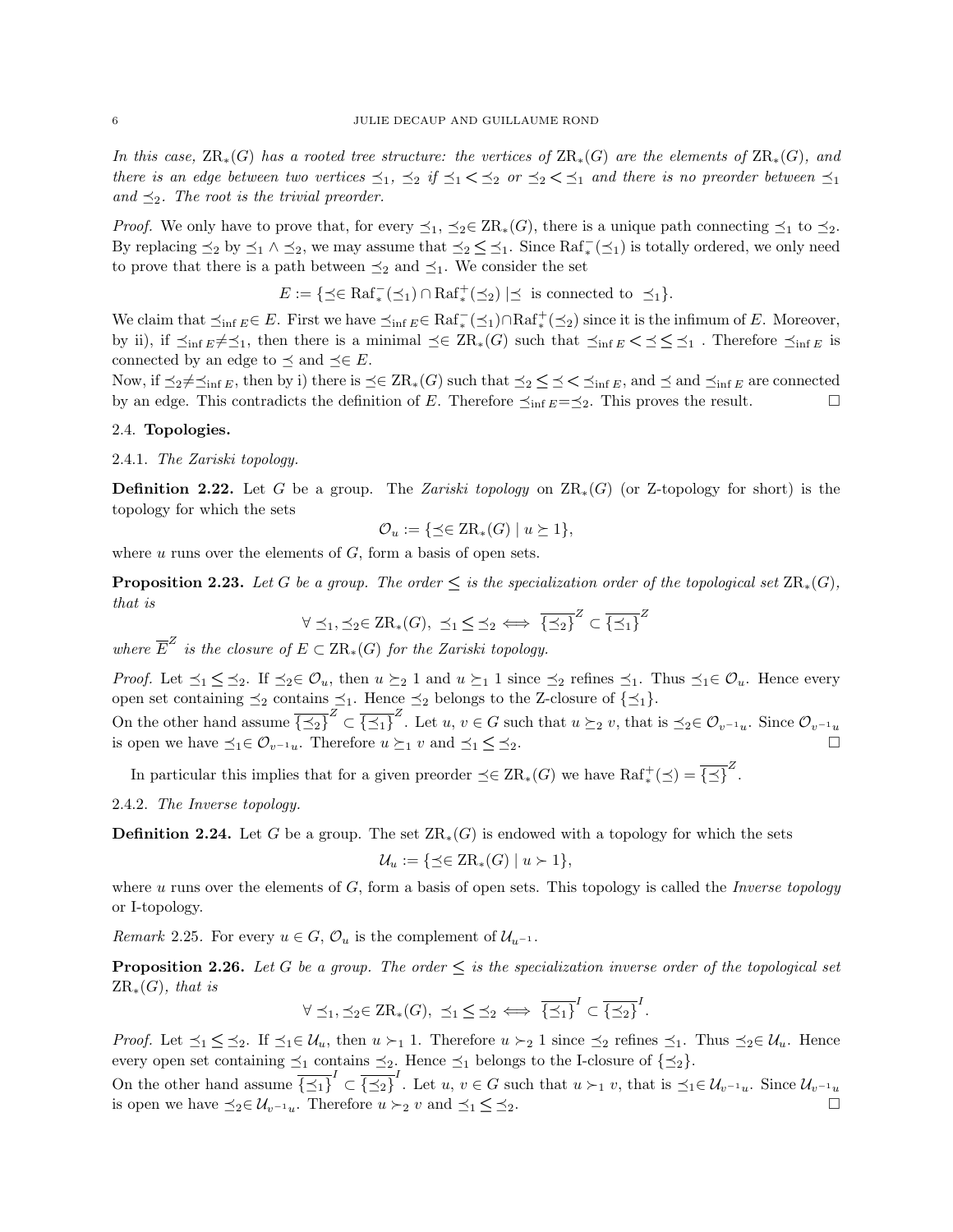*In this case, $\mathrm{ZR}_*(G)$ has a rooted tree structure: the vertices of $\mathrm{ZR}_*(G)$ are the elements of $\mathrm{ZR}_*(G)$, and there is an edge between two vertices $\preceq_1$, $\preceq_2$ if $\preceq_1 < \preceq_2$ or $\preceq_2 < \preceq_1$ and there is no preorder between $\preceq_1$ and $\preceq_2$. The root is the trivial preorder.*

*Proof.* We only have to prove that, for every $\preceq_1, \preceq_2 \in \mathrm{ZR}_*(G)$, there is a unique path connecting $\preceq_1$ to $\preceq_2$. By replacing $\preceq_2$ by $\preceq_1 \wedge \preceq_2$, we may assume that $\preceq_2 \leq \preceq_1$. Since $\mathrm{Raf}^-_*(\preceq_1)$ is totally ordered, we only need to prove that there is a path between $\preceq_2$ and $\preceq_1$. We consider the set

$$E := \{\preceq \in \mathrm{Raf}^-_*(\preceq_1) \cap \mathrm{Raf}^+_*(\preceq_2) \mid \preceq \text{ is connected to } \preceq_1\}.$$

We claim that $\preceq_{\inf E} \in E$. First we have $\preceq_{\inf E} \in \mathrm{Raf}^-_*(\preceq_1) \cap \mathrm{Raf}^+_*(\preceq_2)$ since it is the infimum of $E$. Moreover, by ii), if $\preceq_{\inf E} \neq \preceq_1$, then there is a minimal $\preceq \in \mathrm{ZR}_*(G)$ such that $\preceq_{\inf E} < \preceq \leq \preceq_1$. Therefore $\preceq_{\inf E}$ is connected by an edge to $\preceq$ and $\preceq \in E$.

Now, if $\preceq_2 \neq \preceq_{\inf E}$, then by i) there is $\preceq \in \mathrm{ZR}_*(G)$ such that $\preceq_2 \leq \preceq < \preceq_{\inf E}$, and $\preceq$ and $\preceq_{\inf E}$ are connected by an edge. This contradicts the definition of $E$. Therefore $\preceq_{\inf E} = \preceq_2$. This proves the result. $\square$

## 2.4. Topologies.

### 2.4.1. *The Zariski topology.*

**Definition 2.22.** Let $G$ be a group. The *Zariski topology* on $\mathrm{ZR}_*(G)$ (or Z-topology for short) is the topology for which the sets

$$\mathcal{O}_u := \{\preceq \in \mathrm{ZR}_*(G) \mid u \succeq 1\},$$

where $u$ runs over the elements of $G$, form a basis of open sets.

**Proposition 2.23.** *Let $G$ be a group. The order $\leq$ is the specialization order of the topological set $\mathrm{ZR}_*(G)$, that is*

$$\forall \preceq_1, \preceq_2 \in \mathrm{ZR}_*(G),\ \preceq_1 \leq \preceq_2 \iff \overline{\{\preceq_2\}}^Z \subset \overline{\{\preceq_1\}}^Z$$

*where $\overline{E}^Z$ is the closure of $E \subset \mathrm{ZR}_*(G)$ for the Zariski topology.*

*Proof.* Let $\preceq_1 \leq \preceq_2$. If $\preceq_2 \in \mathcal{O}_u$, then $u \succeq_2 1$ and $u \succeq_1 1$ since $\preceq_2$ refines $\preceq_1$. Thus $\preceq_1 \in \mathcal{O}_u$. Hence every open set containing $\preceq_2$ contains $\preceq_1$. Hence $\preceq_2$ belongs to the Z-closure of $\{\preceq_1\}$.

On the other hand assume $\overline{\{\preceq_2\}}^Z \subset \overline{\{\preceq_1\}}^Z$. Let $u, v \in G$ such that $u \succeq_2 v$, that is $\preceq_2 \in \mathcal{O}_{v^{-1}u}$. Since $\mathcal{O}_{v^{-1}u}$ is open we have $\preceq_1 \in \mathcal{O}_{v^{-1}u}$. Therefore $u \succeq_1 v$ and $\preceq_1 \leq \preceq_2$. $\square$

In particular this implies that for a given preorder $\preceq \in \mathrm{ZR}_*(G)$ we have $\mathrm{Raf}^+_*(\preceq) = \overline{\{\preceq\}}^Z$.

### 2.4.2. *The Inverse topology.*

**Definition 2.24.** Let $G$ be a group. The set $\mathrm{ZR}_*(G)$ is endowed with a topology for which the sets

$$\mathcal{U}_u := \{\preceq \in \mathrm{ZR}_*(G) \mid u \succ 1\},$$

where $u$ runs over the elements of $G$, form a basis of open sets. This topology is called the *Inverse topology* or I-topology.

*Remark* 2.25. For every $u \in G$, $\mathcal{O}_u$ is the complement of $\mathcal{U}_{u^{-1}}$.

**Proposition 2.26.** *Let $G$ be a group. The order $\leq$ is the specialization inverse order of the topological set $\mathrm{ZR}_*(G)$, that is*

$$\forall \preceq_1, \preceq_2 \in \mathrm{ZR}_*(G),\ \preceq_1 \leq \preceq_2 \iff \overline{\{\preceq_1\}}^I \subset \overline{\{\preceq_2\}}^I.$$

*Proof.* Let $\preceq_1 \leq \preceq_2$. If $\preceq_1 \in \mathcal{U}_u$, then $u \succ_1 1$. Therefore $u \succ_2 1$ since $\preceq_2$ refines $\preceq_1$. Thus $\preceq_2 \in \mathcal{U}_u$. Hence every open set containing $\preceq_1$ contains $\preceq_2$. Hence $\preceq_1$ belongs to the I-closure of $\{\preceq_2\}$.

On the other hand assume $\overline{\{\preceq_1\}}^I \subset \overline{\{\preceq_2\}}^I$. Let $u, v \in G$ such that $u \succ_1 v$, that is $\preceq_1 \in \mathcal{U}_{v^{-1}u}$. Since $\mathcal{U}_{v^{-1}u}$ is open we have $\preceq_2 \in \mathcal{U}_{v^{-1}u}$. Therefore $u \succ_2 v$ and $\preceq_1 \leq \preceq_2$. $\square$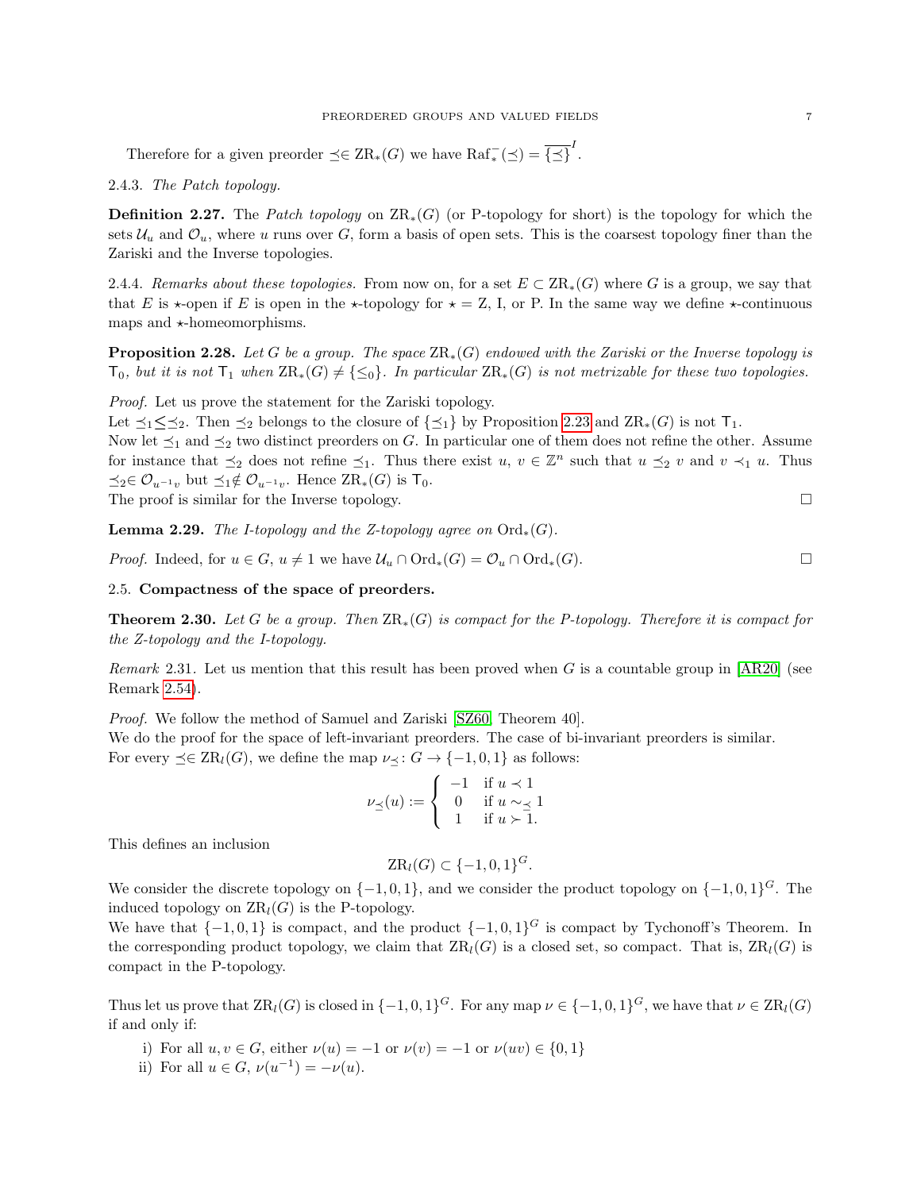Therefore for a given preorder $\preceq \in \mathrm{ZR}_*(G)$ we have $\mathrm{Raf}^-_*(\preceq) = \overline{\{\preceq\}}^I$.

2.4.3. *The Patch topology.*

**Definition 2.27.** The *Patch topology* on $\mathrm{ZR}_*(G)$ (or P-topology for short) is the topology for which the sets $\mathcal{U}_u$ and $\mathcal{O}_u$, where $u$ runs over $G$, form a basis of open sets. This is the coarsest topology finer than the Zariski and the Inverse topologies.

2.4.4. *Remarks about these topologies.* From now on, for a set $E \subset \mathrm{ZR}_*(G)$ where $G$ is a group, we say that that $E$ is $\star$-open if $E$ is open in the $\star$-topology for $\star =$ Z, I, or P. In the same way we define $\star$-continuous maps and $\star$-homeomorphisms.

**Proposition 2.28.** *Let $G$ be a group. The space $\mathrm{ZR}_*(G)$ endowed with the Zariski or the Inverse topology is $\mathsf{T}_0$, but it is not $\mathsf{T}_1$ when $\mathrm{ZR}_*(G) \neq \{\leq_0\}$. In particular $\mathrm{ZR}_*(G)$ is not metrizable for these two topologies.*

*Proof.* Let us prove the statement for the Zariski topology.
Let $\preceq_1 \leq \preceq_2$. Then $\preceq_2$ belongs to the closure of $\{\preceq_1\}$ by Proposition 2.23 and $\mathrm{ZR}_*(G)$ is not $\mathsf{T}_1$.
Now let $\preceq_1$ and $\preceq_2$ two distinct preorders on $G$. In particular one of them does not refine the other. Assume for instance that $\preceq_2$ does not refine $\preceq_1$. Thus there exist $u, v \in \mathbb{Z}^n$ such that $u \preceq_2 v$ and $v \prec_1 u$. Thus $\preceq_2 \in \mathcal{O}_{u^{-1}v}$ but $\preceq_1 \notin \mathcal{O}_{u^{-1}v}$. Hence $\mathrm{ZR}_*(G)$ is $\mathsf{T}_0$.
The proof is similar for the Inverse topology. $\square$

**Lemma 2.29.** *The I-topology and the Z-topology agree on $\mathrm{Ord}_*(G)$.*

*Proof.* Indeed, for $u \in G$, $u \neq 1$ we have $\mathcal{U}_u \cap \mathrm{Ord}_*(G) = \mathcal{O}_u \cap \mathrm{Ord}_*(G)$. $\square$

### 2.5. Compactness of the space of preorders.

**Theorem 2.30.** *Let $G$ be a group. Then $\mathrm{ZR}_*(G)$ is compact for the P-topology. Therefore it is compact for the Z-topology and the I-topology.*

*Remark* 2.31. Let us mention that this result has been proved when $G$ is a countable group in [AR20] (see Remark 2.54).

*Proof.* We follow the method of Samuel and Zariski [SZ60, Theorem 40].
We do the proof for the space of left-invariant preorders. The case of bi-invariant preorders is similar.
For every $\preceq \in \mathrm{ZR}_l(G)$, we define the map $\nu_\preceq : G \to \{-1, 0, 1\}$ as follows:

$$\nu_\preceq(u) := \begin{cases} -1 & \text{if } u \prec 1 \\ 0 & \text{if } u \sim_\preceq 1 \\ 1 & \text{if } u \succ 1. \end{cases}$$

This defines an inclusion

$$\mathrm{ZR}_l(G) \subset \{-1, 0, 1\}^G.$$

We consider the discrete topology on $\{-1, 0, 1\}$, and we consider the product topology on $\{-1, 0, 1\}^G$. The induced topology on $\mathrm{ZR}_l(G)$ is the P-topology.
We have that $\{-1, 0, 1\}$ is compact, and the product $\{-1, 0, 1\}^G$ is compact by Tychonoff's Theorem. In the corresponding product topology, we claim that $\mathrm{ZR}_l(G)$ is a closed set, so compact. That is, $\mathrm{ZR}_l(G)$ is compact in the P-topology.

Thus let us prove that $\mathrm{ZR}_l(G)$ is closed in $\{-1, 0, 1\}^G$. For any map $\nu \in \{-1, 0, 1\}^G$, we have that $\nu \in \mathrm{ZR}_l(G)$ if and only if:

i) For all $u, v \in G$, either $\nu(u) = -1$ or $\nu(v) = -1$ or $\nu(uv) \in \{0, 1\}$
ii) For all $u \in G$, $\nu(u^{-1}) = -\nu(u)$.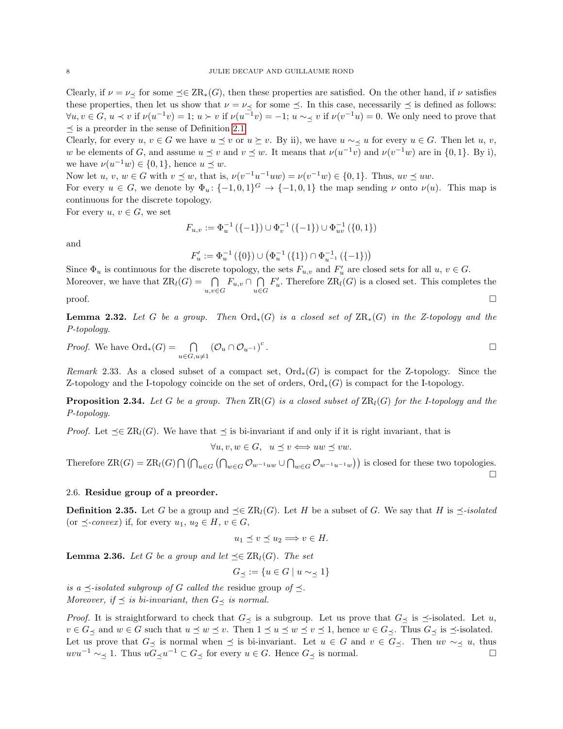Clearly, if $\nu = \nu_{\preceq}$ for some $\preceq \in \mathrm{ZR}_*(G)$, then these properties are satisfied. On the other hand, if $\nu$ satisfies these properties, then let us show that $\nu = \nu_{\preceq}$ for some $\preceq$. In this case, necessarily $\preceq$ is defined as follows: $\forall u, v \in G$, $u \prec v$ if $\nu(u^{-1}v) = 1$; $u \succ v$ if $\nu(u^{-1}v) = -1$; $u \sim_{\preceq} v$ if $\nu(v^{-1}u) = 0$. We only need to prove that $\preceq$ is a preorder in the sense of Definition 2.1.

Clearly, for every $u, v \in G$ we have $u \preceq v$ or $u \succeq v$. By ii), we have $u \sim_{\preceq} u$ for every $u \in G$. Then let $u$, $v$, $w$ be elements of $G$, and assume $u \preceq v$ and $v \preceq w$. It means that $\nu(u^{-1}v)$ and $\nu(v^{-1}w)$ are in $\{0, 1\}$. By i), we have $\nu(u^{-1}w) \in \{0, 1\}$, hence $u \preceq w$.

Now let $u$, $v$, $w \in G$ with $v \preceq w$, that is, $\nu(v^{-1}u^{-1}uw) = \nu(v^{-1}w) \in \{0, 1\}$. Thus, $uv \preceq uw$.

For every $u \in G$, we denote by $\Phi_u \colon \{-1, 0, 1\}^G \to \{-1, 0, 1\}$ the map sending $\nu$ onto $\nu(u)$. This map is continuous for the discrete topology.

For every $u$, $v \in G$, we set

$$F_{u,v} := \Phi_u^{-1}(\{-1\}) \cup \Phi_v^{-1}(\{-1\}) \cup \Phi_{uv}^{-1}(\{0, 1\})$$

and

$$F'_u := \Phi_u^{-1}(\{0\}) \cup \left(\Phi_u^{-1}(\{1\}) \cap \Phi_{u^{-1}}^{-1}(\{-1\})\right)$$

Since $\Phi_u$ is continuous for the discrete topology, the sets $F_{u,v}$ and $F'_u$ are closed sets for all $u$, $v \in G$. Moreover, we have that $\mathrm{ZR}_l(G) = \bigcap_{u,v \in G} F_{u,v} \cap \bigcap_{u \in G} F'_u$. Therefore $\mathrm{ZR}_l(G)$ is a closed set. This completes the proof. $\square$

**Lemma 2.32.** *Let $G$ be a group. Then $\mathrm{Ord}_*(G)$ is a closed set of $\mathrm{ZR}_*(G)$ in the Z-topology and the P-topology.*

*Proof.* We have $\mathrm{Ord}_*(G) = \bigcap_{u \in G, u \neq 1} (\mathcal{O}_u \cap \mathcal{O}_{u^{-1}})^c$. $\square$

*Remark* 2.33. As a closed subset of a compact set, $\mathrm{Ord}_*(G)$ is compact for the Z-topology. Since the Z-topology and the I-topology coincide on the set of orders, $\mathrm{Ord}_*(G)$ is compact for the I-topology.

**Proposition 2.34.** *Let $G$ be a group. Then $\mathrm{ZR}(G)$ is a closed subset of $\mathrm{ZR}_l(G)$ for the I-topology and the P-topology.*

*Proof.* Let $\preceq \in \mathrm{ZR}_l(G)$. We have that $\preceq$ is bi-invariant if and only if it is right invariant, that is

$$\forall u, v, w \in G, \quad u \preceq v \Longleftrightarrow uw \preceq vw.$$

Therefore $\mathrm{ZR}(G) = \mathrm{ZR}_l(G) \bigcap \left(\bigcap_{u \in G} \left(\bigcap_{w \in G} \mathcal{O}_{w^{-1}uw} \cup \bigcap_{w \in G} \mathcal{O}_{w^{-1}u^{-1}w}\right)\right)$ is closed for these two topologies. $\square$

## 2.6. Residue group of a preorder.

**Definition 2.35.** Let $G$ be a group and $\preceq \in \mathrm{ZR}_l(G)$. Let $H$ be a subset of $G$. We say that $H$ is *$\preceq$-isolated* (or *$\preceq$-convex*) if, for every $u_1$, $u_2 \in H$, $v \in G$,

$$u_1 \preceq v \preceq u_2 \Longrightarrow v \in H.$$

**Lemma 2.36.** *Let $G$ be a group and let $\preceq \in \mathrm{ZR}_l(G)$. The set*

$$G_{\preceq} := \{u \in G \mid u \sim_{\preceq} 1\}$$

*is a $\preceq$-isolated subgroup of $G$ called the* residue group *of $\preceq$.*
*Moreover, if $\preceq$ is bi-invariant, then $G_{\preceq}$ is normal.*

*Proof.* It is straightforward to check that $G_{\preceq}$ is a subgroup. Let us prove that $G_{\preceq}$ is $\preceq$-isolated. Let $u$, $v \in G_{\preceq}$ and $w \in G$ such that $u \preceq w \preceq v$. Then $1 \preceq u \preceq w \preceq v \preceq 1$, hence $w \in G_{\preceq}$. Thus $G_{\preceq}$ is $\preceq$-isolated.
Let us prove that $G_{\preceq}$ is normal when $\preceq$ is bi-invariant. Let $u \in G$ and $v \in G_{\preceq}$. Then $uv \sim_{\preceq} u$, thus $uvu^{-1} \sim_{\preceq} 1$. Thus $uG_{\preceq}u^{-1} \subset G_{\preceq}$ for every $u \in G$. Hence $G_{\preceq}$ is normal. $\square$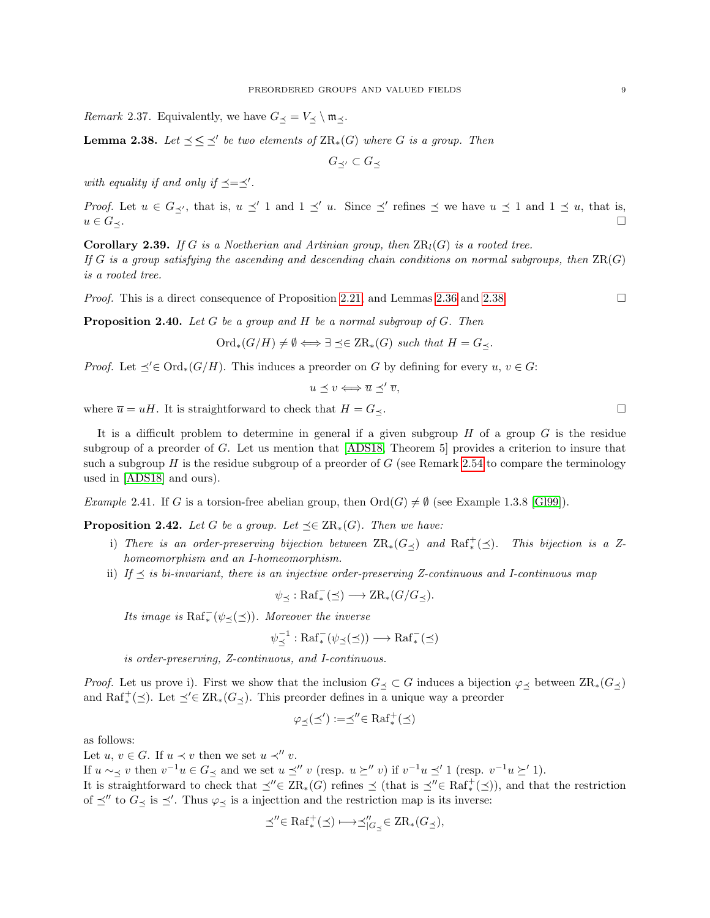*Remark* 2.37. Equivalently, we have $G_{\preceq} = V_{\preceq} \setminus \mathfrak{m}_{\preceq}$.

**Lemma 2.38.** *Let $\preceq \leq \preceq'$ be two elements of $\mathrm{ZR}_*(G)$ where $G$ is a group. Then*

$$G_{\preceq'} \subset G_{\preceq}$$

*with equality if and only if $\preceq = \preceq'$.*

*Proof.* Let $u \in G_{\preceq'}$, that is, $u \preceq' 1$ and $1 \preceq' u$. Since $\preceq'$ refines $\preceq$ we have $u \preceq 1$ and $1 \preceq u$, that is, $u \in G_{\preceq}$. □

**Corollary 2.39.** *If $G$ is a Noetherian and Artinian group, then $\mathrm{ZR}_l(G)$ is a rooted tree.*
*If $G$ is a group satisfying the ascending and descending chain conditions on normal subgroups, then $\mathrm{ZR}(G)$ is a rooted tree.*

*Proof.* This is a direct consequence of Proposition 2.21, and Lemmas 2.36 and 2.38. □

**Proposition 2.40.** *Let $G$ be a group and $H$ be a normal subgroup of $G$. Then*

$$\mathrm{Ord}_*(G/H) \neq \emptyset \Longleftrightarrow \exists \preceq \in \mathrm{ZR}_*(G) \text{ such that } H = G_{\preceq}.$$

*Proof.* Let $\preceq' \in \mathrm{Ord}_*(G/H)$. This induces a preorder on $G$ by defining for every $u, v \in G$:

$$u \preceq v \Longleftrightarrow \overline{u} \preceq' \overline{v},$$

where $\overline{u} = uH$. It is straightforward to check that $H = G_{\preceq}$. □

It is a difficult problem to determine in general if a given subgroup $H$ of a group $G$ is the residue subgroup of a preorder of $G$. Let us mention that [ADS18, Theorem 5] provides a criterion to insure that such a subgroup $H$ is the residue subgroup of a preorder of $G$ (see Remark 2.54 to compare the terminology used in [ADS18] and ours).

*Example* 2.41. If $G$ is a torsion-free abelian group, then $\mathrm{Ord}(G) \neq \emptyset$ (see Example 1.3.8 [Gl99]).

**Proposition 2.42.** *Let $G$ be a group. Let $\preceq \in \mathrm{ZR}_*(G)$. Then we have:*

i) *There is an order-preserving bijection between $\mathrm{ZR}_*(G_{\preceq})$ and $\mathrm{Raf}^+_*(\preceq)$. This bijection is a Z-homeomorphism and an I-homeomorphism.*
ii) *If $\preceq$ is bi-invariant, there is an injective order-preserving Z-continuous and I-continuous map*

$$\psi_{\preceq} : \mathrm{Raf}^-_*(\preceq) \longrightarrow \mathrm{ZR}_*(G/G_{\preceq}).$$

*Its image is $\mathrm{Raf}^-_*(\psi_{\preceq}(\preceq))$. Moreover the inverse*

$$\psi_{\preceq}^{-1} : \mathrm{Raf}^-_*(\psi_{\preceq}(\preceq)) \longrightarrow \mathrm{Raf}^-_*(\preceq)$$

*is order-preserving, Z-continuous, and I-continuous.*

*Proof.* Let us prove i). First we show that the inclusion $G_{\preceq} \subset G$ induces a bijection $\varphi_{\preceq}$ between $\mathrm{ZR}_*(G_{\preceq})$ and $\mathrm{Raf}^+_*(\preceq)$. Let $\preceq' \in \mathrm{ZR}_*(G_{\preceq})$. This preorder defines in a unique way a preorder

$$\varphi_{\preceq}(\preceq') := \preceq'' \in \mathrm{Raf}^+_*(\preceq)$$

as follows:
Let $u, v \in G$. If $u \prec v$ then we set $u \prec'' v$.
If $u \sim_{\preceq} v$ then $v^{-1}u \in G_{\preceq}$ and we set $u \preceq'' v$ (resp. $u \succeq'' v$) if $v^{-1}u \preceq' 1$ (resp. $v^{-1}u \succeq' 1$).
It is straightforward to check that $\preceq'' \in \mathrm{ZR}_*(G)$ refines $\preceq$ (that is $\preceq'' \in \mathrm{Raf}^+_*(\preceq)$), and that the restriction of $\preceq''$ to $G_{\preceq}$ is $\preceq'$. Thus $\varphi_{\preceq}$ is a injecttion and the restriction map is its inverse:

$$\preceq'' \in \mathrm{Raf}^+_*(\preceq) \longmapsto \preceq''_{|G_{\preceq}} \in \mathrm{ZR}_*(G_{\preceq}),$$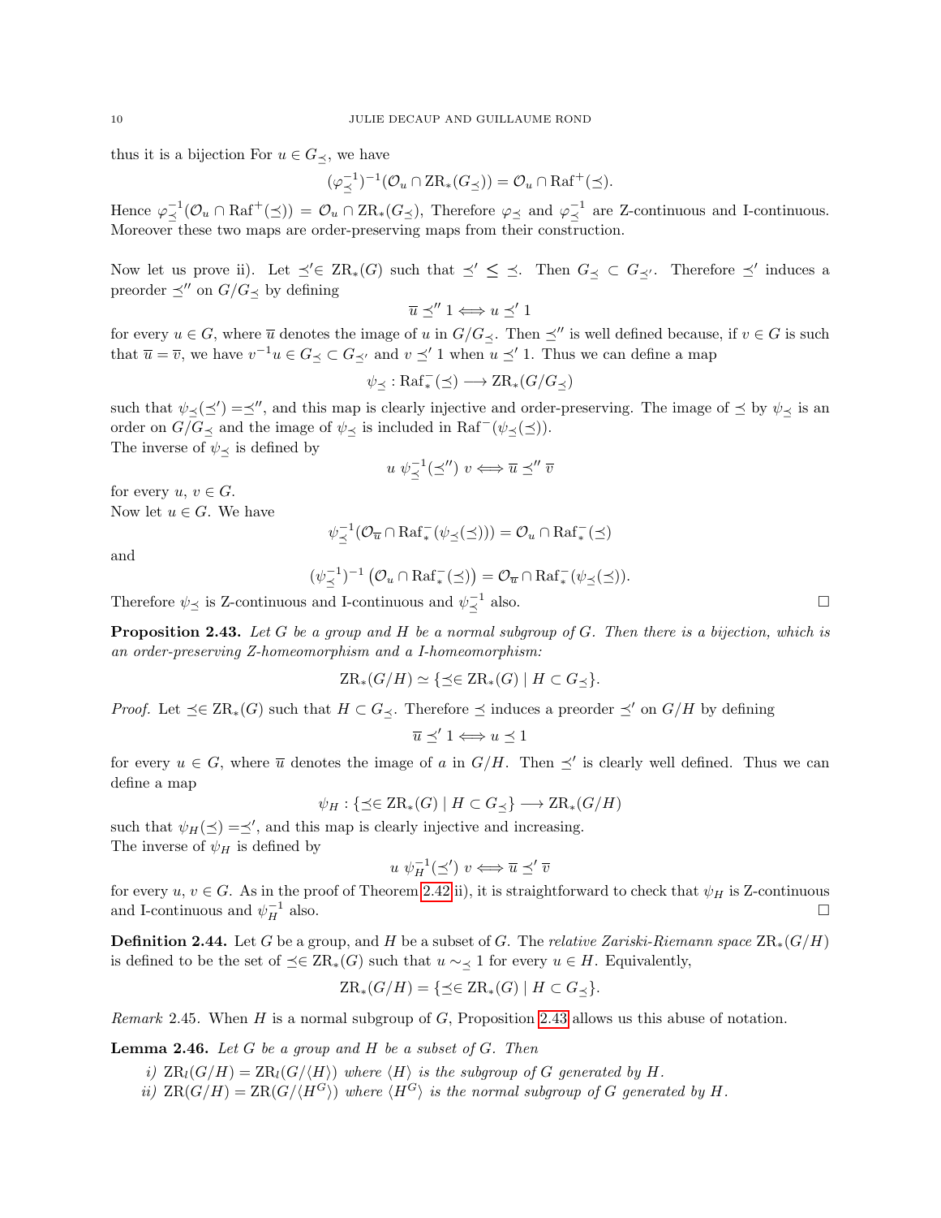thus it is a bijection For $u \in G_{\preceq}$, we have

$$(\varphi_{\preceq}^{-1})^{-1}(\mathcal{O}_u \cap \mathrm{ZR}_*(G_{\preceq})) = \mathcal{O}_u \cap \mathrm{Raf}^+(\preceq).$$

Hence $\varphi_{\preceq}^{-1}(\mathcal{O}_u \cap \mathrm{Raf}^+(\preceq)) = \mathcal{O}_u \cap \mathrm{ZR}_*(G_{\preceq})$, Therefore $\varphi_{\preceq}$ and $\varphi_{\preceq}^{-1}$ are Z-continuous and I-continuous. Moreover these two maps are order-preserving maps from their construction.

Now let us prove ii). Let $\preceq' \in \mathrm{ZR}_*(G)$ such that $\preceq' \leq \preceq$. Then $G_{\preceq} \subset G_{\preceq'}$. Therefore $\preceq'$ induces a preorder $\preceq''$ on $G/G_{\preceq}$ by defining

$$\overline{u} \preceq'' 1 \Longleftrightarrow u \preceq' 1$$

for every $u \in G$, where $\overline{u}$ denotes the image of $u$ in $G/G_{\preceq}$. Then $\preceq''$ is well defined because, if $v \in G$ is such that $\overline{u} = \overline{v}$, we have $v^{-1}u \in G_{\preceq} \subset G_{\preceq'}$ and $v \preceq' 1$ when $u \preceq' 1$. Thus we can define a map

$$\psi_{\preceq} : \mathrm{Raf}_*^-(\preceq) \longrightarrow \mathrm{ZR}_*(G/G_{\preceq})$$

such that $\psi_{\preceq}(\preceq') = \preceq''$, and this map is clearly injective and order-preserving. The image of $\preceq$ by $\psi_{\preceq}$ is an order on $G/G_{\preceq}$ and the image of $\psi_{\preceq}$ is included in $\mathrm{Raf}^-(\psi_{\preceq}(\preceq))$.
The inverse of $\psi_{\preceq}$ is defined by

$$u \ \psi_{\preceq}^{-1}(\preceq'') \ v \Longleftrightarrow \overline{u} \preceq'' \overline{v}$$

for every $u, v \in G$.
Now let $u \in G$. We have

$$\psi_{\preceq}^{-1}(\mathcal{O}_{\overline{u}} \cap \mathrm{Raf}_*^-(\psi_{\preceq}(\preceq))) = \mathcal{O}_u \cap \mathrm{Raf}_*^-(\preceq)$$

and

$$(\psi_{\preceq}^{-1})^{-1}\left(\mathcal{O}_u \cap \mathrm{Raf}_*^-(\preceq)\right) = \mathcal{O}_{\overline{u}} \cap \mathrm{Raf}_*^-(\psi_{\preceq}(\preceq)).$$

Therefore $\psi_{\preceq}$ is Z-continuous and I-continuous and $\psi_{\preceq}^{-1}$ also. □

**Proposition 2.43.** *Let $G$ be a group and $H$ be a normal subgroup of $G$. Then there is a bijection, which is an order-preserving Z-homeomorphism and a I-homeomorphism:*

$$\mathrm{ZR}_*(G/H) \simeq \{\preceq \in \mathrm{ZR}_*(G) \mid H \subset G_{\preceq}\}.$$

*Proof.* Let $\preceq \in \mathrm{ZR}_*(G)$ such that $H \subset G_{\preceq}$. Therefore $\preceq$ induces a preorder $\preceq'$ on $G/H$ by defining

$$\overline{u} \preceq' 1 \Longleftrightarrow u \preceq 1$$

for every $u \in G$, where $\overline{u}$ denotes the image of $a$ in $G/H$. Then $\preceq'$ is clearly well defined. Thus we can define a map

$$\psi_H : \{\preceq \in \mathrm{ZR}_*(G) \mid H \subset G_{\preceq}\} \longrightarrow \mathrm{ZR}_*(G/H)$$

such that $\psi_H(\preceq) = \preceq'$, and this map is clearly injective and increasing.
The inverse of $\psi_H$ is defined by

$$u \ \psi_H^{-1}(\preceq') \ v \Longleftrightarrow \overline{u} \preceq' \overline{v}$$

for every $u, v \in G$. As in the proof of Theorem 2.42 ii), it is straightforward to check that $\psi_H$ is Z-continuous and I-continuous and $\psi_H^{-1}$ also. □

**Definition 2.44.** Let $G$ be a group, and $H$ be a subset of $G$. The *relative Zariski-Riemann space* $\mathrm{ZR}_*(G/H)$ is defined to be the set of $\preceq \in \mathrm{ZR}_*(G)$ such that $u \sim_{\preceq} 1$ for every $u \in H$. Equivalently,

$$\mathrm{ZR}_*(G/H) = \{\preceq \in \mathrm{ZR}_*(G) \mid H \subset G_{\preceq}\}.$$

*Remark* 2.45. When $H$ is a normal subgroup of $G$, Proposition 2.43 allows us this abuse of notation.

**Lemma 2.46.** *Let $G$ be a group and $H$ be a subset of $G$. Then*

*i) $\mathrm{ZR}_l(G/H) = \mathrm{ZR}_l(G/\langle H\rangle)$ where $\langle H\rangle$ is the subgroup of $G$ generated by $H$.*
*ii) $\mathrm{ZR}(G/H) = \mathrm{ZR}(G/\langle H^G\rangle)$ where $\langle H^G\rangle$ is the normal subgroup of $G$ generated by $H$.*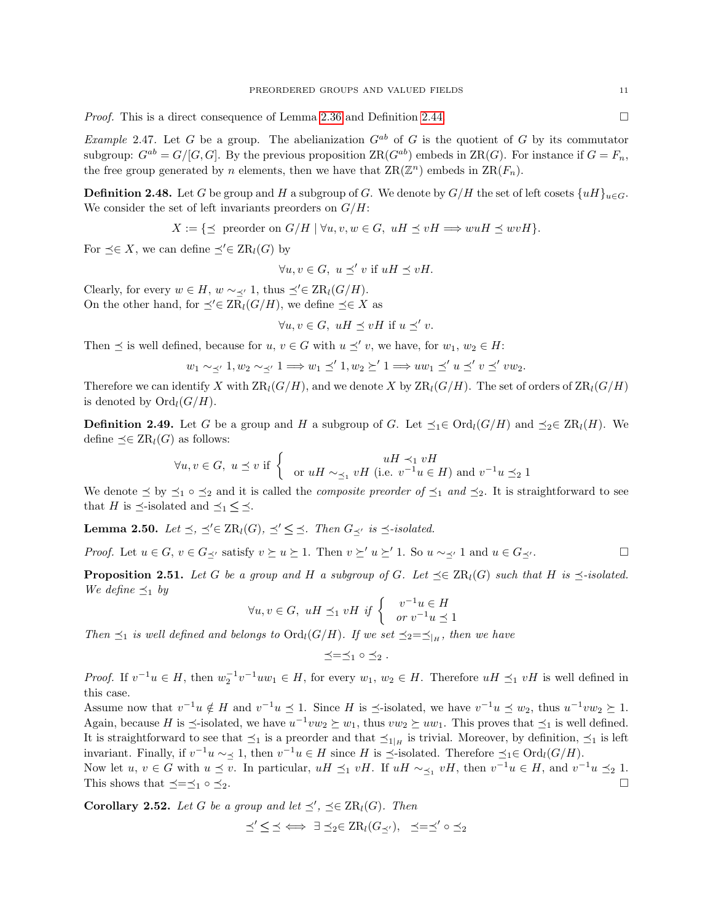*Proof.* This is a direct consequence of Lemma 2.36 and Definition 2.44. $\square$

*Example* 2.47. Let $G$ be a group. The abelianization $G^{ab}$ of $G$ is the quotient of $G$ by its commutator subgroup: $G^{ab} = G/[G,G]$. By the previous proposition $\mathrm{ZR}(G^{ab})$ embeds in $\mathrm{ZR}(G)$. For instance if $G = F_n$, the free group generated by $n$ elements, then we have that $\mathrm{ZR}(\mathbb{Z}^n)$ embeds in $\mathrm{ZR}(F_n)$.

**Definition 2.48.** Let $G$ be group and $H$ a subgroup of $G$. We denote by $G/H$ the set of left cosets $\{uH\}_{u\in G}$. We consider the set of left invariants preorders on $G/H$:

$$X := \{\preceq \text{ preorder on } G/H \mid \forall u,v,w \in G,\ uH \preceq vH \Longrightarrow wuH \preceq wvH\}.$$

For $\preceq \in X$, we can define $\preceq' \in \mathrm{ZR}_l(G)$ by

$$\forall u, v \in G,\ u \preceq' v \text{ if } uH \preceq vH.$$

Clearly, for every $w \in H$, $w \sim_{\preceq'} 1$, thus $\preceq' \in \mathrm{ZR}_l(G/H)$.
On the other hand, for $\preceq' \in \mathrm{ZR}_l(G/H)$, we define $\preceq \in X$ as

$$\forall u, v \in G,\ uH \preceq vH \text{ if } u \preceq' v.$$

Then $\preceq$ is well defined, because for $u$, $v \in G$ with $u \preceq' v$, we have, for $w_1$, $w_2 \in H$:

$$w_1 \sim_{\preceq'} 1, w_2 \sim_{\preceq'} 1 \Longrightarrow w_1 \preceq' 1, w_2 \succeq' 1 \Longrightarrow uw_1 \preceq' u \preceq' v \preceq' vw_2.$$

Therefore we can identify $X$ with $\mathrm{ZR}_l(G/H)$, and we denote $X$ by $\mathrm{ZR}_l(G/H)$. The set of orders of $\mathrm{ZR}_l(G/H)$ is denoted by $\mathrm{Ord}_l(G/H)$.

**Definition 2.49.** Let $G$ be a group and $H$ a subgroup of $G$. Let $\preceq_1 \in \mathrm{Ord}_l(G/H)$ and $\preceq_2 \in \mathrm{ZR}_l(H)$. We define $\preceq \in \mathrm{ZR}_l(G)$ as follows:

$$\forall u, v \in G,\ u \preceq v \text{ if } \left\{ \begin{array}{c} uH \prec_1 vH \\ \text{or } uH \sim_{\preceq_1} vH \text{ (i.e. } v^{-1}u \in H) \text{ and } v^{-1}u \preceq_2 1 \end{array} \right.$$

We denote $\preceq$ by $\preceq_1 \circ \preceq_2$ and it is called the *composite preorder of* $\preceq_1$ *and* $\preceq_2$. It is straightforward to see that $H$ is $\preceq$-isolated and $\preceq_1 \leq \preceq$.

**Lemma 2.50.** *Let* $\preceq$, $\preceq' \in \mathrm{ZR}_l(G)$, $\preceq' \leq \preceq$. *Then* $G_{\preceq'}$ *is* $\preceq$*-isolated.*

*Proof.* Let $u \in G$, $v \in G_{\preceq'}$ satisfy $v \succeq u \succeq 1$. Then $v \succeq' u \succeq' 1$. So $u \sim_{\preceq'} 1$ and $u \in G_{\preceq'}$. $\square$

**Proposition 2.51.** *Let $G$ be a group and $H$ a subgroup of $G$. Let $\preceq \in \mathrm{ZR}_l(G)$ such that $H$ is $\preceq$-isolated. We define $\preceq_1$ by*

$$\forall u, v \in G,\ uH \preceq_1 vH \text{ if } \left\{ \begin{array}{l} v^{-1}u \in H \\ \text{or } v^{-1}u \preceq 1 \end{array} \right.$$

*Then $\preceq_1$ is well defined and belongs to $\mathrm{Ord}_l(G/H)$. If we set $\preceq_2 = \preceq_{|_H}$, then we have*

$$\preceq = \preceq_1 \circ \preceq_2 .$$

*Proof.* If $v^{-1}u \in H$, then $w_2^{-1}v^{-1}uw_1 \in H$, for every $w_1$, $w_2 \in H$. Therefore $uH \preceq_1 vH$ is well defined in this case.
Assume now that $v^{-1}u \notin H$ and $v^{-1}u \preceq 1$. Since $H$ is $\preceq$-isolated, we have $v^{-1}u \preceq w_2$, thus $u^{-1}vw_2 \succeq 1$. Again, because $H$ is $\preceq$-isolated, we have $u^{-1}vw_2 \succeq w_1$, thus $vw_2 \succeq uw_1$. This proves that $\preceq_1$ is well defined. It is straightforward to see that $\preceq_1$ is a preorder and that $\preceq_{1|_H}$ is trivial. Moreover, by definition, $\preceq_1$ is left invariant. Finally, if $v^{-1}u \sim_{\preceq} 1$, then $v^{-1}u \in H$ since $H$ is $\preceq$-isolated. Therefore $\preceq_1 \in \mathrm{Ord}_l(G/H)$.
Now let $u$, $v \in G$ with $u \preceq v$. In particular, $uH \preceq_1 vH$. If $uH \sim_{\preceq_1} vH$, then $v^{-1}u \in H$, and $v^{-1}u \preceq_2 1$. This shows that $\preceq = \preceq_1 \circ \preceq_2$. $\square$

**Corollary 2.52.** *Let $G$ be a group and let $\preceq'$, $\preceq \in \mathrm{ZR}_l(G)$. Then*

$$\preceq' \leq \preceq \iff \exists \preceq_2 \in \mathrm{ZR}_l(G_{\preceq'}),\ \ \preceq = \preceq' \circ \preceq_2$$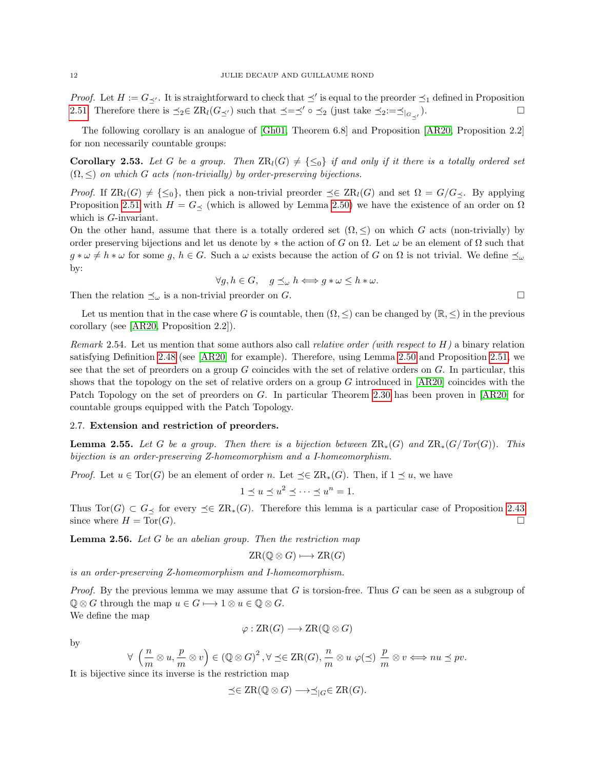*Proof.* Let $H := G_{\preceq'}$. It is straightforward to check that $\preceq'$ is equal to the preorder $\preceq_1$ defined in Proposition 2.51. Therefore there is $\preceq_2 \in \mathrm{ZR}_l(G_{\preceq'})$ such that $\preceq = \preceq' \circ \preceq_2$ (just take $\preceq_2 := \preceq_{|G_{\preceq'}}$). $\square$

The following corollary is an analogue of [Gh01, Theorem 6.8] and Proposition [AR20, Proposition 2.2] for non necessarily countable groups:

**Corollary 2.53.** *Let $G$ be a group. Then $\mathrm{ZR}_l(G) \neq \{\leq_0\}$ if and only if it there is a totally ordered set $(\Omega, \leq)$ on which $G$ acts (non-trivially) by order-preserving bijections.*

*Proof.* If $\mathrm{ZR}_l(G) \neq \{\leq_0\}$, then pick a non-trivial preorder $\preceq \in \mathrm{ZR}_l(G)$ and set $\Omega = G/G_{\preceq}$. By applying Proposition 2.51 with $H = G_{\preceq}$ (which is allowed by Lemma 2.50) we have the existence of an order on $\Omega$ which is $G$-invariant.
On the other hand, assume that there is a totally ordered set $(\Omega, \leq)$ on which $G$ acts (non-trivially) by order preserving bijections and let us denote by $*$ the action of $G$ on $\Omega$. Let $\omega$ be an element of $\Omega$ such that $g * \omega \neq h * \omega$ for some $g$, $h \in G$. Such a $\omega$ exists because the action of $G$ on $\Omega$ is not trivial. We define $\preceq_\omega$ by:

$$\forall g, h \in G, \quad g \preceq_\omega h \Longleftrightarrow g * \omega \leq h * \omega.$$

Then the relation $\preceq_\omega$ is a non-trivial preorder on $G$. $\square$

Let us mention that in the case where $G$ is countable, then $(\Omega, \leq)$ can be changed by $(\mathbb{R}, \leq)$ in the previous corollary (see [AR20, Proposition 2.2]).

*Remark* 2.54. Let us mention that some authors also call *relative order (with respect to $H$)* a binary relation satisfying Definition 2.48 (see [AR20] for example). Therefore, using Lemma 2.50 and Proposition 2.51, we see that the set of preorders on a group $G$ coincides with the set of relative orders on $G$. In particular, this shows that the topology on the set of relative orders on a group $G$ introduced in [AR20] coincides with the Patch Topology on the set of preorders on $G$. In particular Theorem 2.30 has been proven in [AR20] for countable groups equipped with the Patch Topology.

### 2.7. Extension and restriction of preorders.

**Lemma 2.55.** *Let $G$ be a group. Then there is a bijection between $\mathrm{ZR}_*(G)$ and $\mathrm{ZR}_*(G/\mathit{Tor}(G))$. This bijection is an order-preserving Z-homeomorphism and a I-homeomorphism.*

*Proof.* Let $u \in \mathrm{Tor}(G)$ be an element of order $n$. Let $\preceq \in \mathrm{ZR}_*(G)$. Then, if $1 \preceq u$, we have

$$1 \preceq u \preceq u^2 \preceq \cdots \preceq u^n = 1.$$

Thus $\mathrm{Tor}(G) \subset G_{\preceq}$ for every $\preceq \in \mathrm{ZR}_*(G)$. Therefore this lemma is a particular case of Proposition 2.43 since when $H = \mathrm{Tor}(G)$. $\square$

**Lemma 2.56.** *Let $G$ be an abelian group. Then the restriction map*

$$\mathrm{ZR}(\mathbb{Q} \otimes G) \longmapsto \mathrm{ZR}(G)$$

*is an order-preserving Z-homeomorphism and I-homeomorphism.*

*Proof.* By the previous lemma we may assume that $G$ is torsion-free. Thus $G$ can be seen as a subgroup of $\mathbb{Q} \otimes G$ through the map $u \in G \longmapsto 1 \otimes u \in \mathbb{Q} \otimes G$.
We define the map

$$\varphi : \mathrm{ZR}(G) \longrightarrow \mathrm{ZR}(\mathbb{Q} \otimes G)$$

by

$$\forall \left(\frac{n}{m} \otimes u, \frac{p}{m} \otimes v\right) \in (\mathbb{Q} \otimes G)^2, \forall \preceq \in \mathrm{ZR}(G), \frac{n}{m} \otimes u \ \varphi(\preceq) \ \frac{p}{m} \otimes v \Longleftrightarrow nu \preceq pv.$$

It is bijective since its inverse is the restriction map

$$\preceq \in \mathrm{ZR}(\mathbb{Q} \otimes G) \longrightarrow \preceq_{|G} \in \mathrm{ZR}(G).$$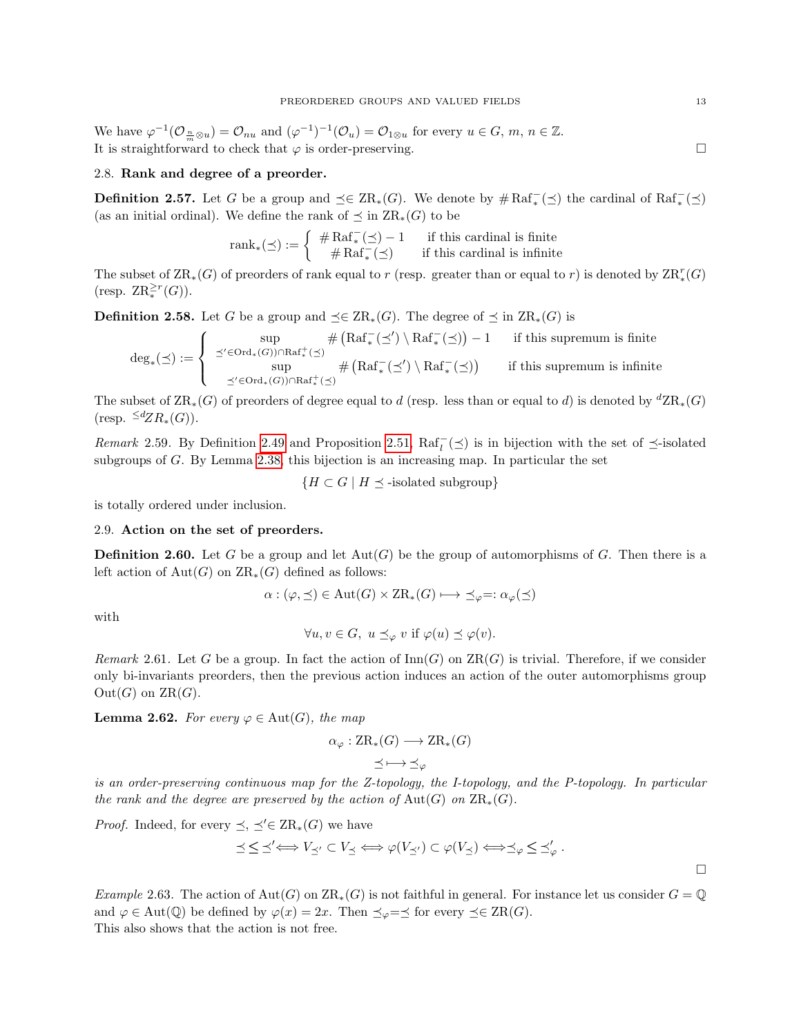We have $\varphi^{-1}(\mathcal{O}_{\frac{n}{m}\otimes u}) = \mathcal{O}_{nu}$ and $(\varphi^{-1})^{-1}(\mathcal{O}_u) = \mathcal{O}_{1\otimes u}$ for every $u \in G$, $m$, $n \in \mathbb{Z}$.
It is straightforward to check that $\varphi$ is order-preserving. □

### 2.8. Rank and degree of a preorder.

**Definition 2.57.** Let $G$ be a group and $\preceq \in \mathrm{ZR}_*(G)$. We denote by $\#\mathrm{Raf}_*^-(\preceq)$ the cardinal of $\mathrm{Raf}_*^-(\preceq)$ (as an initial ordinal). We define the rank of $\preceq$ in $\mathrm{ZR}_*(G)$ to be

$$\mathrm{rank}_*(\preceq) := \begin{cases} \#\mathrm{Raf}_*^-(\preceq) - 1 & \text{if this cardinal is finite} \\ \#\mathrm{Raf}_*^-(\preceq) & \text{if this cardinal is infinite} \end{cases}$$

The subset of $\mathrm{ZR}_*(G)$ of preorders of rank equal to $r$ (resp. greater than or equal to $r$) is denoted by $\mathrm{ZR}_*^r(G)$ (resp. $\mathrm{ZR}_*^{\geq r}(G)$).

**Definition 2.58.** Let $G$ be a group and $\preceq \in \mathrm{ZR}_*(G)$. The degree of $\preceq$ in $\mathrm{ZR}_*(G)$ is

$$\deg_*(\preceq) := \begin{cases} \sup\limits_{\preceq' \in \mathrm{Ord}_*(G)) \cap \mathrm{Raf}_*^+(\preceq)} \#\left(\mathrm{Raf}_*^-(\preceq') \setminus \mathrm{Raf}_*^-(\preceq)\right) - 1 & \text{if this supremum is finite} \\ \sup\limits_{\preceq' \in \mathrm{Ord}_*(G)) \cap \mathrm{Raf}_*^+(\preceq)} \#\left(\mathrm{Raf}_*^-(\preceq') \setminus \mathrm{Raf}_*^-(\preceq)\right) & \text{if this supremum is infinite} \end{cases}$$

The subset of $\mathrm{ZR}_*(G)$ of preorders of degree equal to $d$ (resp. less than or equal to $d$) is denoted by ${}^d\mathrm{ZR}_*(G)$ (resp. ${}^{\leq d}ZR_*(G)$).

*Remark* 2.59. By Definition 2.49 and Proposition 2.51, $\mathrm{Raf}_l^-(\preceq)$ is in bijection with the set of $\preceq$-isolated subgroups of $G$. By Lemma 2.38, this bijection is an increasing map. In particular the set

$$\{H \subset G \mid H \preceq\text{-isolated subgroup}\}$$

is totally ordered under inclusion.

### 2.9. Action on the set of preorders.

**Definition 2.60.** Let $G$ be a group and let $\mathrm{Aut}(G)$ be the group of automorphisms of $G$. Then there is a left action of $\mathrm{Aut}(G)$ on $\mathrm{ZR}_*(G)$ defined as follows:

$$\alpha : (\varphi, \preceq) \in \mathrm{Aut}(G) \times \mathrm{ZR}_*(G) \longmapsto \preceq_\varphi =: \alpha_\varphi(\preceq)$$

with

$$\forall u, v \in G,\ u \preceq_\varphi v \text{ if } \varphi(u) \preceq \varphi(v).$$

*Remark* 2.61. Let $G$ be a group. In fact the action of $\mathrm{Inn}(G)$ on $\mathrm{ZR}(G)$ is trivial. Therefore, if we consider only bi-invariants preorders, then the previous action induces an action of the outer automorphisms group $\mathrm{Out}(G)$ on $\mathrm{ZR}(G)$.

**Lemma 2.62.** *For every $\varphi \in \mathrm{Aut}(G)$, the map*

$$\alpha_\varphi : \mathrm{ZR}_*(G) \longrightarrow \mathrm{ZR}_*(G)$$
$$\preceq \longmapsto \preceq_\varphi$$

*is an order-preserving continuous map for the Z-topology, the I-topology, and the P-topology. In particular the rank and the degree are preserved by the action of $\mathrm{Aut}(G)$ on $\mathrm{ZR}_*(G)$.*

*Proof.* Indeed, for every $\preceq$, $\preceq' \in \mathrm{ZR}_*(G)$ we have

$$\preceq \leq \preceq' \Longleftrightarrow V_{\preceq'} \subset V_\preceq \Longleftrightarrow \varphi(V_{\preceq'}) \subset \varphi(V_\preceq) \Longleftrightarrow \preceq_\varphi \leq \preceq'_\varphi .$$

□

*Example* 2.63. The action of $\mathrm{Aut}(G)$ on $\mathrm{ZR}_*(G)$ is not faithful in general. For instance let us consider $G = \mathbb{Q}$ and $\varphi \in \mathrm{Aut}(\mathbb{Q})$ be defined by $\varphi(x) = 2x$. Then $\preceq_\varphi = \preceq$ for every $\preceq \in \mathrm{ZR}(G)$.
This also shows that the action is not free.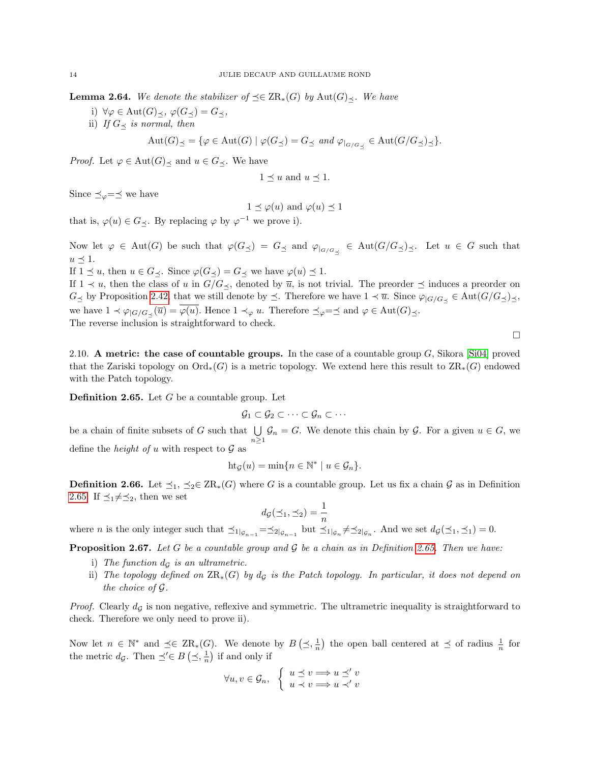**Lemma 2.64.** *We denote the stabilizer of $\preceq\in \mathrm{ZR}_*(G)$ by $\mathrm{Aut}(G)_\preceq$. We have*

i) *$\forall \varphi\in \mathrm{Aut}(G)_\preceq$, $\varphi(G_\preceq)=G_\preceq$,*

ii) *If $G_\preceq$ is normal, then*

$$\mathrm{Aut}(G)_\preceq=\{\varphi\in\mathrm{Aut}(G)\mid \varphi(G_\preceq)=G_\preceq \text{ and } \varphi_{|_{G/G_\preceq}}\in \mathrm{Aut}(G/G_\preceq)_\preceq\}.$$

*Proof.* Let $\varphi\in\mathrm{Aut}(G)_\preceq$ and $u\in G_\preceq$. We have

$$1\preceq u \text{ and } u\preceq 1.$$

Since $\preceq_\varphi=\preceq$ we have

$$1\preceq\varphi(u) \text{ and } \varphi(u)\preceq 1$$

that is, $\varphi(u)\in G_\preceq$. By replacing $\varphi$ by $\varphi^{-1}$ we prove i).

Now let $\varphi\in\mathrm{Aut}(G)$ be such that $\varphi(G_\preceq)=G_\preceq$ and $\varphi_{|_{G/G_\preceq}}\in\mathrm{Aut}(G/G_\preceq)_\preceq$. Let $u\in G$ such that $u\preceq 1$.
If $1\preceq u$, then $u\in G_\preceq$. Since $\varphi(G_\preceq)=G_\preceq$ we have $\varphi(u)\preceq 1$.
If $1\prec u$, then the class of $u$ in $G/G_\preceq$, denoted by $\overline{u}$, is not trivial. The preorder $\preceq$ induces a preorder on $G_\preceq$ by Proposition 2.42, that we still denote by $\preceq$. Therefore we have $1\prec\overline{u}$. Since $\varphi_{|G/G_\preceq}\in\mathrm{Aut}(G/G_\preceq)_\preceq$, we have $1\prec\varphi_{|G/G_\preceq}(\overline{u})=\overline{\varphi(u)}$. Hence $1\prec_\varphi u$. Therefore $\preceq_\varphi=\preceq$ and $\varphi\in\mathrm{Aut}(G)_\preceq$.
The reverse inclusion is straightforward to check. $\square$

2.10. **A metric: the case of countable groups.** In the case of a countable group $G$, Sikora [Si04] proved that the Zariski topology on $\mathrm{Ord}_*(G)$ is a metric topology. We extend here this result to $\mathrm{ZR}_*(G)$ endowed with the Patch topology.

**Definition 2.65.** Let $G$ be a countable group. Let

$$\mathcal{G}_1\subset\mathcal{G}_2\subset\cdots\subset\mathcal{G}_n\subset\cdots$$

be a chain of finite subsets of $G$ such that $\bigcup_{n\geq 1}\mathcal{G}_n=G$. We denote this chain by $\mathcal{G}$. For a given $u\in G$, we define the *height of* $u$ with respect to $\mathcal{G}$ as

$$\mathrm{ht}_{\mathcal{G}}(u)=\min\{n\in\mathbb{N}^*\mid u\in\mathcal{G}_n\}.$$

**Definition 2.66.** Let $\preceq_1$, $\preceq_2\in\mathrm{ZR}_*(G)$ where $G$ is a countable group. Let us fix a chain $\mathcal{G}$ as in Definition 2.65. If $\preceq_1\neq\preceq_2$, then we set

$$d_{\mathcal{G}}(\preceq_1,\preceq_2)=\frac{1}{n}$$

where $n$ is the only integer such that $\preceq_{1|_{\mathcal{G}_{n-1}}}=\preceq_{2|_{\mathcal{G}_{n-1}}}$ but $\preceq_{1|_{\mathcal{G}_n}}\neq\preceq_{2|_{\mathcal{G}_n}}$. And we set $d_{\mathcal{G}}(\preceq_1,\preceq_1)=0$.

**Proposition 2.67.** *Let $G$ be a countable group and $\mathcal{G}$ be a chain as in Definition 2.65. Then we have:*

i) *The function $d_{\mathcal{G}}$ is an ultrametric.*

ii) *The topology defined on $\mathrm{ZR}_*(G)$ by $d_{\mathcal{G}}$ is the Patch topology. In particular, it does not depend on the choice of $\mathcal{G}$.*

*Proof.* Clearly $d_{\mathcal{G}}$ is non negative, reflexive and symmetric. The ultrametric inequality is straightforward to check. Therefore we only need to prove ii).

Now let $n\in\mathbb{N}^*$ and $\preceq\in\mathrm{ZR}_*(G)$. We denote by $B\left(\preceq,\frac{1}{n}\right)$ the open ball centered at $\preceq$ of radius $\frac{1}{n}$ for the metric $d_{\mathcal{G}}$. Then $\preceq'\in B\left(\preceq,\frac{1}{n}\right)$ if and only if

$$\forall u,v\in\mathcal{G}_n,\quad \left\{\begin{array}{l} u\preceq v\Longrightarrow u\preceq' v\\ u\prec v\Longrightarrow u\prec' v\end{array}\right.$$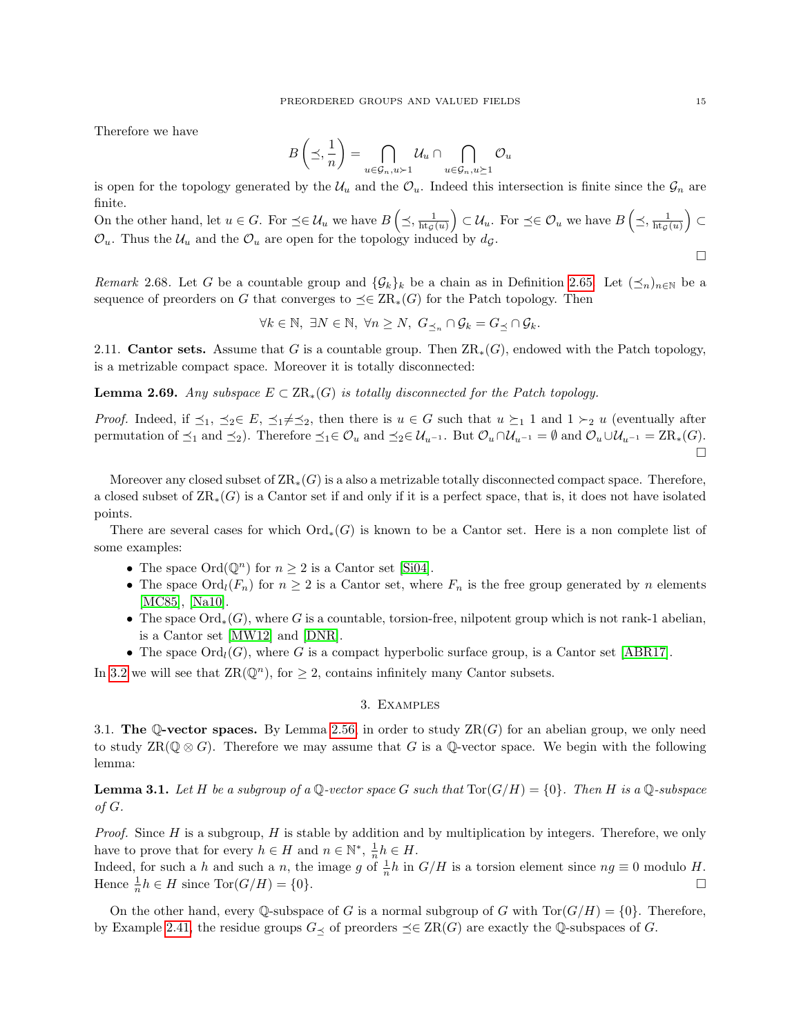Therefore we have

$$B\left(\preceq, \frac{1}{n}\right) = \bigcap_{u \in \mathcal{G}_n, u \succ 1} \mathcal{U}_u \cap \bigcap_{u \in \mathcal{G}_n, u \succeq 1} \mathcal{O}_u$$

is open for the topology generated by the $\mathcal{U}_u$ and the $\mathcal{O}_u$. Indeed this intersection is finite since the $\mathcal{G}_n$ are finite.
On the other hand, let $u \in G$. For $\preceq \in \mathcal{U}_u$ we have $B\left(\preceq, \frac{1}{\mathrm{ht}_{\mathcal{G}}(u)}\right) \subset \mathcal{U}_u$. For $\preceq \in \mathcal{O}_u$ we have $B\left(\preceq, \frac{1}{\mathrm{ht}_{\mathcal{G}}(u)}\right) \subset \mathcal{O}_u$. Thus the $\mathcal{U}_u$ and the $\mathcal{O}_u$ are open for the topology induced by $d_{\mathcal{G}}$. $\square$

*Remark* 2.68. Let $G$ be a countable group and $\{\mathcal{G}_k\}_k$ be a chain as in Definition 2.65. Let $(\preceq_n)_{n\in\mathbb{N}}$ be a sequence of preorders on $G$ that converges to $\preceq \in \mathrm{ZR}_*(G)$ for the Patch topology. Then

$$\forall k \in \mathbb{N},\ \exists N \in \mathbb{N},\ \forall n \geq N,\ G_{\preceq_n} \cap \mathcal{G}_k = G_{\preceq} \cap \mathcal{G}_k.$$

2.11. **Cantor sets.** Assume that $G$ is a countable group. Then $\mathrm{ZR}_*(G)$, endowed with the Patch topology, is a metrizable compact space. Moreover it is totally disconnected:

**Lemma 2.69.** *Any subspace $E \subset \mathrm{ZR}_*(G)$ is totally disconnected for the Patch topology.*

*Proof.* Indeed, if $\preceq_1, \preceq_2 \in E$, $\preceq_1 \neq \preceq_2$, then there is $u \in G$ such that $u \succeq_1 1$ and $1 \succ_2 u$ (eventually after permutation of $\preceq_1$ and $\preceq_2$). Therefore $\preceq_1 \in \mathcal{O}_u$ and $\preceq_2 \in \mathcal{U}_{u^{-1}}$. But $\mathcal{O}_u \cap \mathcal{U}_{u^{-1}} = \emptyset$ and $\mathcal{O}_u \cup \mathcal{U}_{u^{-1}} = \mathrm{ZR}_*(G)$. $\square$

Moreover any closed subset of $\mathrm{ZR}_*(G)$ is a also a metrizable totally disconnected compact space. Therefore, a closed subset of $\mathrm{ZR}_*(G)$ is a Cantor set if and only if it is a perfect space, that is, it does not have isolated points.

There are several cases for which $\mathrm{Ord}_*(G)$ is known to be a Cantor set. Here is a non complete list of some examples:

- The space $\mathrm{Ord}(\mathbb{Q}^n)$ for $n \geq 2$ is a Cantor set [Si04].
- The space $\mathrm{Ord}_l(F_n)$ for $n \geq 2$ is a Cantor set, where $F_n$ is the free group generated by $n$ elements [MC85], [Na10].
- The space $\mathrm{Ord}_*(G)$, where $G$ is a countable, torsion-free, nilpotent group which is not rank-1 abelian, is a Cantor set [MW12] and [DNR].
- The space $\mathrm{Ord}_l(G)$, where $G$ is a compact hyperbolic surface group, is a Cantor set [ABR17].

In 3.2 we will see that $\mathrm{ZR}(\mathbb{Q}^n)$, for $\geq 2$, contains infinitely many Cantor subsets.

## 3. Examples

3.1. **The $\mathbb{Q}$-vector spaces.** By Lemma 2.56, in order to study $\mathrm{ZR}(G)$ for an abelian group, we only need to study $\mathrm{ZR}(\mathbb{Q} \otimes G)$. Therefore we may assume that $G$ is a $\mathbb{Q}$-vector space. We begin with the following lemma:

**Lemma 3.1.** *Let $H$ be a subgroup of a $\mathbb{Q}$-vector space $G$ such that $\mathrm{Tor}(G/H) = \{0\}$. Then $H$ is a $\mathbb{Q}$-subspace of $G$.*

*Proof.* Since $H$ is a subgroup, $H$ is stable by addition and by multiplication by integers. Therefore, we only have to prove that for every $h \in H$ and $n \in \mathbb{N}^*$, $\frac{1}{n}h \in H$.
Indeed, for such a $h$ and such a $n$, the image $g$ of $\frac{1}{n}h$ in $G/H$ is a torsion element since $ng \equiv 0$ modulo $H$. Hence $\frac{1}{n}h \in H$ since $\mathrm{Tor}(G/H) = \{0\}$. $\square$

On the other hand, every $\mathbb{Q}$-subspace of $G$ is a normal subgroup of $G$ with $\mathrm{Tor}(G/H) = \{0\}$. Therefore, by Example 2.41, the residue groups $G_{\preceq}$ of preorders $\preceq \in \mathrm{ZR}(G)$ are exactly the $\mathbb{Q}$-subspaces of $G$.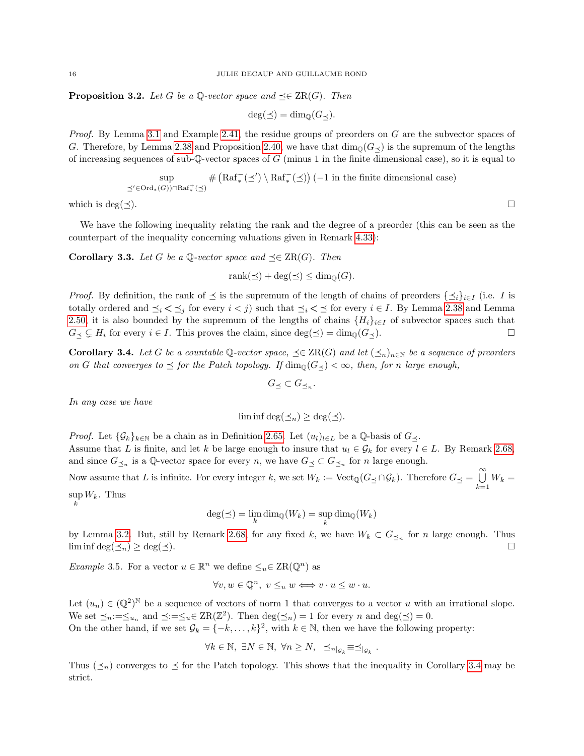**Proposition 3.2.** *Let $G$ be a $\mathbb{Q}$-vector space and $\preceq\in \mathrm{ZR}(G)$. Then*

$$\deg(\preceq) = \dim_{\mathbb{Q}}(G_{\preceq}).$$

*Proof.* By Lemma 3.1 and Example 2.41, the residue groups of preorders on $G$ are the subvector spaces of $G$. Therefore, by Lemma 2.38 and Proposition 2.40, we have that $\dim_{\mathbb{Q}}(G_{\preceq})$ is the supremum of the lengths of increasing sequences of sub-$\mathbb{Q}$-vector spaces of $G$ (minus 1 in the finite dimensional case), so it is equal to

$$\sup_{\preceq'\in \mathrm{Ord}_*(G))\cap \mathrm{Raf}_*^+(\preceq)} \#\left(\mathrm{Raf}_*^-(\preceq')\setminus \mathrm{Raf}_*^-(\preceq)\right) (-1 \text{ in the finite dimensional case})$$

which is $\deg(\preceq)$. □

We have the following inequality relating the rank and the degree of a preorder (this can be seen as the counterpart of the inequality concerning valuations given in Remark 4.33):

**Corollary 3.3.** *Let $G$ be a $\mathbb{Q}$-vector space and $\preceq\in \mathrm{ZR}(G)$. Then*

$$\mathrm{rank}(\preceq) + \deg(\preceq) \leq \dim_{\mathbb{Q}}(G).$$

*Proof.* By definition, the rank of $\preceq$ is the supremum of the length of chains of preorders $\{\preceq_i\}_{i\in I}$ (i.e. $I$ is totally ordered and $\preceq_i < \preceq_j$ for every $i<j$) such that $\preceq_i<\preceq$ for every $i\in I$. By Lemma 2.38 and Lemma 2.50, it is also bounded by the supremum of the lengths of chains $\{H_i\}_{i\in I}$ of subvector spaces such that $G_{\preceq}\subsetneq H_i$ for every $i\in I$. This proves the claim, since $\deg(\preceq)=\dim_{\mathbb{Q}}(G_{\preceq})$. □

**Corollary 3.4.** *Let $G$ be a countable $\mathbb{Q}$-vector space, $\preceq\in \mathrm{ZR}(G)$ and let $(\preceq_n)_{n\in\mathbb{N}}$ be a sequence of preorders on $G$ that converges to $\preceq$ for the Patch topology. If $\dim_{\mathbb{Q}}(G_{\preceq})<\infty$, then, for $n$ large enough,*

$$G_{\preceq}\subset G_{\preceq_n}.$$

*In any case we have*

$$\liminf \deg(\preceq_n) \geq \deg(\preceq).$$

*Proof.* Let $\{\mathcal{G}_k\}_{k\in\mathbb{N}}$ be a chain as in Definition 2.65. Let $(u_l)_{l\in L}$ be a $\mathbb{Q}$-basis of $G_{\preceq}$.
Assume that $L$ is finite, and let $k$ be large enough to insure that $u_l\in\mathcal{G}_k$ for every $l\in L$. By Remark 2.68, and since $G_{\preceq_n}$ is a $\mathbb{Q}$-vector space for every $n$, we have $G_{\preceq}\subset G_{\preceq_n}$ for $n$ large enough.
Now assume that $L$ is infinite. For every integer $k$, we set $W_k := \mathrm{Vect}_{\mathbb{Q}}(G_{\preceq}\cap \mathcal{G}_k)$. Therefore $G_{\preceq}=\bigcup_{k=1}^{\infty} W_k = \sup_k W_k$. Thus

$$\deg(\preceq) = \lim_k \dim_{\mathbb{Q}}(W_k) = \sup_k \dim_{\mathbb{Q}}(W_k)$$

by Lemma 3.2. But, still by Remark 2.68, for any fixed $k$, we have $W_k\subset G_{\preceq_n}$ for $n$ large enough. Thus $\liminf \deg(\preceq_n)\geq \deg(\preceq)$. □

*Example* 3.5. For a vector $u\in\mathbb{R}^n$ we define $\leq_u\in \mathrm{ZR}(\mathbb{Q}^n)$ as

$$\forall v,w\in\mathbb{Q}^n,\ v\leq_u w \Longleftrightarrow v\cdot u\leq w\cdot u.$$

Let $(u_n)\in(\mathbb{Q}^2)^{\mathbb{N}}$ be a sequence of vectors of norm 1 that converges to a vector $u$ with an irrational slope. We set $\preceq_n:=\leq_{u_n}$ and $\preceq:=\leq_u\in \mathrm{ZR}(\mathbb{Z}^2)$. Then $\deg(\preceq_n)=1$ for every $n$ and $\deg(\preceq)=0$.
On the other hand, if we set $\mathcal{G}_k=\{-k,\ldots,k\}^2$, with $k\in\mathbb{N}$, then we have the following property:

$$\forall k\in\mathbb{N},\ \exists N\in\mathbb{N},\ \forall n\geq N,\ \ \preceq_{n|_{\mathcal{G}_k}}\equiv\preceq_{|_{\mathcal{G}_k}}.$$

Thus $(\preceq_n)$ converges to $\preceq$ for the Patch topology. This shows that the inequality in Corollary 3.4 may be strict.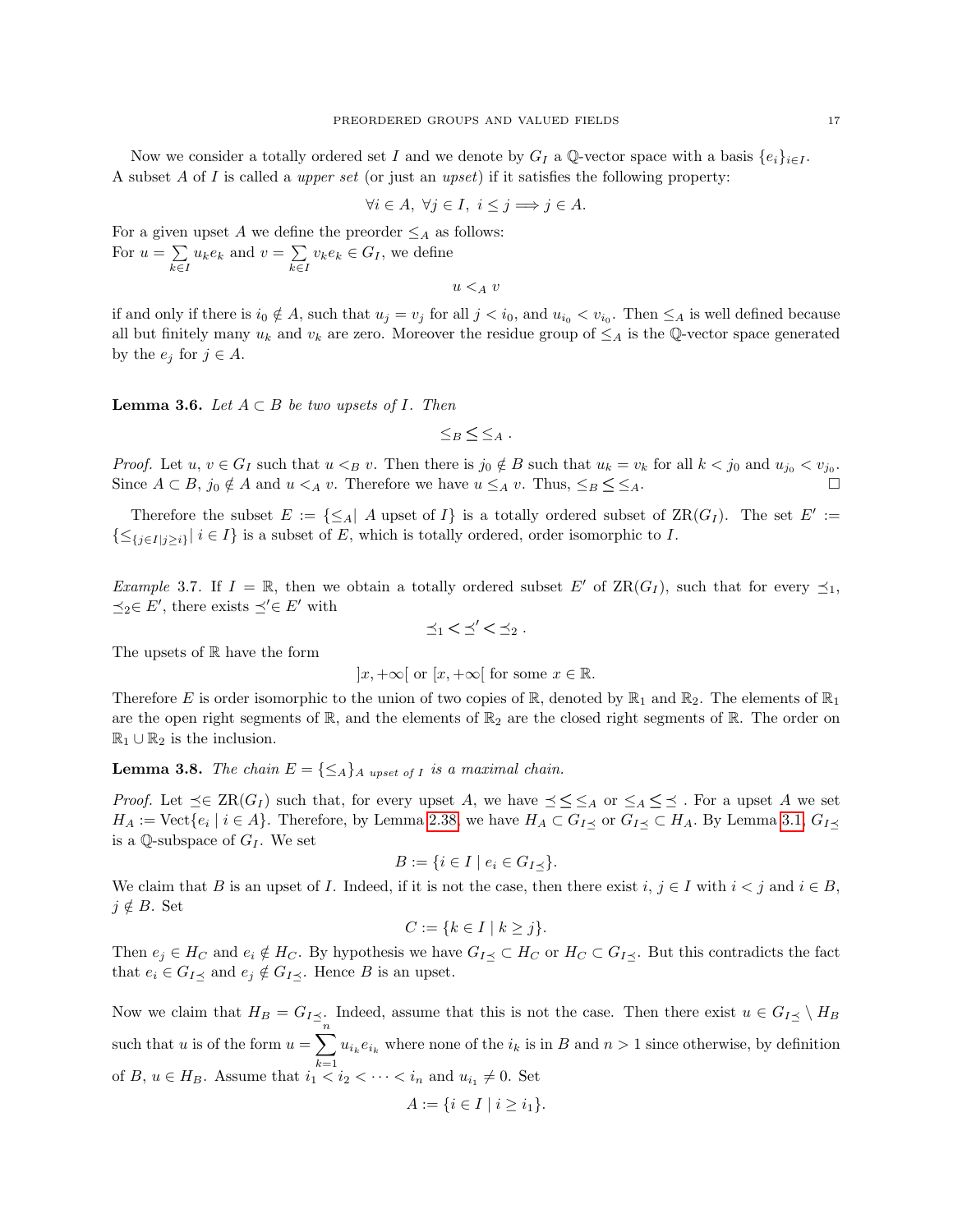Now we consider a totally ordered set $I$ and we denote by $G_I$ a $\mathbb{Q}$-vector space with a basis $\{e_i\}_{i\in I}$. A subset $A$ of $I$ is called a *upper set* (or just an *upset*) if it satisfies the following property:

$$\forall i \in A,\ \forall j \in I,\ i \leq j \Longrightarrow j \in A.$$

For a given upset $A$ we define the preorder $\leq_A$ as follows:
For $u = \sum_{k\in I} u_k e_k$ and $v = \sum_{k\in I} v_k e_k \in G_I$, we define

$$u <_A v$$

if and only if there is $i_0 \notin A$, such that $u_j = v_j$ for all $j < i_0$, and $u_{i_0} < v_{i_0}$. Then $\leq_A$ is well defined because all but finitely many $u_k$ and $v_k$ are zero. Moreover the residue group of $\leq_A$ is the $\mathbb{Q}$-vector space generated by the $e_j$ for $j \in A$.

**Lemma 3.6.** *Let $A \subset B$ be two upsets of $I$. Then*

$$\leq_B \,\leq\, \leq_A.$$

*Proof.* Let $u, v \in G_I$ such that $u <_B v$. Then there is $j_0 \notin B$ such that $u_k = v_k$ for all $k < j_0$ and $u_{j_0} < v_{j_0}$. Since $A \subset B$, $j_0 \notin A$ and $u <_A v$. Therefore we have $u \leq_A v$. Thus, $\leq_B \,\leq\, \leq_A$. □

Therefore the subset $E := \{\leq_A \mid A \text{ upset of } I\}$ is a totally ordered subset of $\mathrm{ZR}(G_I)$. The set $E' := \{\leq_{\{j\in I \mid j\geq i\}} \mid i \in I\}$ is a subset of $E$, which is totally ordered, order isomorphic to $I$.

*Example* 3.7. If $I = \mathbb{R}$, then we obtain a totally ordered subset $E'$ of $\mathrm{ZR}(G_I)$, such that for every $\preceq_1$, $\preceq_2 \in E'$, there exists $\preceq' \in E'$ with

$$\preceq_1 < \preceq' < \preceq_2.$$

The upsets of $\mathbb{R}$ have the form

$$]x, +\infty[ \text{ or } [x, +\infty[ \text{ for some } x \in \mathbb{R}.$$

Therefore $E$ is order isomorphic to the union of two copies of $\mathbb{R}$, denoted by $\mathbb{R}_1$ and $\mathbb{R}_2$. The elements of $\mathbb{R}_1$ are the open right segments of $\mathbb{R}$, and the elements of $\mathbb{R}_2$ are the closed right segments of $\mathbb{R}$. The order on $\mathbb{R}_1 \cup \mathbb{R}_2$ is the inclusion.

**Lemma 3.8.** *The chain $E = \{\leq_A\}_{A \text{ upset of } I}$ is a maximal chain.*

*Proof.* Let $\preceq \in \mathrm{ZR}(G_I)$ such that, for every upset $A$, we have $\preceq \,\leq\, \leq_A$ or $\leq_A \,\leq\, \preceq$. For a upset $A$ we set $H_A := \mathrm{Vect}\{e_i \mid i \in A\}$. Therefore, by Lemma 2.38, we have $H_A \subset G_{I\preceq}$ or $G_{I\preceq} \subset H_A$. By Lemma 3.1, $G_{I\preceq}$ is a $\mathbb{Q}$-subspace of $G_I$. We set

$$B := \{i \in I \mid e_i \in G_{I\preceq}\}.$$

We claim that $B$ is an upset of $I$. Indeed, if it is not the case, then there exist $i, j \in I$ with $i < j$ and $i \in B$, $j \notin B$. Set

$$C := \{k \in I \mid k \geq j\}.$$

Then $e_j \in H_C$ and $e_i \notin H_C$. By hypothesis we have $G_{I\preceq} \subset H_C$ or $H_C \subset G_{I\preceq}$. But this contradicts the fact that $e_i \in G_{I\preceq}$ and $e_j \notin G_{I\preceq}$. Hence $B$ is an upset.

Now we claim that $H_B = G_{I\preceq}$. Indeed, assume that this is not the case. Then there exist $u \in G_{I\preceq} \setminus H_B$ such that $u$ is of the form $u = \sum_{k=1}^{n} u_{i_k} e_{i_k}$ where none of the $i_k$ is in $B$ and $n > 1$ since otherwise, by definition of $B$, $u \in H_B$. Assume that $i_1 < i_2 < \cdots < i_n$ and $u_{i_1} \neq 0$. Set

$$A := \{i \in I \mid i \geq i_1\}.$$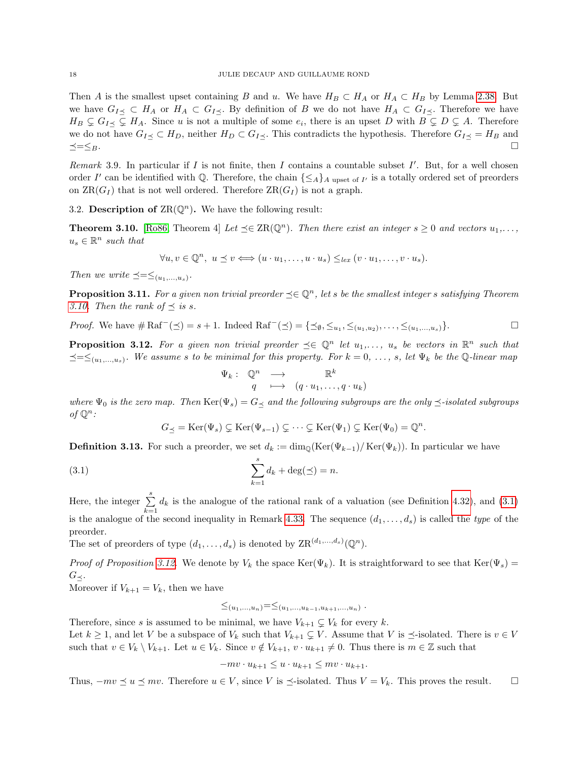Then $A$ is the smallest upset containing $B$ and $u$. We have $H_B \subset H_A$ or $H_A \subset H_B$ by Lemma 2.38. But we have $G_{I\preceq} \subset H_A$ or $H_A \subset G_{I\preceq}$. By definition of $B$ we do not have $H_A \subset G_{I\preceq}$. Therefore we have $H_B \subsetneq G_{I\preceq} \subsetneq H_A$. Since $u$ is not a multiple of some $e_i$, there is an upset $D$ with $B \subsetneq D \subsetneq A$. Therefore we do not have $G_{I\preceq} \subset H_D$, neither $H_D \subset G_{I\preceq}$. This contradicts the hypothesis. Therefore $G_{I\preceq} = H_B$ and $\preceq = \leq_B$. □

*Remark* 3.9. In particular if $I$ is not finite, then $I$ contains a countable subset $I'$. But, for a well chosen order $I'$ can be identified with $\mathbb{Q}$. Therefore, the chain $\{\leq_A\}_{A \text{ upset of } I'}$ is a totally ordered set of preorders on $\mathrm{ZR}(G_I)$ that is not well ordered. Therefore $\mathrm{ZR}(G_I)$ is not a graph.

### 3.2. Description of $\mathrm{ZR}(\mathbb{Q}^n)$.

We have the following result:

**Theorem 3.10.** [Ro86, Theorem 4] *Let $\preceq \in \mathrm{ZR}(\mathbb{Q}^n)$. Then there exist an integer $s \geq 0$ and vectors $u_1, \ldots, u_s \in \mathbb{R}^n$ such that*

$$\forall u, v \in \mathbb{Q}^n,\ u \preceq v \Longleftrightarrow (u \cdot u_1, \ldots, u \cdot u_s) \leq_{lex} (v \cdot u_1, \ldots, v \cdot u_s).$$

*Then we write $\preceq = \leq_{(u_1,\ldots,u_s)}$.*

**Proposition 3.11.** *For a given non trivial preorder $\preceq \in \mathbb{Q}^n$, let $s$ be the smallest integer $s$ satisfying Theorem 3.10. Then the rank of $\preceq$ is $s$.*

*Proof.* We have $\#\,\mathrm{Raf}^-(\preceq) = s+1$. Indeed $\mathrm{Raf}^-(\preceq) = \{\preceq_\emptyset, \leq_{u_1}, \leq_{(u_1,u_2)}, \ldots, \leq_{(u_1,\ldots,u_s)}\}$. □

**Proposition 3.12.** *For a given non trivial preorder $\preceq \in \mathbb{Q}^n$ let $u_1, \ldots, u_s$ be vectors in $\mathbb{R}^n$ such that $\preceq = \leq_{(u_1,\ldots,u_s)}$. We assume $s$ to be minimal for this property. For $k = 0, \ldots, s$, let $\Psi_k$ be the $\mathbb{Q}$-linear map*

$$\begin{array}{cccc} \Psi_k : & \mathbb{Q}^n & \longrightarrow & \mathbb{R}^k \\ & q & \longmapsto & (q \cdot u_1, \ldots, q \cdot u_k) \end{array}$$

*where $\Psi_0$ is the zero map. Then $\mathrm{Ker}(\Psi_s) = G_\preceq$ and the following subgroups are the only $\preceq$-isolated subgroups of $\mathbb{Q}^n$:*

$$G_\preceq = \mathrm{Ker}(\Psi_s) \subsetneq \mathrm{Ker}(\Psi_{s-1}) \subsetneq \cdots \subsetneq \mathrm{Ker}(\Psi_1) \subsetneq \mathrm{Ker}(\Psi_0) = \mathbb{Q}^n.$$

**Definition 3.13.** For such a preorder, we set $d_k := \dim_{\mathbb{Q}}(\mathrm{Ker}(\Psi_{k-1})/\mathrm{Ker}(\Psi_k))$. In particular we have

$$\sum_{k=1}^{s} d_k + \deg(\preceq) = n. \tag{3.1}$$

Here, the integer $\sum_{k=1}^{s} d_k$ is the analogue of the rational rank of a valuation (see Definition 4.32), and (3.1) is the analogue of the second inequality in Remark 4.33. The sequence $(d_1, \ldots, d_s)$ is called the *type* of the preorder.
The set of preorders of type $(d_1, \ldots, d_s)$ is denoted by $\mathrm{ZR}^{(d_1,\ldots,d_s)}(\mathbb{Q}^n)$.

*Proof of Proposition 3.12.* We denote by $V_k$ the space $\mathrm{Ker}(\Psi_k)$. It is straightforward to see that $\mathrm{Ker}(\Psi_s) = G_\preceq$.
Moreover if $V_{k+1} = V_k$, then we have

$$\leq_{(u_1,\ldots,u_n)} = \leq_{(u_1,\ldots,u_{k-1},u_{k+1},\ldots,u_n)}.$$

Therefore, since $s$ is assumed to be minimal, we have $V_{k+1} \subsetneq V_k$ for every $k$.
Let $k \geq 1$, and let $V$ be a subspace of $V_k$ such that $V_{k+1} \subsetneq V$. Assume that $V$ is $\preceq$-isolated. There is $v \in V$ such that $v \in V_k \setminus V_{k+1}$. Let $u \in V_k$. Since $v \notin V_{k+1}$, $v \cdot u_{k+1} \neq 0$. Thus there is $m \in \mathbb{Z}$ such that

$$-mv \cdot u_{k+1} \leq u \cdot u_{k+1} \leq mv \cdot u_{k+1}.$$

Thus, $-mv \preceq u \preceq mv$. Therefore $u \in V$, since $V$ is $\preceq$-isolated. Thus $V = V_k$. This proves the result. □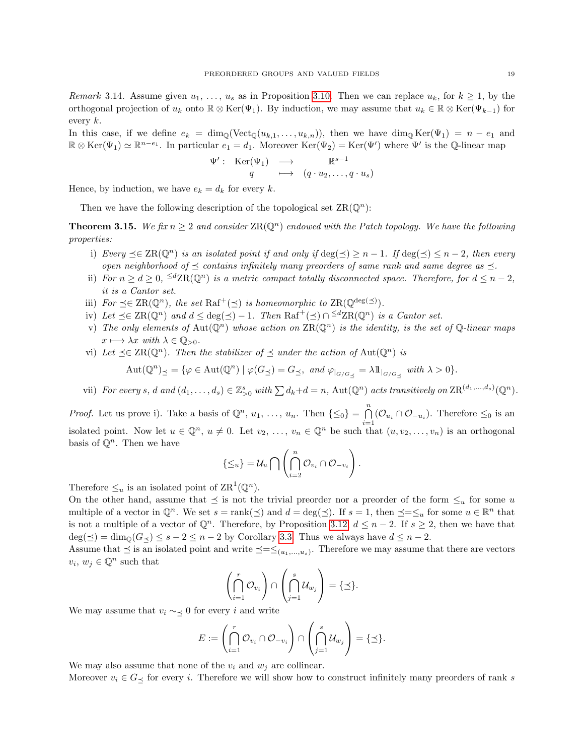*Remark* 3.14. Assume given $u_1, \ldots, u_s$ as in Proposition 3.10. Then we can replace $u_k$, for $k \geq 1$, by the orthogonal projection of $u_k$ onto $\mathbb{R} \otimes \mathrm{Ker}(\Psi_1)$. By induction, we may assume that $u_k \in \mathbb{R} \otimes \mathrm{Ker}(\Psi_{k-1})$ for every $k$.

In this case, if we define $e_k = \dim_{\mathbb{Q}}(\mathrm{Vect}_{\mathbb{Q}}(u_{k,1}, \ldots, u_{k,n}))$, then we have $\dim_{\mathbb{Q}} \mathrm{Ker}(\Psi_1) = n - e_1$ and $\mathbb{R} \otimes \mathrm{Ker}(\Psi_1) \simeq \mathbb{R}^{n-e_1}$. In particular $e_1 = d_1$. Moreover $\mathrm{Ker}(\Psi_2) = \mathrm{Ker}(\Psi')$ where $\Psi'$ is the $\mathbb{Q}$-linear map

$$\Psi' : \begin{array}{ccc} \mathrm{Ker}(\Psi_1) & \longrightarrow & \mathbb{R}^{s-1} \\ q & \longmapsto & (q \cdot u_2, \ldots, q \cdot u_s) \end{array}$$

Hence, by induction, we have $e_k = d_k$ for every $k$.

Then we have the following description of the topological set $\mathrm{ZR}(\mathbb{Q}^n)$:

**Theorem 3.15.** *We fix $n \geq 2$ and consider $\mathrm{ZR}(\mathbb{Q}^n)$ endowed with the Patch topology. We have the following properties:*

i) *Every $\preceq \in \mathrm{ZR}(\mathbb{Q}^n)$ is an isolated point if and only if $\deg(\preceq) \geq n-1$. If $\deg(\preceq) \leq n-2$, then every open neighborhood of $\preceq$ contains infinitely many preorders of same rank and same degree as $\preceq$.*

ii) *For $n \geq d \geq 0$, ${}^{\leq d}\mathrm{ZR}(\mathbb{Q}^n)$ is a metric compact totally disconnected space. Therefore, for $d \leq n-2$, it is a Cantor set.*

iii) *For $\preceq \in \mathrm{ZR}(\mathbb{Q}^n)$, the set $\mathrm{Raf}^+(\preceq)$ is homeomorphic to $\mathrm{ZR}(\mathbb{Q}^{\deg(\preceq)})$.*

iv) *Let $\preceq \in \mathrm{ZR}(\mathbb{Q}^n)$ and $d \leq \deg(\preceq) - 1$. Then $\mathrm{Raf}^+(\preceq) \cap {}^{\leq d}\mathrm{ZR}(\mathbb{Q}^n)$ is a Cantor set.*

v) *The only elements of $\mathrm{Aut}(\mathbb{Q}^n)$ whose action on $\mathrm{ZR}(\mathbb{Q}^n)$ is the identity, is the set of $\mathbb{Q}$-linear maps $x \longmapsto \lambda x$ with $\lambda \in \mathbb{Q}_{>0}$.*

vi) *Let $\preceq \in \mathrm{ZR}(\mathbb{Q}^n)$. Then the stabilizer of $\preceq$ under the action of $\mathrm{Aut}(\mathbb{Q}^n)$ is*

$$\mathrm{Aut}(\mathbb{Q}^n)_{\preceq} = \{\varphi \in \mathrm{Aut}(\mathbb{Q}^n) \mid \varphi(G_{\preceq}) = G_{\preceq}, \text{ and } \varphi_{|_{G/G_{\preceq}}} = \lambda \mathbb{1}_{|_{G/G_{\preceq}}} \text{ with } \lambda > 0\}.$$

vii) *For every $s$, $d$ and $(d_1, \ldots, d_s) \in \mathbb{Z}^s_{>0}$ with $\sum d_k + d = n$, $\mathrm{Aut}(\mathbb{Q}^n)$ acts transitively on $\mathrm{ZR}^{(d_1,\ldots,d_s)}(\mathbb{Q}^n)$.*

*Proof.* Let us prove i). Take a basis of $\mathbb{Q}^n$, $u_1, \ldots, u_n$. Then $\{\leq_0\} = \bigcap_{i=1}^{n} (\mathcal{O}_{u_i} \cap \mathcal{O}_{-u_i})$. Therefore $\leq_0$ is an isolated point. Now let $u \in \mathbb{Q}^n$, $u \neq 0$. Let $v_2, \ldots, v_n \in \mathbb{Q}^n$ be such that $(u, v_2, \ldots, v_n)$ is an orthogonal basis of $\mathbb{Q}^n$. Then we have

$$\{\leq_u\} = \mathcal{U}_u \bigcap \left( \bigcap_{i=2}^{n} \mathcal{O}_{v_i} \cap \mathcal{O}_{-v_i} \right).$$

Therefore $\leq_u$ is an isolated point of $\mathrm{ZR}^1(\mathbb{Q}^n)$.

On the other hand, assume that $\preceq$ is not the trivial preorder nor a preorder of the form $\leq_u$ for some $u$ multiple of a vector in $\mathbb{Q}^n$. We set $s = \mathrm{rank}(\preceq)$ and $d = \deg(\preceq)$. If $s = 1$, then $\preceq = \leq_u$ for some $u \in \mathbb{R}^n$ that is not a multiple of a vector of $\mathbb{Q}^n$. Therefore, by Proposition 3.12, $d \leq n-2$. If $s \geq 2$, then we have that $\deg(\preceq) = \dim_{\mathbb{Q}}(G_{\preceq}) \leq s - 2 \leq n-2$ by Corollary 3.3. Thus we always have $d \leq n-2$.

Assume that $\preceq$ is an isolated point and write $\preceq = \leq_{(u_1,\ldots,u_s)}$. Therefore we may assume that there are vectors $v_i$, $w_j \in \mathbb{Q}^n$ such that

$$\left( \bigcap_{i=1}^{r} \mathcal{O}_{v_i} \right) \cap \left( \bigcap_{j=1}^{s} \mathcal{U}_{w_j} \right) = \{\preceq\}.$$

We may assume that $v_i \sim_{\preceq} 0$ for every $i$ and write

$$E := \left( \bigcap_{i=1}^{r} \mathcal{O}_{v_i} \cap \mathcal{O}_{-v_i} \right) \cap \left( \bigcap_{j=1}^{s} \mathcal{U}_{w_j} \right) = \{\preceq\}.$$

We may also assume that none of the $v_i$ and $w_j$ are collinear.

Moreover $v_i \in G_{\preceq}$ for every $i$. Therefore we will show how to construct infinitely many preorders of rank $s$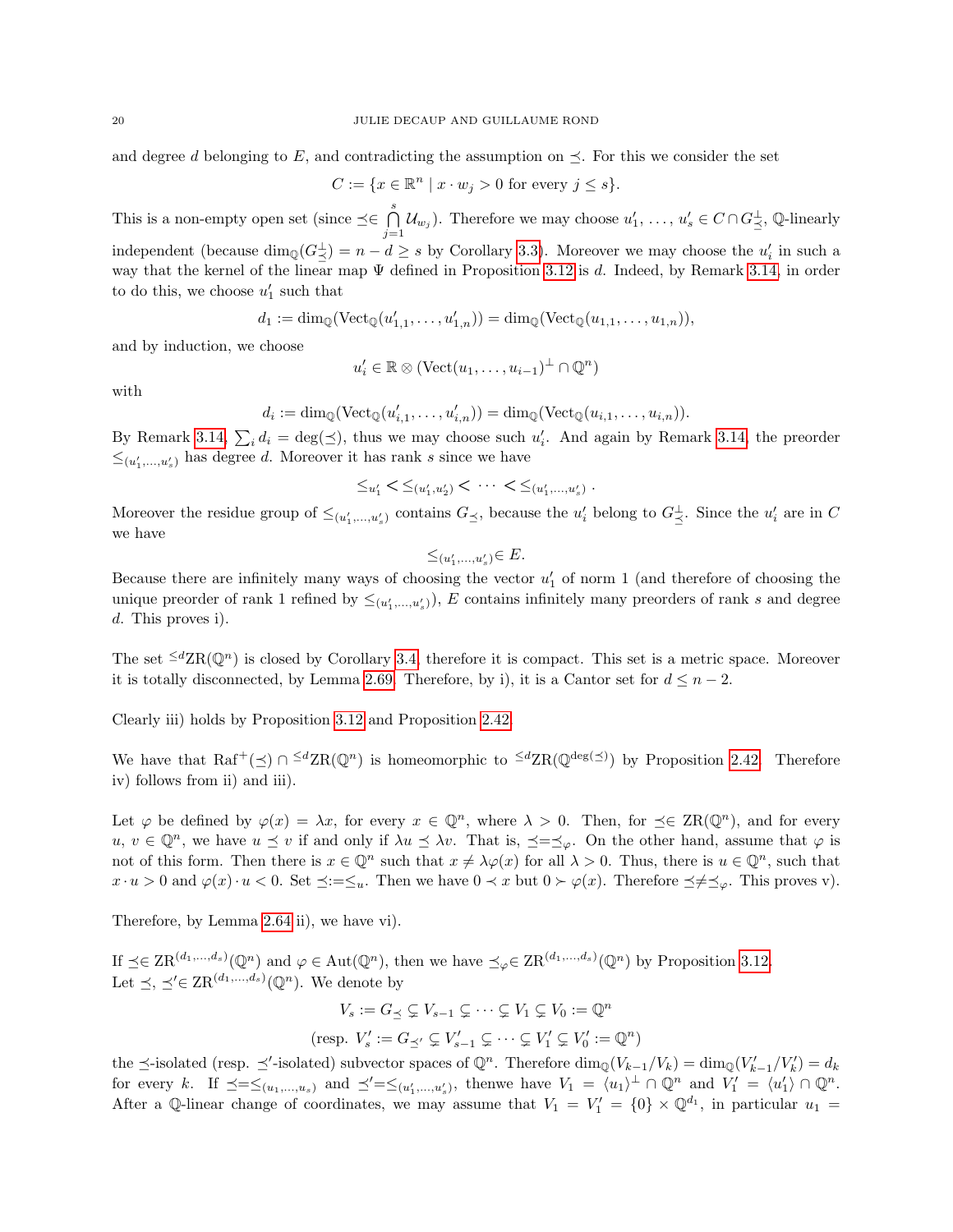and degree $d$ belonging to $E$, and contradicting the assumption on $\preceq$. For this we consider the set

$$C := \{x \in \mathbb{R}^n \mid x \cdot w_j > 0 \text{ for every } j \leq s\}.$$

This is a non-empty open set (since $\preceq \in \bigcap_{j=1}^{s} \mathcal{U}_{w_j}$). Therefore we may choose $u'_1, \ldots, u'_s \in C \cap G_{\preceq}^{\perp}$, $\mathbb{Q}$-linearly independent (because $\dim_{\mathbb{Q}}(G_{\preceq}^{\perp}) = n - d \geq s$ by Corollary 3.3). Moreover we may choose the $u'_i$ in such a way that the kernel of the linear map $\Psi$ defined in Proposition 3.12 is $d$. Indeed, by Remark 3.14, in order to do this, we choose $u'_1$ such that

$$d_1 := \dim_{\mathbb{Q}}(\mathrm{Vect}_{\mathbb{Q}}(u'_{1,1}, \ldots, u'_{1,n})) = \dim_{\mathbb{Q}}(\mathrm{Vect}_{\mathbb{Q}}(u_{1,1}, \ldots, u_{1,n})),$$

and by induction, we choose

$$u'_i \in \mathbb{R} \otimes (\mathrm{Vect}(u_1, \ldots, u_{i-1})^{\perp} \cap \mathbb{Q}^n)$$

with

$$d_i := \dim_{\mathbb{Q}}(\mathrm{Vect}_{\mathbb{Q}}(u'_{i,1}, \ldots, u'_{i,n})) = \dim_{\mathbb{Q}}(\mathrm{Vect}_{\mathbb{Q}}(u_{i,1}, \ldots, u_{i,n})).$$

By Remark 3.14, $\sum_i d_i = \deg(\preceq)$, thus we may choose such $u'_i$. And again by Remark 3.14, the preorder $\leq_{(u'_1, \ldots, u'_s)}$ has degree $d$. Moreover it has rank $s$ since we have

$$\leq_{u'_1} < \leq_{(u'_1, u'_2)} < \cdots < \leq_{(u'_1, \ldots, u'_s)}.$$

Moreover the residue group of $\leq_{(u'_1, \ldots, u'_s)}$ contains $G_{\preceq}$, because the $u'_i$ belong to $G_{\preceq}^{\perp}$. Since the $u'_i$ are in $C$ we have

$$\leq_{(u'_1, \ldots, u'_s)} \in E.$$

Because there are infinitely many ways of choosing the vector $u'_1$ of norm 1 (and therefore of choosing the unique preorder of rank 1 refined by $\leq_{(u'_1, \ldots, u'_s)}$), $E$ contains infinitely many preorders of rank $s$ and degree $d$. This proves i).

The set ${}^{\leq d}\mathrm{ZR}(\mathbb{Q}^n)$ is closed by Corollary 3.4, therefore it is compact. This set is a metric space. Moreover it is totally disconnected, by Lemma 2.69. Therefore, by i), it is a Cantor set for $d \leq n-2$.

Clearly iii) holds by Proposition 3.12 and Proposition 2.42.

We have that $\mathrm{Raf}^+(\preceq) \cap {}^{\leq d}\mathrm{ZR}(\mathbb{Q}^n)$ is homeomorphic to ${}^{\leq d}\mathrm{ZR}(\mathbb{Q}^{\deg(\preceq)})$ by Proposition 2.42. Therefore iv) follows from ii) and iii).

Let $\varphi$ be defined by $\varphi(x) = \lambda x$, for every $x \in \mathbb{Q}^n$, where $\lambda > 0$. Then, for $\preceq \in \mathrm{ZR}(\mathbb{Q}^n)$, and for every $u, v \in \mathbb{Q}^n$, we have $u \preceq v$ if and only if $\lambda u \preceq \lambda v$. That is, $\preceq = \preceq_{\varphi}$. On the other hand, assume that $\varphi$ is not of this form. Then there is $x \in \mathbb{Q}^n$ such that $x \neq \lambda\varphi(x)$ for all $\lambda > 0$. Thus, there is $u \in \mathbb{Q}^n$, such that $x \cdot u > 0$ and $\varphi(x) \cdot u < 0$. Set $\preceq := \leq_u$. Then we have $0 \prec x$ but $0 \succ \varphi(x)$. Therefore $\preceq \neq \preceq_{\varphi}$. This proves v).

Therefore, by Lemma 2.64 ii), we have vi).

If $\preceq \in \mathrm{ZR}^{(d_1, \ldots, d_s)}(\mathbb{Q}^n)$ and $\varphi \in \mathrm{Aut}(\mathbb{Q}^n)$, then we have $\preceq_{\varphi} \in \mathrm{ZR}^{(d_1, \ldots, d_s)}(\mathbb{Q}^n)$ by Proposition 3.12.
Let $\preceq, \preceq' \in \mathrm{ZR}^{(d_1, \ldots, d_s)}(\mathbb{Q}^n)$. We denote by

$$V_s := G_{\preceq} \subsetneq V_{s-1} \subsetneq \cdots \subsetneq V_1 \subsetneq V_0 := \mathbb{Q}^n$$

$$(\text{resp. } V'_s := G_{\preceq'} \subsetneq V'_{s-1} \subsetneq \cdots \subsetneq V'_1 \subsetneq V'_0 := \mathbb{Q}^n)$$

the $\preceq$-isolated (resp. $\preceq'$-isolated) subvector spaces of $\mathbb{Q}^n$. Therefore $\dim_{\mathbb{Q}}(V_{k-1}/V_k) = \dim_{\mathbb{Q}}(V'_{k-1}/V'_k) = d_k$ for every $k$. If $\preceq = \leq_{(u_1, \ldots, u_s)}$ and $\preceq' = \leq_{(u'_1, \ldots, u'_s)}$, thenwe have $V_1 = \langle u_1 \rangle^{\perp} \cap \mathbb{Q}^n$ and $V'_1 = \langle u'_1 \rangle \cap \mathbb{Q}^n$. After a $\mathbb{Q}$-linear change of coordinates, we may assume that $V_1 = V'_1 = \{0\} \times \mathbb{Q}^{d_1}$, in particular $u_1 =$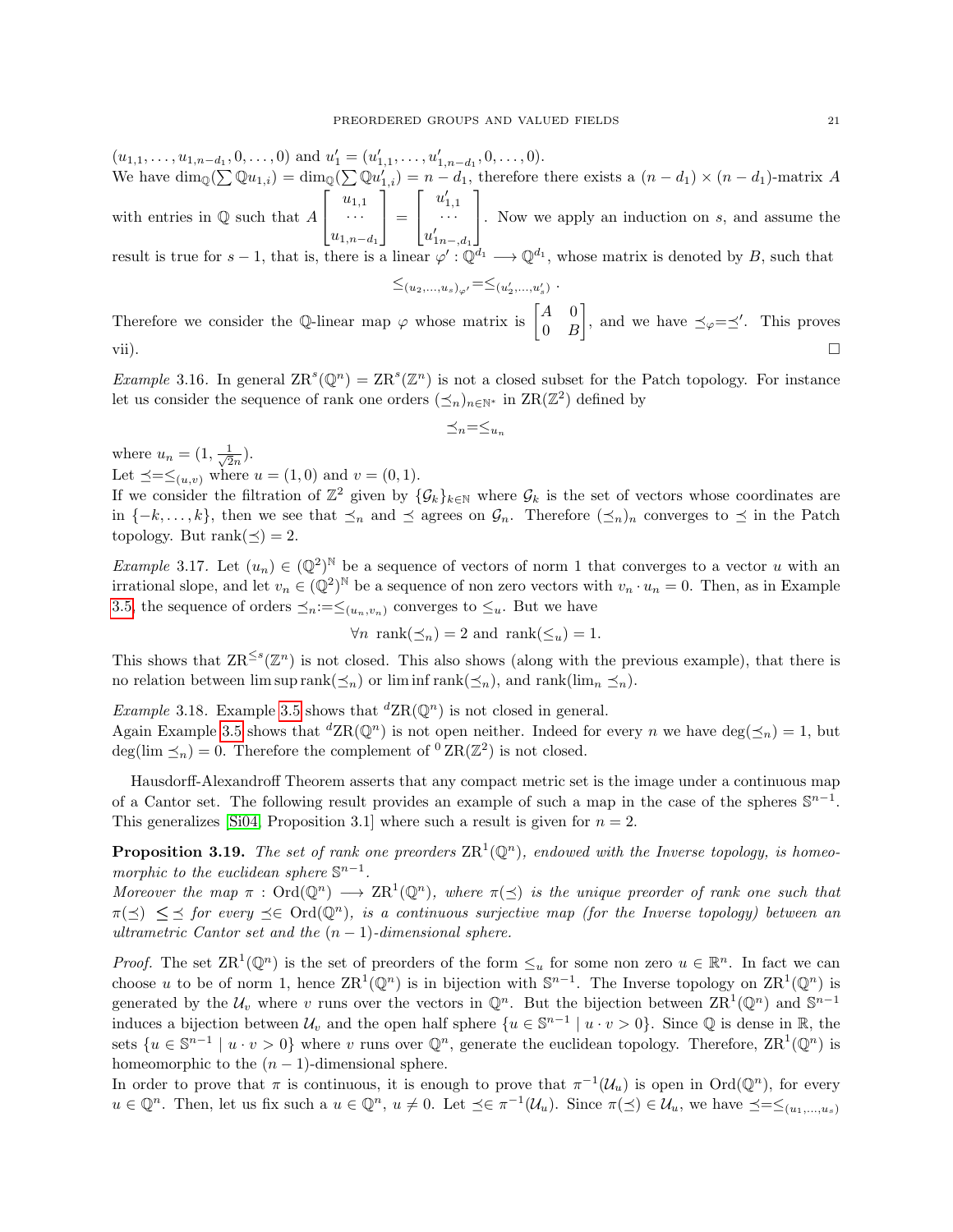$(u_{1,1},\dots,u_{1,n-d_1},0,\dots,0)$ and $u'_1=(u'_{1,1},\dots,u'_{1,n-d_1},0,\dots,0)$.
We have $\dim_{\mathbb{Q}}(\sum \mathbb{Q}u_{1,i})=\dim_{\mathbb{Q}}(\sum \mathbb{Q}u'_{1,i})=n-d_1$, therefore there exists a $(n-d_1)\times(n-d_1)$-matrix $A$ with entries in $\mathbb{Q}$ such that $A\begin{bmatrix}u_{1,1}\\ \cdots\\ u_{1,n-d_1}\end{bmatrix}=\begin{bmatrix}u'_{1,1}\\ \cdots\\ u'_{1n-,d_1}\end{bmatrix}$. Now we apply an induction on $s$, and assume the result is true for $s-1$, that is, there is a linear $\varphi':\mathbb{Q}^{d_1}\longrightarrow\mathbb{Q}^{d_1}$, whose matrix is denoted by $B$, such that

$$\leq_{(u_2,\dots,u_s)_{\varphi'}}=\leq_{(u'_2,\dots,u'_s)}.$$

Therefore we consider the $\mathbb{Q}$-linear map $\varphi$ whose matrix is $\begin{bmatrix}A & 0\\ 0 & B\end{bmatrix}$, and we have $\preceq_\varphi=\preceq'$. This proves vii). $\square$

*Example* 3.16. In general $\mathrm{ZR}^s(\mathbb{Q}^n)=\mathrm{ZR}^s(\mathbb{Z}^n)$ is not a closed subset for the Patch topology. For instance let us consider the sequence of rank one orders $(\preceq_n)_{n\in\mathbb{N}^*}$ in $\mathrm{ZR}(\mathbb{Z}^2)$ defined by

$$\preceq_n=\leq_{u_n}$$

where $u_n=(1,\frac{1}{\sqrt{2}n})$.
Let $\preceq=\leq_{(u,v)}$ where $u=(1,0)$ and $v=(0,1)$.
If we consider the filtration of $\mathbb{Z}^2$ given by $\{\mathcal{G}_k\}_{k\in\mathbb{N}}$ where $\mathcal{G}_k$ is the set of vectors whose coordinates are in $\{-k,\dots,k\}$, then we see that $\preceq_n$ and $\preceq$ agrees on $\mathcal{G}_n$. Therefore $(\preceq_n)_n$ converges to $\preceq$ in the Patch topology. But $\mathrm{rank}(\preceq)=2$.

*Example* 3.17. Let $(u_n)\in(\mathbb{Q}^2)^{\mathbb{N}}$ be a sequence of vectors of norm 1 that converges to a vector $u$ with an irrational slope, and let $v_n\in(\mathbb{Q}^2)^{\mathbb{N}}$ be a sequence of non zero vectors with $v_n\cdot u_n=0$. Then, as in Example 3.5, the sequence of orders $\preceq_n:=\leq_{(u_n,v_n)}$ converges to $\leq_u$. But we have

$$\forall n\ \ \mathrm{rank}(\preceq_n)=2 \text{ and } \mathrm{rank}(\leq_u)=1.$$

This shows that $\mathrm{ZR}^{\leq s}(\mathbb{Z}^n)$ is not closed. This also shows (along with the previous example), that there is no relation between $\limsup\mathrm{rank}(\preceq_n)$ or $\liminf\mathrm{rank}(\preceq_n)$, and $\mathrm{rank}(\lim_n\preceq_n)$.

*Example* 3.18. Example 3.5 shows that ${}^d\mathrm{ZR}(\mathbb{Q}^n)$ is not closed in general.
Again Example 3.5 shows that ${}^d\mathrm{ZR}(\mathbb{Q}^n)$ is not open neither. Indeed for every $n$ we have $\deg(\preceq_n)=1$, but $\deg(\lim\preceq_n)=0$. Therefore the complement of ${}^0\,\mathrm{ZR}(\mathbb{Z}^2)$ is not closed.

Hausdorff-Alexandroff Theorem asserts that any compact metric set is the image under a continuous map of a Cantor set. The following result provides an example of such a map in the case of the spheres $\mathbb{S}^{n-1}$. This generalizes [Si04, Proposition 3.1] where such a result is given for $n=2$.

**Proposition 3.19.** *The set of rank one preorders $\mathrm{ZR}^1(\mathbb{Q}^n)$, endowed with the Inverse topology, is homeomorphic to the euclidean sphere $\mathbb{S}^{n-1}$.*
*Moreover the map $\pi:\mathrm{Ord}(\mathbb{Q}^n)\longrightarrow\mathrm{ZR}^1(\mathbb{Q}^n)$, where $\pi(\preceq)$ is the unique preorder of rank one such that $\pi(\preceq)\ \leq\preceq$ for every $\preceq\in\mathrm{Ord}(\mathbb{Q}^n)$, is a continuous surjective map (for the Inverse topology) between an ultrametric Cantor set and the $(n-1)$-dimensional sphere.*

*Proof.* The set $\mathrm{ZR}^1(\mathbb{Q}^n)$ is the set of preorders of the form $\leq_u$ for some non zero $u\in\mathbb{R}^n$. In fact we can choose $u$ to be of norm 1, hence $\mathrm{ZR}^1(\mathbb{Q}^n)$ is in bijection with $\mathbb{S}^{n-1}$. The Inverse topology on $\mathrm{ZR}^1(\mathbb{Q}^n)$ is generated by the $\mathcal{U}_v$ where $v$ runs over the vectors in $\mathbb{Q}^n$. But the bijection between $\mathrm{ZR}^1(\mathbb{Q}^n)$ and $\mathbb{S}^{n-1}$ induces a bijection between $\mathcal{U}_v$ and the open half sphere $\{u\in\mathbb{S}^{n-1}\mid u\cdot v>0\}$. Since $\mathbb{Q}$ is dense in $\mathbb{R}$, the sets $\{u\in\mathbb{S}^{n-1}\mid u\cdot v>0\}$ where $v$ runs over $\mathbb{Q}^n$, generate the euclidean topology. Therefore, $\mathrm{ZR}^1(\mathbb{Q}^n)$ is homeomorphic to the $(n-1)$-dimensional sphere.
In order to prove that $\pi$ is continuous, it is enough to prove that $\pi^{-1}(\mathcal{U}_u)$ is open in $\mathrm{Ord}(\mathbb{Q}^n)$, for every $u\in\mathbb{Q}^n$. Then, let us fix such a $u\in\mathbb{Q}^n$, $u\neq 0$. Let $\preceq\in\pi^{-1}(\mathcal{U}_u)$. Since $\pi(\preceq)\in\mathcal{U}_u$, we have $\preceq=\leq_{(u_1,\dots,u_s)}$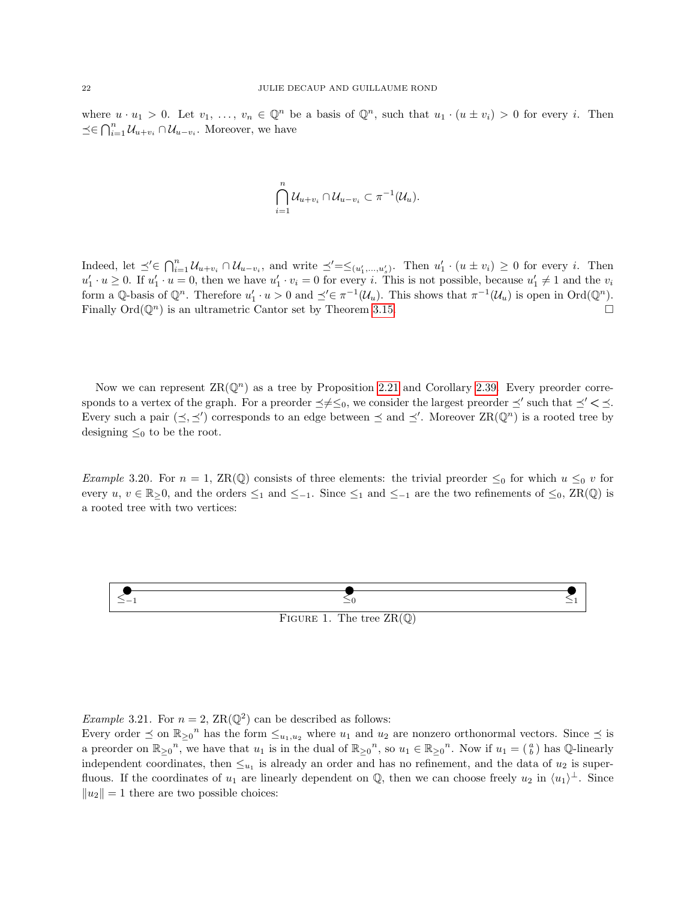where $u \cdot u_1 > 0$. Let $v_1, \ldots, v_n \in \mathbb{Q}^n$ be a basis of $\mathbb{Q}^n$, such that $u_1 \cdot (u \pm v_i) > 0$ for every $i$. Then $\preceq \in \bigcap_{i=1}^n \mathcal{U}_{u+v_i} \cap \mathcal{U}_{u-v_i}$. Moreover, we have

$$\bigcap_{i=1}^n \mathcal{U}_{u+v_i} \cap \mathcal{U}_{u-v_i} \subset \pi^{-1}(\mathcal{U}_u).$$

Indeed, let $\preceq' \in \bigcap_{i=1}^n \mathcal{U}_{u+v_i} \cap \mathcal{U}_{u-v_i}$, and write $\preceq' = \leq_{(u'_1,\ldots,u'_s)}$. Then $u'_1 \cdot (u \pm v_i) \geq 0$ for every $i$. Then $u'_1 \cdot u \geq 0$. If $u'_1 \cdot u = 0$, then we have $u'_1 \cdot v_i = 0$ for every $i$. This is not possible, because $u'_1 \neq 1$ and the $v_i$ form a $\mathbb{Q}$-basis of $\mathbb{Q}^n$. Therefore $u'_1 \cdot u > 0$ and $\preceq' \in \pi^{-1}(\mathcal{U}_u)$. This shows that $\pi^{-1}(\mathcal{U}_u)$ is open in $\mathrm{Ord}(\mathbb{Q}^n)$. Finally $\mathrm{Ord}(\mathbb{Q}^n)$ is an ultrametric Cantor set by Theorem 3.15. □

Now we can represent $\mathrm{ZR}(\mathbb{Q}^n)$ as a tree by Proposition 2.21 and Corollary 2.39. Every preorder corresponds to a vertex of the graph. For a preorder $\preceq \neq \leq_0$, we consider the largest preorder $\preceq'$ such that $\preceq' < \preceq$. Every such a pair $(\preceq, \preceq')$ corresponds to an edge between $\preceq$ and $\preceq'$. Moreover $\mathrm{ZR}(\mathbb{Q}^n)$ is a rooted tree by designing $\leq_0$ to be the root.

*Example* 3.20. For $n = 1$, $\mathrm{ZR}(\mathbb{Q})$ consists of three elements: the trivial preorder $\leq_0$ for which $u \leq_0 v$ for every $u, v \in \mathbb{R}_{\geq}0$, and the orders $\leq_1$ and $\leq_{-1}$. Since $\leq_1$ and $\leq_{-1}$ are the two refinements of $\leq_0$, $\mathrm{ZR}(\mathbb{Q})$ is a rooted tree with two vertices:

$\leq_{-1}$ ——— $\leq_0$ ——— $\leq_1$

FIGURE 1. The tree $\mathrm{ZR}(\mathbb{Q})$

*Example* 3.21. For $n = 2$, $\mathrm{ZR}(\mathbb{Q}^2)$ can be described as follows:
Every order $\preceq$ on ${\mathbb{R}_{\geq 0}}^n$ has the form $\leq_{u_1,u_2}$ where $u_1$ and $u_2$ are nonzero orthonormal vectors. Since $\preceq$ is a preorder on ${\mathbb{R}_{\geq 0}}^n$, we have that $u_1$ is in the dual of ${\mathbb{R}_{\geq 0}}^n$, so $u_1 \in {\mathbb{R}_{\geq 0}}^n$. Now if $u_1 = \binom{a}{b}$ has $\mathbb{Q}$-linearly independent coordinates, then $\leq_{u_1}$ is already an order and has no refinement, and the data of $u_2$ is superfluous. If the coordinates of $u_1$ are linearly dependent on $\mathbb{Q}$, then we can choose freely $u_2$ in $\langle u_1 \rangle^\perp$. Since $\|u_2\| = 1$ there are two possible choices: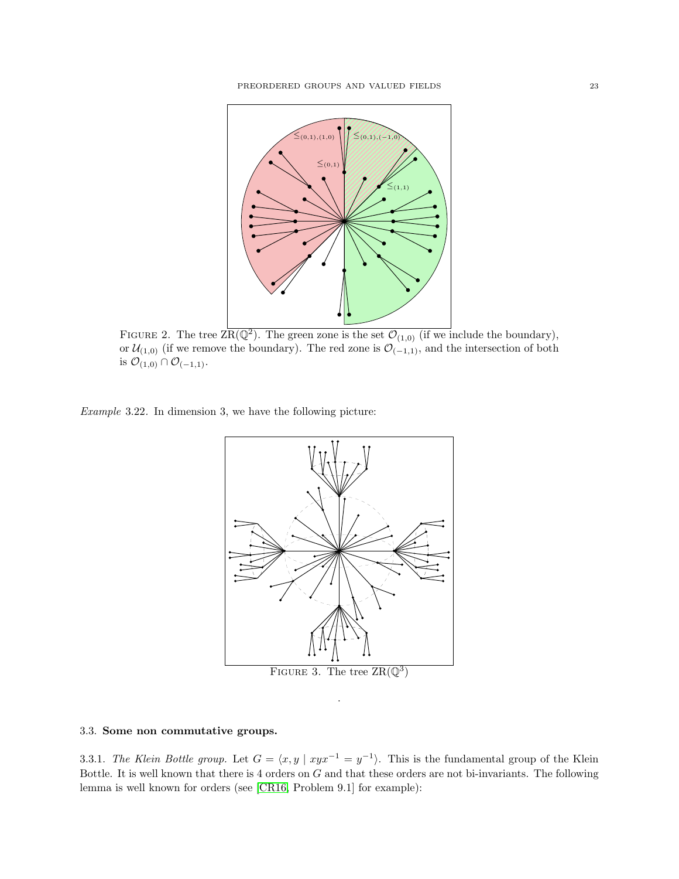FIGURE 2. The tree $\mathrm{ZR}(\mathbb{Q}^2)$. The green zone is the set $\mathcal{O}_{(1,0)}$ (if we include the boundary), or $\mathcal{U}_{(1,0)}$ (if we remove the boundary). The red zone is $\mathcal{O}_{(-1,1)}$, and the intersection of both is $\mathcal{O}_{(1,0)} \cap \mathcal{O}_{(-1,1)}$.

*Example* 3.22. In dimension 3, we have the following picture:

FIGURE 3. The tree $\mathrm{ZR}(\mathbb{Q}^3)$

.

### 3.3. Some non commutative groups.

3.3.1. *The Klein Bottle group.* Let $G = \langle x, y \mid xyx^{-1} = y^{-1} \rangle$. This is the fundamental group of the Klein Bottle. It is well known that there is 4 orders on $G$ and that these orders are not bi-invariants. The following lemma is well known for orders (see [CR16, Problem 9.1] for example):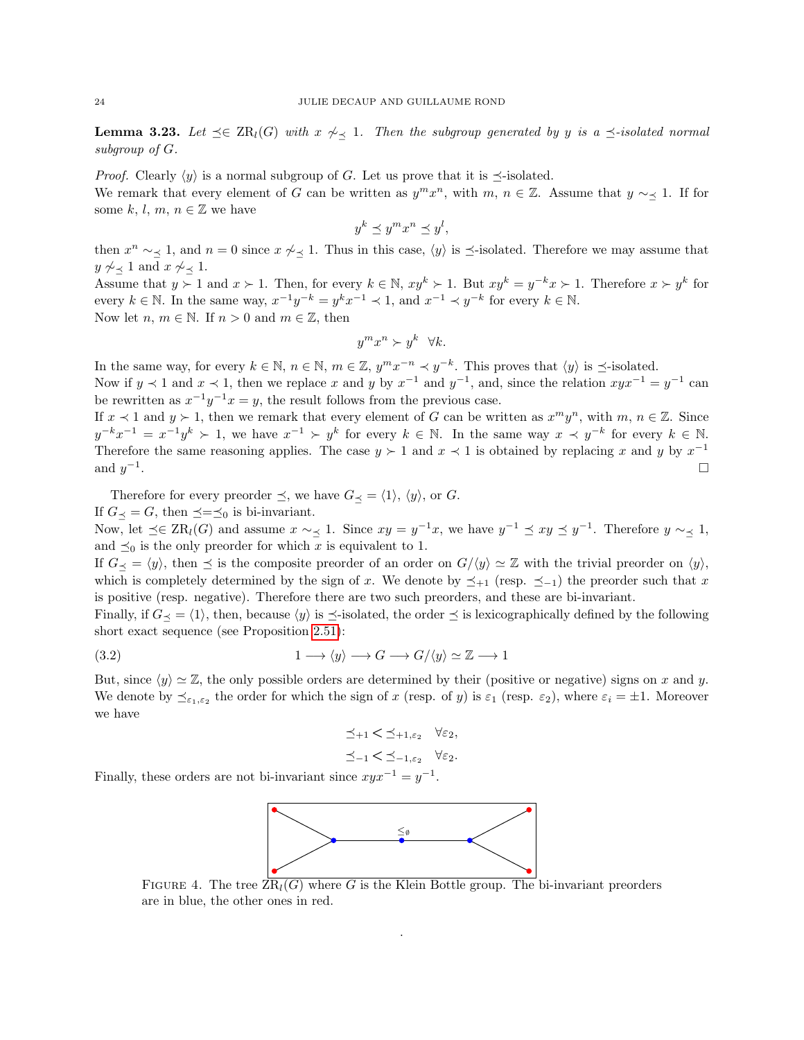**Lemma 3.23.** *Let $\preceq \in \mathrm{ZR}_l(G)$ with $x \not\sim_{\preceq} 1$. Then the subgroup generated by $y$ is a $\preceq$-isolated normal subgroup of $G$.*

*Proof.* Clearly $\langle y \rangle$ is a normal subgroup of $G$. Let us prove that it is $\preceq$-isolated.
We remark that every element of $G$ can be written as $y^m x^n$, with $m$, $n \in \mathbb{Z}$. Assume that $y \sim_{\preceq} 1$. If for some $k$, $l$, $m$, $n \in \mathbb{Z}$ we have

$$y^k \preceq y^m x^n \preceq y^l,$$

then $x^n \sim_{\preceq} 1$, and $n = 0$ since $x \not\sim_{\preceq} 1$. Thus in this case, $\langle y \rangle$ is $\preceq$-isolated. Therefore we may assume that $y \not\sim_{\preceq} 1$ and $x \not\sim_{\preceq} 1$.
Assume that $y \succ 1$ and $x \succ 1$. Then, for every $k \in \mathbb{N}$, $xy^k \succ 1$. But $xy^k = y^{-k}x \succ 1$. Therefore $x \succ y^k$ for every $k \in \mathbb{N}$. In the same way, $x^{-1}y^{-k} = y^k x^{-1} \prec 1$, and $x^{-1} \prec y^{-k}$ for every $k \in \mathbb{N}$.
Now let $n$, $m \in \mathbb{N}$. If $n > 0$ and $m \in \mathbb{Z}$, then

$$y^m x^n \succ y^k \quad \forall k.$$

In the same way, for every $k \in \mathbb{N}$, $n \in \mathbb{N}$, $m \in \mathbb{Z}$, $y^m x^{-n} \prec y^{-k}$. This proves that $\langle y \rangle$ is $\preceq$-isolated.
Now if $y \prec 1$ and $x \prec 1$, then we replace $x$ and $y$ by $x^{-1}$ and $y^{-1}$, and, since the relation $xyx^{-1} = y^{-1}$ can be rewritten as $x^{-1}y^{-1}x = y$, the result follows from the previous case.
If $x \prec 1$ and $y \succ 1$, then we remark that every element of $G$ can be written as $x^m y^n$, with $m$, $n \in \mathbb{Z}$. Since $y^{-k}x^{-1} = x^{-1}y^k \succ 1$, we have $x^{-1} \succ y^k$ for every $k \in \mathbb{N}$. In the same way $x \prec y^{-k}$ for every $k \in \mathbb{N}$. Therefore the same reasoning applies. The case $y \succ 1$ and $x \prec 1$ is obtained by replacing $x$ and $y$ by $x^{-1}$ and $y^{-1}$. $\square$

Therefore for every preorder $\preceq$, we have $G_{\preceq} = \langle 1 \rangle$, $\langle y \rangle$, or $G$.
If $G_{\preceq} = G$, then $\preceq = \preceq_0$ is bi-invariant.
Now, let $\preceq \in \mathrm{ZR}_l(G)$ and assume $x \sim_{\preceq} 1$. Since $xy = y^{-1}x$, we have $y^{-1} \preceq xy \preceq y^{-1}$. Therefore $y \sim_{\preceq} 1$, and $\preceq_0$ is the only preorder for which $x$ is equivalent to 1.
If $G_{\preceq} = \langle y \rangle$, then $\preceq$ is the composite preorder of an order on $G/\langle y \rangle \simeq \mathbb{Z}$ with the trivial preorder on $\langle y \rangle$, which is completely determined by the sign of $x$. We denote by $\preceq_{+1}$ (resp. $\preceq_{-1}$) the preorder such that $x$ is positive (resp. negative). Therefore there are two such preorders, and these are bi-invariant.
Finally, if $G_{\preceq} = \langle 1 \rangle$, then, because $\langle y \rangle$ is $\preceq$-isolated, the order $\preceq$ is lexicographically defined by the following short exact sequence (see Proposition 2.51):

$$1 \longrightarrow \langle y \rangle \longrightarrow G \longrightarrow G/\langle y \rangle \simeq \mathbb{Z} \longrightarrow 1 \tag{3.2}$$

But, since $\langle y \rangle \simeq \mathbb{Z}$, the only possible orders are determined by their (positive or negative) signs on $x$ and $y$. We denote by $\preceq_{\varepsilon_1,\varepsilon_2}$ the order for which the sign of $x$ (resp. of $y$) is $\varepsilon_1$ (resp. $\varepsilon_2$), where $\varepsilon_i = \pm 1$. Moreover we have

$$\preceq_{+1} < \preceq_{+1,\varepsilon_2} \quad \forall \varepsilon_2,$$
$$\preceq_{-1} < \preceq_{-1,\varepsilon_2} \quad \forall \varepsilon_2.$$

Finally, these orders are not bi-invariant since $xyx^{-1} = y^{-1}$.

FIGURE 4. The tree $\mathrm{ZR}_l(G)$ where $G$ is the Klein Bottle group. The bi-invariant preorders are in blue, the other ones in red.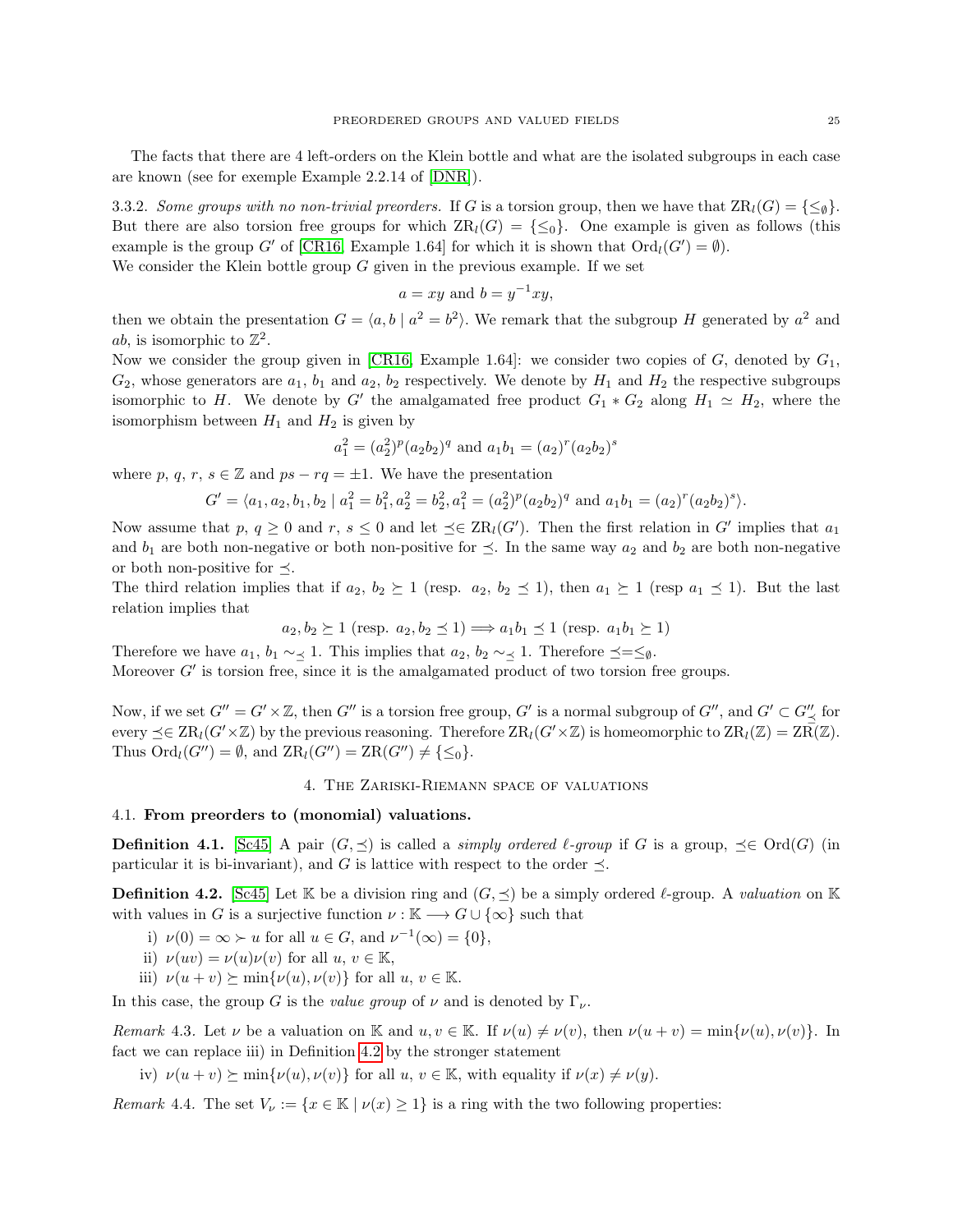The facts that there are 4 left-orders on the Klein bottle and what are the isolated subgroups in each case are known (see for exemple Example 2.2.14 of [DNR]).

3.3.2. *Some groups with no non-trivial preorders.* If $G$ is a torsion group, then we have that $\mathrm{ZR}_l(G) = \{\leq_\emptyset\}$. But there are also torsion free groups for which $\mathrm{ZR}_l(G) = \{\leq_0\}$. One example is given as follows (this example is the group $G'$ of [CR16, Example 1.64] for which it is shown that $\mathrm{Ord}_l(G') = \emptyset$).
We consider the Klein bottle group $G$ given in the previous example. If we set

$$a = xy \text{ and } b = y^{-1}xy,$$

then we obtain the presentation $G = \langle a, b \mid a^2 = b^2\rangle$. We remark that the subgroup $H$ generated by $a^2$ and $ab$, is isomorphic to $\mathbb{Z}^2$.
Now we consider the group given in [CR16, Example 1.64]: we consider two copies of $G$, denoted by $G_1$, $G_2$, whose generators are $a_1$, $b_1$ and $a_2$, $b_2$ respectively. We denote by $H_1$ and $H_2$ the respective subgroups isomorphic to $H$. We denote by $G'$ the amalgamated free product $G_1 * G_2$ along $H_1 \simeq H_2$, where the isomorphism between $H_1$ and $H_2$ is given by

$$a_1^2 = (a_2^2)^p(a_2b_2)^q \text{ and } a_1b_1 = (a_2)^r(a_2b_2)^s$$

where $p$, $q$, $r$, $s \in \mathbb{Z}$ and $ps - rq = \pm 1$. We have the presentation

$$G' = \langle a_1, a_2, b_1, b_2 \mid a_1^2 = b_1^2, a_2^2 = b_2^2, a_1^2 = (a_2^2)^p(a_2b_2)^q \text{ and } a_1b_1 = (a_2)^r(a_2b_2)^s\rangle.$$

Now assume that $p$, $q \geq 0$ and $r$, $s \leq 0$ and let $\preceq \in \mathrm{ZR}_l(G')$. Then the first relation in $G'$ implies that $a_1$ and $b_1$ are both non-negative or both non-positive for $\preceq$. In the same way $a_2$ and $b_2$ are both non-negative or both non-positive for $\preceq$.
The third relation implies that if $a_2$, $b_2 \succeq 1$ (resp. $a_2$, $b_2 \preceq 1$), then $a_1 \succeq 1$ (resp $a_1 \preceq 1$). But the last relation implies that

$$a_2, b_2 \succeq 1 \text{ (resp. } a_2, b_2 \preceq 1) \Longrightarrow a_1b_1 \preceq 1 \text{ (resp. } a_1b_1 \succeq 1)$$

Therefore we have $a_1$, $b_1 \sim_\preceq 1$. This implies that $a_2$, $b_2 \sim_\preceq 1$. Therefore $\preceq = \leq_\emptyset$.
Moreover $G'$ is torsion free, since it is the amalgamated product of two torsion free groups.

Now, if we set $G'' = G' \times \mathbb{Z}$, then $G''$ is a torsion free group, $G'$ is a normal subgroup of $G''$, and $G' \subset G''_\preceq$ for every $\preceq \in \mathrm{ZR}_l(G' \times \mathbb{Z})$ by the previous reasoning. Therefore $\mathrm{ZR}_l(G' \times \mathbb{Z})$ is homeomorphic to $\mathrm{ZR}_l(\mathbb{Z}) = \mathrm{ZR}(\mathbb{Z})$. Thus $\mathrm{Ord}_l(G'') = \emptyset$, and $\mathrm{ZR}_l(G'') = \mathrm{ZR}(G'') \neq \{\leq_0\}$.

## 4. The Zariski-Riemann space of valuations

### 4.1. From preorders to (monomial) valuations.

**Definition 4.1.** [Sc45] A pair $(G, \preceq)$ is called a *simply ordered $\ell$-group* if $G$ is a group, $\preceq \in \mathrm{Ord}(G)$ (in particular it is bi-invariant), and $G$ is lattice with respect to the order $\preceq$.

**Definition 4.2.** [Sc45] Let $\mathbb{K}$ be a division ring and $(G, \preceq)$ be a simply ordered $\ell$-group. A *valuation* on $\mathbb{K}$ with values in $G$ is a surjective function $\nu : \mathbb{K} \longrightarrow G \cup \{\infty\}$ such that

i) $\nu(0) = \infty \succ u$ for all $u \in G$, and $\nu^{-1}(\infty) = \{0\}$,
ii) $\nu(uv) = \nu(u)\nu(v)$ for all $u$, $v \in \mathbb{K}$,
iii) $\nu(u + v) \succeq \min\{\nu(u), \nu(v)\}$ for all $u$, $v \in \mathbb{K}$.

In this case, the group $G$ is the *value group* of $\nu$ and is denoted by $\Gamma_\nu$.

*Remark* 4.3. Let $\nu$ be a valuation on $\mathbb{K}$ and $u, v \in \mathbb{K}$. If $\nu(u) \neq \nu(v)$, then $\nu(u + v) = \min\{\nu(u), \nu(v)\}$. In fact we can replace iii) in Definition 4.2 by the stronger statement

iv) $\nu(u + v) \succeq \min\{\nu(u), \nu(v)\}$ for all $u$, $v \in \mathbb{K}$, with equality if $\nu(x) \neq \nu(y)$.

*Remark* 4.4. The set $V_\nu := \{x \in \mathbb{K} \mid \nu(x) \geq 1\}$ is a ring with the two following properties: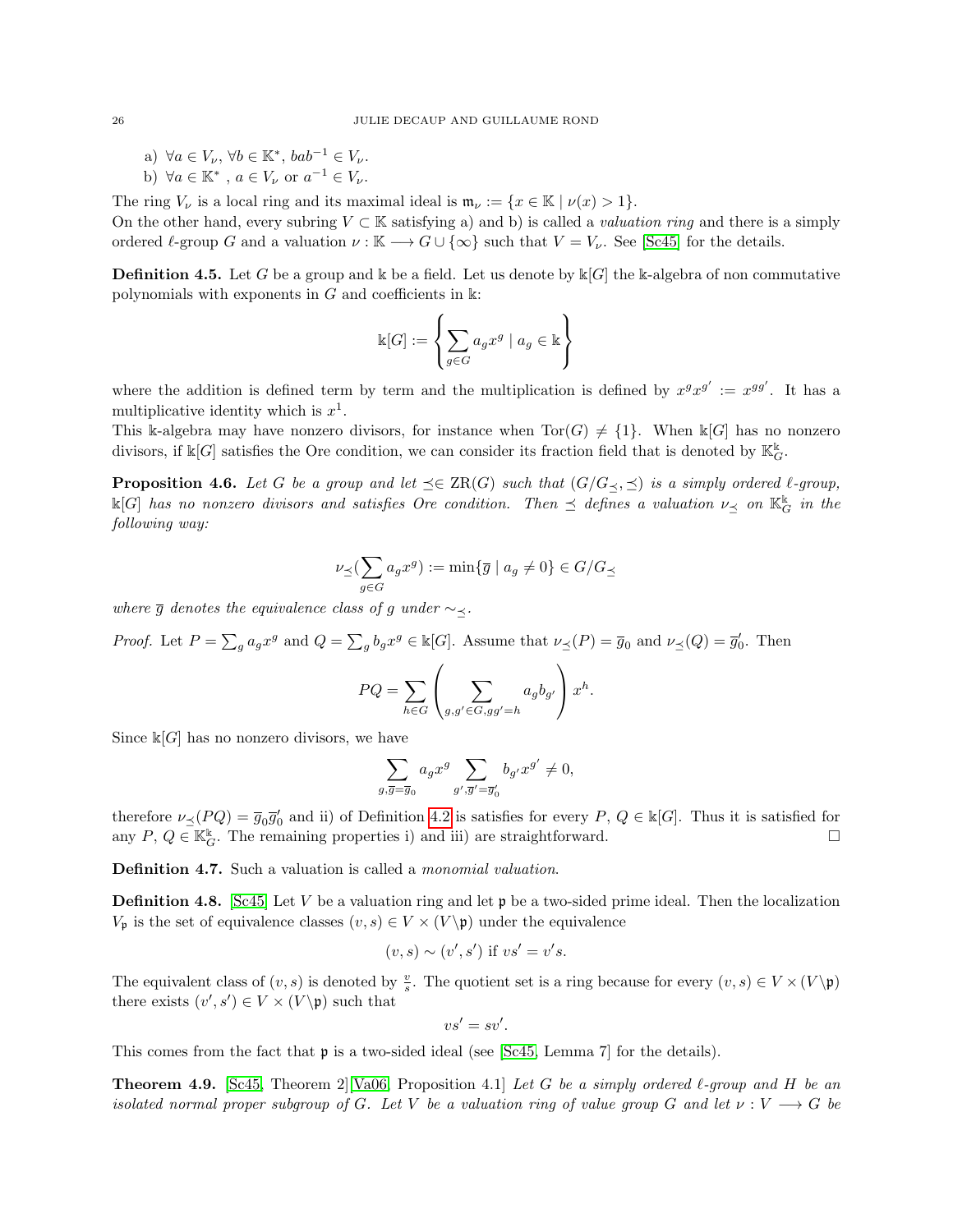a) $\forall a \in V_\nu$, $\forall b \in \mathbb{K}^*$, $bab^{-1} \in V_\nu$.

b) $\forall a \in \mathbb{K}^*$ , $a \in V_\nu$ or $a^{-1} \in V_\nu$.

The ring $V_\nu$ is a local ring and its maximal ideal is $\mathfrak{m}_\nu := \{x \in \mathbb{K} \mid \nu(x) > 1\}$.
On the other hand, every subring $V \subset \mathbb{K}$ satisfying a) and b) is called a *valuation ring* and there is a simply ordered $\ell$-group $G$ and a valuation $\nu : \mathbb{K} \longrightarrow G \cup \{\infty\}$ such that $V = V_\nu$. See [Sc45] for the details.

**Definition 4.5.** Let $G$ be a group and $\Bbbk$ be a field. Let us denote by $\Bbbk[G]$ the $\Bbbk$-algebra of non commutative polynomials with exponents in $G$ and coefficients in $\Bbbk$:

$$\Bbbk[G] := \left\{ \sum_{g \in G} a_g x^g \mid a_g \in \Bbbk \right\}$$

where the addition is defined term by term and the multiplication is defined by $x^g x^{g'} := x^{gg'}$. It has a multiplicative identity which is $x^1$.
This $\Bbbk$-algebra may have nonzero divisors, for instance when $\mathrm{Tor}(G) \neq \{1\}$. When $\Bbbk[G]$ has no nonzero divisors, if $\Bbbk[G]$ satisfies the Ore condition, we can consider its fraction field that is denoted by $\mathbb{K}_G^{\Bbbk}$.

**Proposition 4.6.** *Let $G$ be a group and let $\preceq \in \mathrm{ZR}(G)$ such that $(G/G_\preceq, \preceq)$ is a simply ordered $\ell$-group, $\Bbbk[G]$ has no nonzero divisors and satisfies Ore condition. Then $\preceq$ defines a valuation $\nu_\preceq$ on $\mathbb{K}_G^{\Bbbk}$ in the following way:*

$$\nu_\preceq\Big(\sum_{g \in G} a_g x^g\Big) := \min\{\overline{g} \mid a_g \neq 0\} \in G/G_\preceq$$

*where $\overline{g}$ denotes the equivalence class of $g$ under $\sim_\preceq$.*

*Proof.* Let $P = \sum_g a_g x^g$ and $Q = \sum_g b_g x^g \in \Bbbk[G]$. Assume that $\nu_\preceq(P) = \overline{g}_0$ and $\nu_\preceq(Q) = \overline{g}'_0$. Then

$$PQ = \sum_{h \in G} \left( \sum_{g, g' \in G, gg' = h} a_g b_{g'} \right) x^h.$$

Since $\Bbbk[G]$ has no nonzero divisors, we have

$$\sum_{g, \overline{g} = \overline{g}_0} a_g x^g \sum_{g', \overline{g}' = \overline{g}'_0} b_{g'} x^{g'} \neq 0,$$

therefore $\nu_\preceq(PQ) = \overline{g}_0 \overline{g}'_0$ and ii) of Definition 4.2 is satisfies for every $P$, $Q \in \Bbbk[G]$. Thus it is satisfied for any $P$, $Q \in \mathbb{K}_G^{\Bbbk}$. The remaining properties i) and iii) are straightforward. $\square$

**Definition 4.7.** Such a valuation is called a *monomial valuation*.

**Definition 4.8.** [Sc45] Let $V$ be a valuation ring and let $\mathfrak{p}$ be a two-sided prime ideal. Then the localization $V_\mathfrak{p}$ is the set of equivalence classes $(v, s) \in V \times (V \backslash \mathfrak{p})$ under the equivalence

$$(v, s) \sim (v', s') \text{ if } vs' = v's.$$

The equivalent class of $(v, s)$ is denoted by $\frac{v}{s}$. The quotient set is a ring because for every $(v, s) \in V \times (V \backslash \mathfrak{p})$ there exists $(v', s') \in V \times (V \backslash \mathfrak{p})$ such that

$$vs' = sv'.$$

This comes from the fact that $\mathfrak{p}$ is a two-sided ideal (see [Sc45, Lemma 7] for the details).

**Theorem 4.9.** [Sc45, Theorem 2][Va06, Proposition 4.1] *Let $G$ be a simply ordered $\ell$-group and $H$ be an isolated normal proper subgroup of $G$. Let $V$ be a valuation ring of value group $G$ and let $\nu : V \longrightarrow G$ be*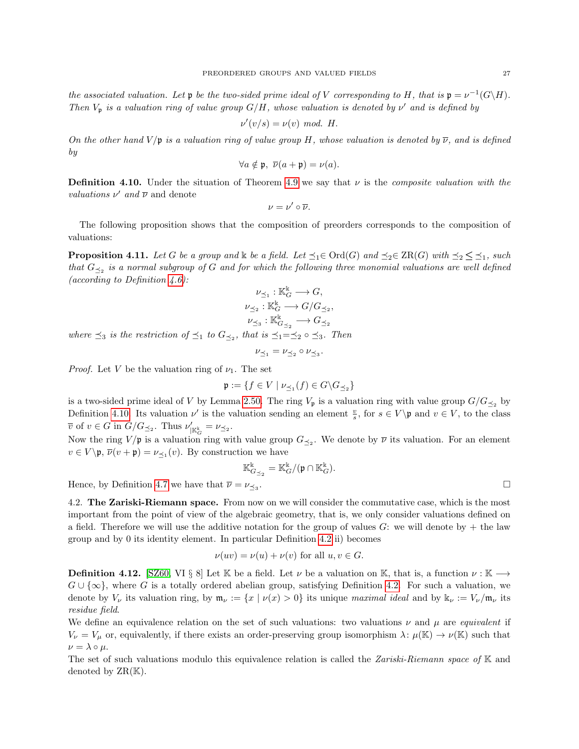*the associated valuation. Let $\mathfrak{p}$ be the two-sided prime ideal of $V$ corresponding to $H$, that is $\mathfrak{p} = \nu^{-1}(G\backslash H)$. Then $V_\mathfrak{p}$ is a valuation ring of value group $G/H$, whose valuation is denoted by $\nu'$ and is defined by*

$$\nu'(v/s) = \nu(v) \text{ mod. } H.$$

*On the other hand $V/\mathfrak{p}$ is a valuation ring of value group $H$, whose valuation is denoted by $\overline{\nu}$, and is defined by*

$$\forall a \notin \mathfrak{p},\ \overline{\nu}(a + \mathfrak{p}) = \nu(a).$$

**Definition 4.10.** Under the situation of Theorem 4.9 we say that $\nu$ is the *composite valuation with the valuations $\nu'$ and $\overline{\nu}$* and denote

$$\nu = \nu' \circ \overline{\nu}.$$

The following proposition shows that the composition of preorders corresponds to the composition of valuations:

**Proposition 4.11.** *Let $G$ be a group and $\Bbbk$ be a field. Let $\preceq_1 \in \mathrm{Ord}(G)$ and $\preceq_2 \in \mathrm{ZR}(G)$ with $\preceq_2 \leq \preceq_1$, such that $G_{\preceq_2}$ is a normal subgroup of $G$ and for which the following three monomial valuations are well defined (according to Definition 4.6):*

$$\nu_{\preceq_1} : \mathbb{K}_G^\Bbbk \longrightarrow G,$$
$$\nu_{\preceq_2} : \mathbb{K}_G^\Bbbk \longrightarrow G/G_{\preceq_2},$$
$$\nu_{\preceq_3} : \mathbb{K}_{G_{\preceq_2}}^\Bbbk \longrightarrow G_{\preceq_2}$$

*where $\preceq_3$ is the restriction of $\preceq_1$ to $G_{\preceq_2}$, that is $\preceq_1 = \preceq_2 \circ \preceq_3$. Then*

$$\nu_{\preceq_1} = \nu_{\preceq_2} \circ \nu_{\preceq_3}.$$

*Proof.* Let $V$ be the valuation ring of $\nu_1$. The set

$$\mathfrak{p} := \{f \in V \mid \nu_{\preceq_1}(f) \in G\backslash G_{\preceq_2}\}$$

is a two-sided prime ideal of $V$ by Lemma 2.50. The ring $V_\mathfrak{p}$ is a valuation ring with value group $G/G_{\preceq_2}$ by Definition 4.10. Its valuation $\nu'$ is the valuation sending an element $\frac{v}{s}$, for $s \in V\backslash\mathfrak{p}$ and $v \in V$, to the class $\overline{v}$ of $v \in G$ in $G/G_{\preceq_2}$. Thus $\nu'_{|\mathbb{K}_G^\Bbbk} = \nu_{\preceq_2}$.
Now the ring $V/\mathfrak{p}$ is a valuation ring with value group $G_{\preceq_2}$. We denote by $\overline{\nu}$ its valuation. For an element $v \in V\backslash\mathfrak{p}$, $\overline{\nu}(v + \mathfrak{p}) = \nu_{\preceq_1}(v)$. By construction we have

$$\mathbb{K}_{G_{\preceq_2}}^\Bbbk = \mathbb{K}_G^\Bbbk/(\mathfrak{p} \cap \mathbb{K}_G^\Bbbk).$$

Hence, by Definition 4.7 we have that $\overline{\nu} = \nu_{\preceq_3}$. □

4.2. **The Zariski-Riemann space.** From now on we will consider the commutative case, which is the most important from the point of view of the algebraic geometry, that is, we only consider valuations defined on a field. Therefore we will use the additive notation for the group of values $G$: we will denote by $+$ the law group and by $0$ its identity element. In particular Definition 4.2 ii) becomes

$$\nu(uv) = \nu(u) + \nu(v) \text{ for all } u, v \in G.$$

**Definition 4.12.** [SZ60, VI § 8] Let $\mathbb{K}$ be a field. Let $\nu$ be a valuation on $\mathbb{K}$, that is, a function $\nu : \mathbb{K} \longrightarrow G \cup \{\infty\}$, where $G$ is a totally ordered abelian group, satisfying Definition 4.2. For such a valuation, we denote by $V_\nu$ its valuation ring, by $\mathfrak{m}_\nu := \{x \mid \nu(x) > 0\}$ its unique *maximal ideal* and by $\Bbbk_\nu := V_\nu/\mathfrak{m}_\nu$ its *residue field*.
We define an equivalence relation on the set of such valuations: two valuations $\nu$ and $\mu$ are *equivalent* if $V_\nu = V_\mu$ or, equivalently, if there exists an order-preserving group isomorphism $\lambda \colon \mu(\mathbb{K}) \to \nu(\mathbb{K})$ such that $\nu = \lambda \circ \mu$.
The set of such valuations modulo this equivalence relation is called the *Zariski-Riemann space of* $\mathbb{K}$ and denoted by $\mathrm{ZR}(\mathbb{K})$.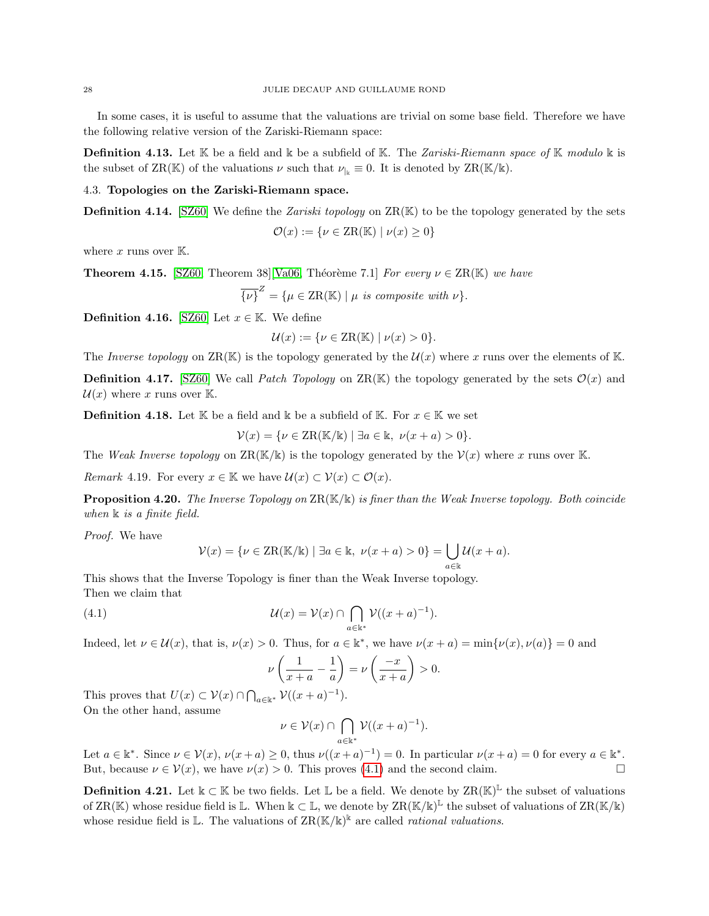In some cases, it is useful to assume that the valuations are trivial on some base field. Therefore we have the following relative version of the Zariski-Riemann space:

**Definition 4.13.** Let $\mathbb{K}$ be a field and $\Bbbk$ be a subfield of $\mathbb{K}$. The *Zariski-Riemann space of* $\mathbb{K}$ *modulo* $\Bbbk$ is the subset of $\mathrm{ZR}(\mathbb{K})$ of the valuations $\nu$ such that $\nu_{|_\Bbbk} \equiv 0$. It is denoted by $\mathrm{ZR}(\mathbb{K}/\Bbbk)$.

### 4.3. Topologies on the Zariski-Riemann space.

**Definition 4.14.** [SZ60] We define the *Zariski topology* on $\mathrm{ZR}(\mathbb{K})$ to be the topology generated by the sets

$$\mathcal{O}(x) := \{\nu \in \mathrm{ZR}(\mathbb{K}) \mid \nu(x) \geq 0\}$$

where $x$ runs over $\mathbb{K}$.

**Theorem 4.15.** [SZ60, Theorem 38][Va06, Théorème 7.1] *For every $\nu \in \mathrm{ZR}(\mathbb{K})$ we have*

$$\overline{\{\nu\}}^Z = \{\mu \in \mathrm{ZR}(\mathbb{K}) \mid \mu \text{ is composite with } \nu\}.$$

**Definition 4.16.** [SZ60] Let $x \in \mathbb{K}$. We define

$$\mathcal{U}(x) := \{\nu \in \mathrm{ZR}(\mathbb{K}) \mid \nu(x) > 0\}.$$

The *Inverse topology* on $\mathrm{ZR}(\mathbb{K})$ is the topology generated by the $\mathcal{U}(x)$ where $x$ runs over the elements of $\mathbb{K}$.

**Definition 4.17.** [SZ60] We call *Patch Topology* on $\mathrm{ZR}(\mathbb{K})$ the topology generated by the sets $\mathcal{O}(x)$ and $\mathcal{U}(x)$ where $x$ runs over $\mathbb{K}$.

**Definition 4.18.** Let $\mathbb{K}$ be a field and $\Bbbk$ be a subfield of $\mathbb{K}$. For $x \in \mathbb{K}$ we set

$$\mathcal{V}(x) = \{\nu \in \mathrm{ZR}(\mathbb{K}/\Bbbk) \mid \exists a \in \Bbbk,\ \nu(x+a) > 0\}.$$

The *Weak Inverse topology* on $\mathrm{ZR}(\mathbb{K}/\Bbbk)$ is the topology generated by the $\mathcal{V}(x)$ where $x$ runs over $\mathbb{K}$.

*Remark* 4.19. For every $x \in \mathbb{K}$ we have $\mathcal{U}(x) \subset \mathcal{V}(x) \subset \mathcal{O}(x)$.

**Proposition 4.20.** *The Inverse Topology on $\mathrm{ZR}(\mathbb{K}/\Bbbk)$ is finer than the Weak Inverse topology. Both coincide when $\Bbbk$ is a finite field.*

*Proof.* We have

$$\mathcal{V}(x) = \{\nu \in \mathrm{ZR}(\mathbb{K}/\Bbbk) \mid \exists a \in \Bbbk,\ \nu(x+a) > 0\} = \bigcup_{a \in \Bbbk} \mathcal{U}(x+a).$$

This shows that the Inverse Topology is finer than the Weak Inverse topology.
Then we claim that

$$\mathcal{U}(x) = \mathcal{V}(x) \cap \bigcap_{a \in \Bbbk^*} \mathcal{V}((x+a)^{-1}). \tag{4.1}$$

Indeed, let $\nu \in \mathcal{U}(x)$, that is, $\nu(x) > 0$. Thus, for $a \in \Bbbk^*$, we have $\nu(x+a) = \min\{\nu(x), \nu(a)\} = 0$ and

$$\nu\left(\frac{1}{x+a} - \frac{1}{a}\right) = \nu\left(\frac{-x}{x+a}\right) > 0.$$

This proves that $U(x) \subset \mathcal{V}(x) \cap \bigcap_{a \in \Bbbk^*} \mathcal{V}((x+a)^{-1})$.
On the other hand, assume

$$\nu \in \mathcal{V}(x) \cap \bigcap_{a \in \Bbbk^*} \mathcal{V}((x+a)^{-1}).$$

Let $a \in \Bbbk^*$. Since $\nu \in \mathcal{V}(x)$, $\nu(x+a) \geq 0$, thus $\nu((x+a)^{-1}) = 0$. In particular $\nu(x+a) = 0$ for every $a \in \Bbbk^*$. But, because $\nu \in \mathcal{V}(x)$, we have $\nu(x) > 0$. This proves (4.1) and the second claim. $\square$

**Definition 4.21.** Let $\Bbbk \subset \mathbb{K}$ be two fields. Let $\mathbb{L}$ be a field. We denote by $\mathrm{ZR}(\mathbb{K})^{\mathbb{L}}$ the subset of valuations of $\mathrm{ZR}(\mathbb{K})$ whose residue field is $\mathbb{L}$. When $\Bbbk \subset \mathbb{L}$, we denote by $\mathrm{ZR}(\mathbb{K}/\Bbbk)^{\mathbb{L}}$ the subset of valuations of $\mathrm{ZR}(\mathbb{K}/\Bbbk)$ whose residue field is $\mathbb{L}$. The valuations of $\mathrm{ZR}(\mathbb{K}/\Bbbk)^{\Bbbk}$ are called *rational valuations*.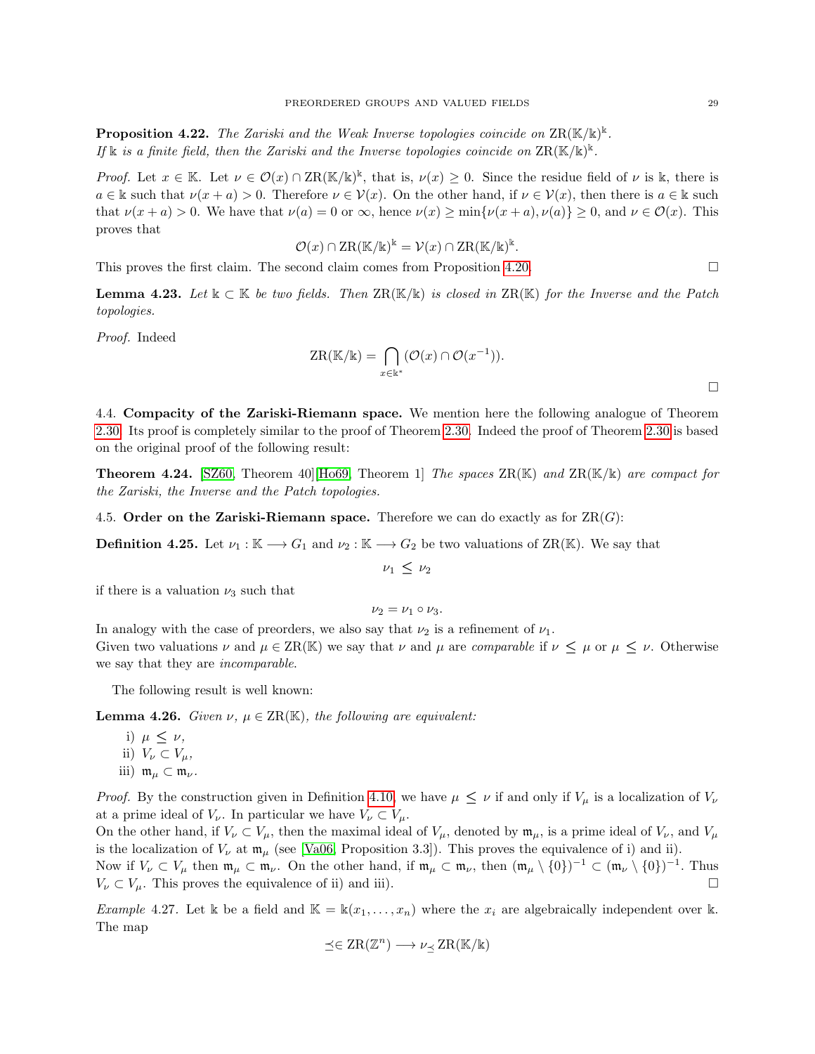**Proposition 4.22.** *The Zariski and the Weak Inverse topologies coincide on* $\mathrm{ZR}(\mathbb{K}/\mathbb{k})^{\mathbb{k}}$.
*If* $\mathbb{k}$ *is a finite field, then the Zariski and the Inverse topologies coincide on* $\mathrm{ZR}(\mathbb{K}/\mathbb{k})^{\mathbb{k}}$.

*Proof.* Let $x \in \mathbb{K}$. Let $\nu \in \mathcal{O}(x) \cap \mathrm{ZR}(\mathbb{K}/\mathbb{k})^{\mathbb{k}}$, that is, $\nu(x) \geq 0$. Since the residue field of $\nu$ is $\mathbb{k}$, there is $a \in \mathbb{k}$ such that $\nu(x+a) > 0$. Therefore $\nu \in \mathcal{V}(x)$. On the other hand, if $\nu \in \mathcal{V}(x)$, then there is $a \in \mathbb{k}$ such that $\nu(x+a) > 0$. We have that $\nu(a) = 0$ or $\infty$, hence $\nu(x) \geq \min\{\nu(x+a), \nu(a)\} \geq 0$, and $\nu \in \mathcal{O}(x)$. This proves that

$$\mathcal{O}(x) \cap \mathrm{ZR}(\mathbb{K}/\mathbb{k})^{\mathbb{k}} = \mathcal{V}(x) \cap \mathrm{ZR}(\mathbb{K}/\mathbb{k})^{\mathbb{k}}.$$

This proves the first claim. The second claim comes from Proposition 4.20. □

**Lemma 4.23.** *Let* $\mathbb{k} \subset \mathbb{K}$ *be two fields. Then* $\mathrm{ZR}(\mathbb{K}/\mathbb{k})$ *is closed in* $\mathrm{ZR}(\mathbb{K})$ *for the Inverse and the Patch topologies.*

*Proof.* Indeed

$$\mathrm{ZR}(\mathbb{K}/\mathbb{k}) = \bigcap_{x \in \mathbb{k}^*} (\mathcal{O}(x) \cap \mathcal{O}(x^{-1})).$$

□

4.4. **Compacity of the Zariski-Riemann space.** We mention here the following analogue of Theorem 2.30. Its proof is completely similar to the proof of Theorem 2.30. Indeed the proof of Theorem 2.30 is based on the original proof of the following result:

**Theorem 4.24.** [SZ60, Theorem 40][Ho69, Theorem 1] *The spaces* $\mathrm{ZR}(\mathbb{K})$ *and* $\mathrm{ZR}(\mathbb{K}/\mathbb{k})$ *are compact for the Zariski, the Inverse and the Patch topologies.*

4.5. **Order on the Zariski-Riemann space.** Therefore we can do exactly as for $\mathrm{ZR}(G)$:

**Definition 4.25.** Let $\nu_1 : \mathbb{K} \longrightarrow G_1$ and $\nu_2 : \mathbb{K} \longrightarrow G_2$ be two valuations of $\mathrm{ZR}(\mathbb{K})$. We say that

$$\nu_1 \leq \nu_2$$

if there is a valuation $\nu_3$ such that

$$\nu_2 = \nu_1 \circ \nu_3.$$

In analogy with the case of preorders, we also say that $\nu_2$ is a refinement of $\nu_1$.
Given two valuations $\nu$ and $\mu \in \mathrm{ZR}(\mathbb{K})$ we say that $\nu$ and $\mu$ are *comparable* if $\nu \leq \mu$ or $\mu \leq \nu$. Otherwise we say that they are *incomparable*.

The following result is well known:

**Lemma 4.26.** *Given* $\nu$, $\mu \in \mathrm{ZR}(\mathbb{K})$*, the following are equivalent:*

i) $\mu \leq \nu$,
ii) $V_\nu \subset V_\mu$,
iii) $\mathfrak{m}_\mu \subset \mathfrak{m}_\nu$.

*Proof.* By the construction given in Definition 4.10, we have $\mu \leq \nu$ if and only if $V_\mu$ is a localization of $V_\nu$ at a prime ideal of $V_\nu$. In particular we have $V_\nu \subset V_\mu$.
On the other hand, if $V_\nu \subset V_\mu$, then the maximal ideal of $V_\mu$, denoted by $\mathfrak{m}_\mu$, is a prime ideal of $V_\nu$, and $V_\mu$ is the localization of $V_\nu$ at $\mathfrak{m}_\mu$ (see [Va06, Proposition 3.3]). This proves the equivalence of i) and ii).
Now if $V_\nu \subset V_\mu$ then $\mathfrak{m}_\mu \subset \mathfrak{m}_\nu$. On the other hand, if $\mathfrak{m}_\mu \subset \mathfrak{m}_\nu$, then $(\mathfrak{m}_\mu \setminus \{0\})^{-1} \subset (\mathfrak{m}_\nu \setminus \{0\})^{-1}$. Thus $V_\nu \subset V_\mu$. This proves the equivalence of ii) and iii). □

*Example* 4.27. Let $\mathbb{k}$ be a field and $\mathbb{K} = \mathbb{k}(x_1, \ldots, x_n)$ where the $x_i$ are algebraically independent over $\mathbb{k}$. The map

$$\preceq \in \mathrm{ZR}(\mathbb{Z}^n) \longrightarrow \nu_{\preceq}\, \mathrm{ZR}(\mathbb{K}/\mathbb{k})$$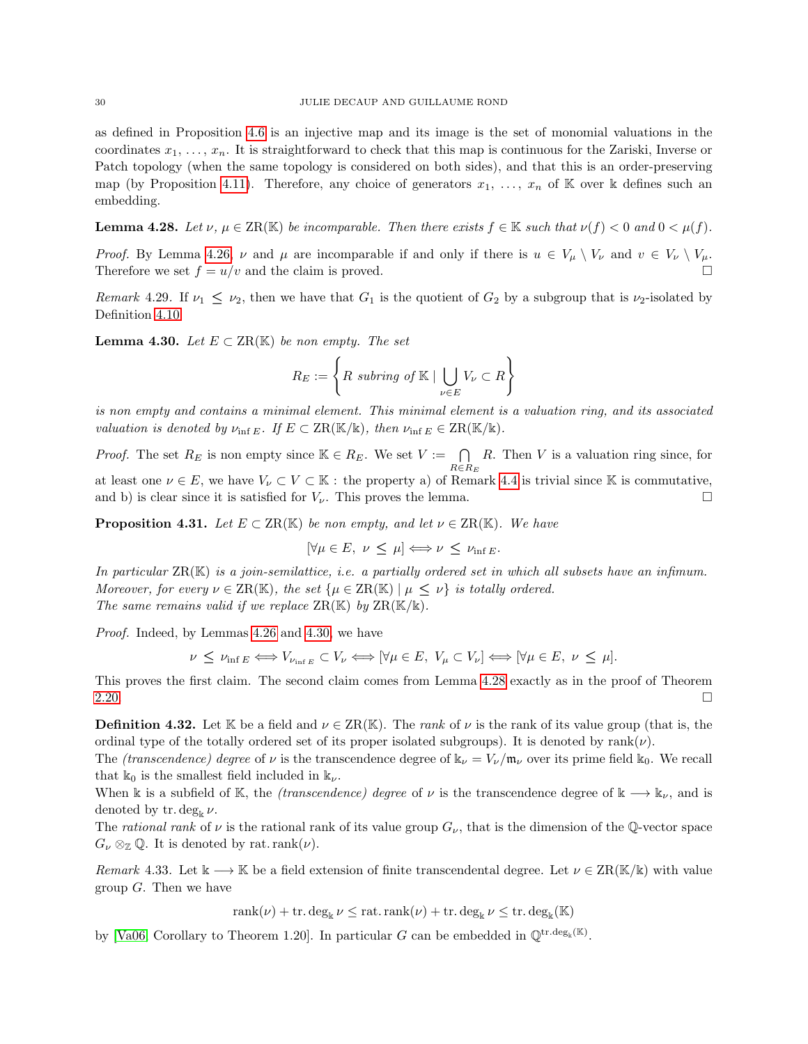as defined in Proposition 4.6 is an injective map and its image is the set of monomial valuations in the coordinates $x_1, \ldots, x_n$. It is straightforward to check that this map is continuous for the Zariski, Inverse or Patch topology (when the same topology is considered on both sides), and that this is an order-preserving map (by Proposition 4.11). Therefore, any choice of generators $x_1, \ldots, x_n$ of $\mathbb{K}$ over $\mathbb{k}$ defines such an embedding.

**Lemma 4.28.** *Let $\nu$, $\mu \in \mathrm{ZR}(\mathbb{K})$ be incomparable. Then there exists $f \in \mathbb{K}$ such that $\nu(f) < 0$ and $0 < \mu(f)$.*

*Proof.* By Lemma 4.26, $\nu$ and $\mu$ are incomparable if and only if there is $u \in V_\mu \setminus V_\nu$ and $v \in V_\nu \setminus V_\mu$. Therefore we set $f = u/v$ and the claim is proved. □

*Remark* 4.29. If $\nu_1 \leq \nu_2$, then we have that $G_1$ is the quotient of $G_2$ by a subgroup that is $\nu_2$-isolated by Definition 4.10.

**Lemma 4.30.** *Let $E \subset \mathrm{ZR}(\mathbb{K})$ be non empty. The set*

$$R_E := \left\{ R \text{ subring of } \mathbb{K} \mid \bigcup_{\nu \in E} V_\nu \subset R \right\}$$

*is non empty and contains a minimal element. This minimal element is a valuation ring, and its associated valuation is denoted by $\nu_{\inf E}$. If $E \subset \mathrm{ZR}(\mathbb{K}/\mathbb{k})$, then $\nu_{\inf E} \in \mathrm{ZR}(\mathbb{K}/\mathbb{k})$.*

*Proof.* The set $R_E$ is non empty since $\mathbb{K} \in R_E$. We set $V := \bigcap_{R \in R_E} R$. Then $V$ is a valuation ring since, for at least one $\nu \in E$, we have $V_\nu \subset V \subset \mathbb{K}$ : the property a) of Remark 4.4 is trivial since $\mathbb{K}$ is commutative, and b) is clear since it is satisfied for $V_\nu$. This proves the lemma. □

**Proposition 4.31.** *Let $E \subset \mathrm{ZR}(\mathbb{K})$ be non empty, and let $\nu \in \mathrm{ZR}(\mathbb{K})$. We have*

$$[\forall \mu \in E,\ \nu \leq \mu] \Longleftrightarrow \nu \leq \nu_{\inf E}.$$

*In particular $\mathrm{ZR}(\mathbb{K})$ is a join-semilattice, i.e. a partially ordered set in which all subsets have an infimum. Moreover, for every $\nu \in \mathrm{ZR}(\mathbb{K})$, the set $\{\mu \in \mathrm{ZR}(\mathbb{K}) \mid \mu \leq \nu\}$ is totally ordered.*
*The same remains valid if we replace $\mathrm{ZR}(\mathbb{K})$ by $\mathrm{ZR}(\mathbb{K}/\mathbb{k})$.*

*Proof.* Indeed, by Lemmas 4.26 and 4.30, we have

$$\nu \leq \nu_{\inf E} \Longleftrightarrow V_{\nu_{\inf E}} \subset V_\nu \Longleftrightarrow [\forall \mu \in E,\ V_\mu \subset V_\nu] \Longleftrightarrow [\forall \mu \in E,\ \nu \leq \mu].$$

This proves the first claim. The second claim comes from Lemma 4.28 exactly as in the proof of Theorem 2.20. □

**Definition 4.32.** Let $\mathbb{K}$ be a field and $\nu \in \mathrm{ZR}(\mathbb{K})$. The *rank* of $\nu$ is the rank of its value group (that is, the ordinal type of the totally ordered set of its proper isolated subgroups). It is denoted by $\mathrm{rank}(\nu)$.
The *(transcendence) degree* of $\nu$ is the transcendence degree of $\mathbb{k}_\nu = V_\nu/\mathfrak{m}_\nu$ over its prime field $\mathbb{k}_0$. We recall that $\mathbb{k}_0$ is the smallest field included in $\mathbb{k}_\nu$.
When $\mathbb{k}$ is a subfield of $\mathbb{K}$, the *(transcendence) degree* of $\nu$ is the transcendence degree of $\mathbb{k} \longrightarrow \mathbb{k}_\nu$, and is denoted by $\mathrm{tr.deg}_{\mathbb{k}}\,\nu$.
The *rational rank* of $\nu$ is the rational rank of its value group $G_\nu$, that is the dimension of the $\mathbb{Q}$-vector space $G_\nu \otimes_{\mathbb{Z}} \mathbb{Q}$. It is denoted by $\mathrm{rat.rank}(\nu)$.

*Remark* 4.33. Let $\mathbb{k} \longrightarrow \mathbb{K}$ be a field extension of finite transcendental degree. Let $\nu \in \mathrm{ZR}(\mathbb{K}/\mathbb{k})$ with value group $G$. Then we have

$$\mathrm{rank}(\nu) + \mathrm{tr.deg}_{\mathbb{k}}\,\nu \leq \mathrm{rat.rank}(\nu) + \mathrm{tr.deg}_{\mathbb{k}}\,\nu \leq \mathrm{tr.deg}_{\mathbb{k}}(\mathbb{K})$$

by [Va06, Corollary to Theorem 1.20]. In particular $G$ can be embedded in $\mathbb{Q}^{\mathrm{tr.deg}_{\mathbb{k}}(\mathbb{K})}$.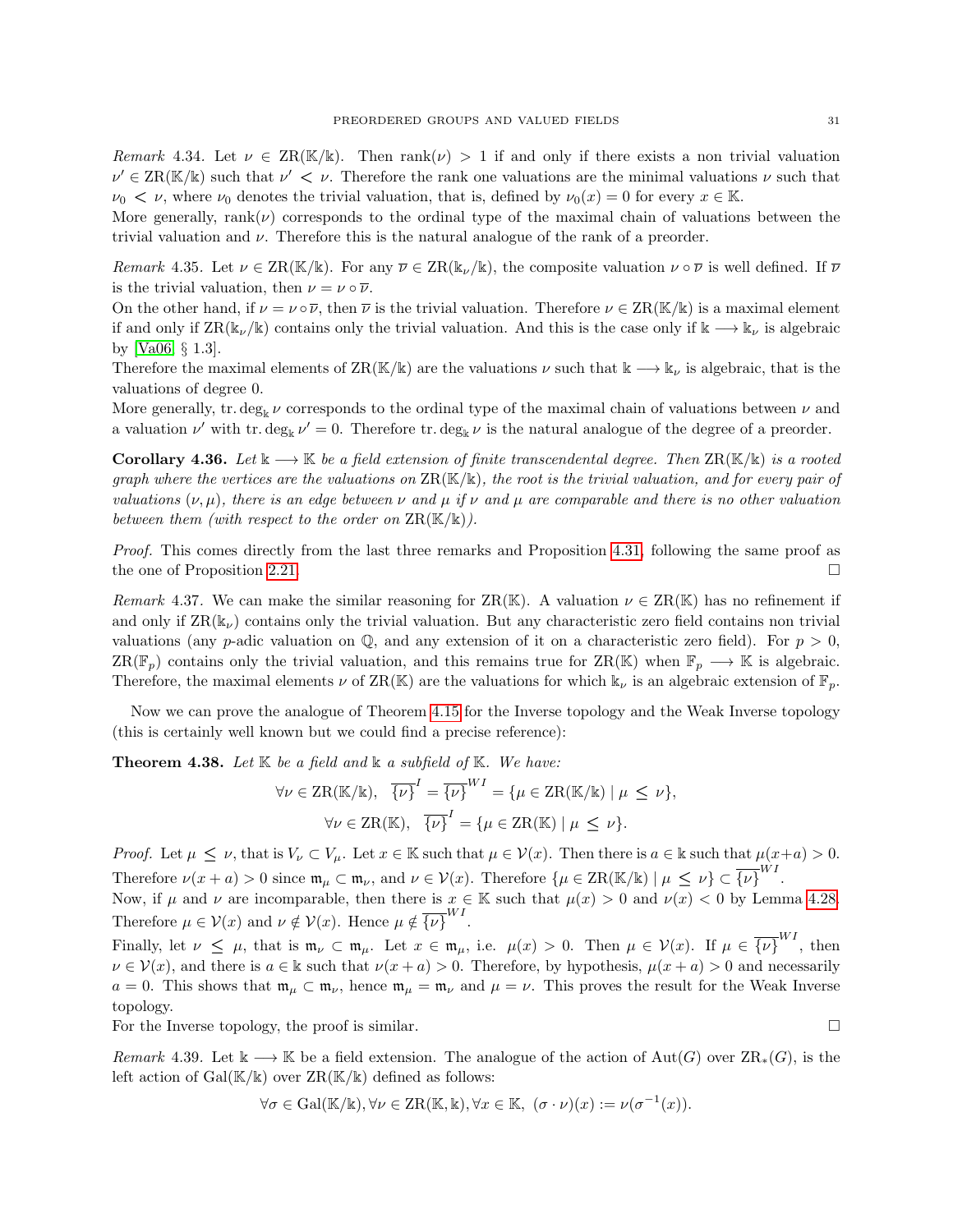*Remark* 4.34. Let $\nu \in \mathrm{ZR}(\mathbb{K}/\mathbb{k})$. Then $\mathrm{rank}(\nu) > 1$ if and only if there exists a non trivial valuation $\nu' \in \mathrm{ZR}(\mathbb{K}/\mathbb{k})$ such that $\nu' < \nu$. Therefore the rank one valuations are the minimal valuations $\nu$ such that $\nu_0 < \nu$, where $\nu_0$ denotes the trivial valuation, that is, defined by $\nu_0(x) = 0$ for every $x \in \mathbb{K}$.
More generally, $\mathrm{rank}(\nu)$ corresponds to the ordinal type of the maximal chain of valuations between the trivial valuation and $\nu$. Therefore this is the natural analogue of the rank of a preorder.

*Remark* 4.35. Let $\nu \in \mathrm{ZR}(\mathbb{K}/\mathbb{k})$. For any $\overline{\nu} \in \mathrm{ZR}(\mathbb{k}_\nu/\mathbb{k})$, the composite valuation $\nu \circ \overline{\nu}$ is well defined. If $\overline{\nu}$ is the trivial valuation, then $\nu = \nu \circ \overline{\nu}$.
On the other hand, if $\nu = \nu \circ \overline{\nu}$, then $\overline{\nu}$ is the trivial valuation. Therefore $\nu \in \mathrm{ZR}(\mathbb{K}/\mathbb{k})$ is a maximal element if and only if $\mathrm{ZR}(\mathbb{k}_\nu/\mathbb{k})$ contains only the trivial valuation. And this is the case only if $\mathbb{k} \longrightarrow \mathbb{k}_\nu$ is algebraic by [Va06, § 1.3].
Therefore the maximal elements of $\mathrm{ZR}(\mathbb{K}/\mathbb{k})$ are the valuations $\nu$ such that $\mathbb{k} \longrightarrow \mathbb{k}_\nu$ is algebraic, that is the valuations of degree 0.
More generally, $\mathrm{tr.deg}_{\mathbb{k}}\,\nu$ corresponds to the ordinal type of the maximal chain of valuations between $\nu$ and a valuation $\nu'$ with $\mathrm{tr.deg}_{\mathbb{k}}\,\nu' = 0$. Therefore $\mathrm{tr.deg}_{\mathbb{k}}\,\nu$ is the natural analogue of the degree of a preorder.

**Corollary 4.36.** *Let $\mathbb{k} \longrightarrow \mathbb{K}$ be a field extension of finite transcendental degree. Then $\mathrm{ZR}(\mathbb{K}/\mathbb{k})$ is a rooted graph where the vertices are the valuations on $\mathrm{ZR}(\mathbb{K}/\mathbb{k})$, the root is the trivial valuation, and for every pair of valuations $(\nu, \mu)$, there is an edge between $\nu$ and $\mu$ if $\nu$ and $\mu$ are comparable and there is no other valuation between them (with respect to the order on $\mathrm{ZR}(\mathbb{K}/\mathbb{k})$).*

*Proof.* This comes directly from the last three remarks and Proposition 4.31, following the same proof as the one of Proposition 2.21. □

*Remark* 4.37. We can make the similar reasoning for $\mathrm{ZR}(\mathbb{K})$. A valuation $\nu \in \mathrm{ZR}(\mathbb{K})$ has no refinement if and only if $\mathrm{ZR}(\mathbb{k}_\nu)$ contains only the trivial valuation. But any characteristic zero field contains non trivial valuations (any $p$-adic valuation on $\mathbb{Q}$, and any extension of it on a characteristic zero field). For $p > 0$, $\mathrm{ZR}(\mathbb{F}_p)$ contains only the trivial valuation, and this remains true for $\mathrm{ZR}(\mathbb{K})$ when $\mathbb{F}_p \longrightarrow \mathbb{K}$ is algebraic. Therefore, the maximal elements $\nu$ of $\mathrm{ZR}(\mathbb{K})$ are the valuations for which $\mathbb{k}_\nu$ is an algebraic extension of $\mathbb{F}_p$.

Now we can prove the analogue of Theorem 4.15 for the Inverse topology and the Weak Inverse topology (this is certainly well known but we could find a precise reference):

**Theorem 4.38.** *Let $\mathbb{K}$ be a field and $\mathbb{k}$ a subfield of $\mathbb{K}$. We have:*

$$\forall \nu \in \mathrm{ZR}(\mathbb{K}/\mathbb{k}),\quad \overline{\{\nu\}}^{I} = \overline{\{\nu\}}^{WI} = \{\mu \in \mathrm{ZR}(\mathbb{K}/\mathbb{k}) \mid \mu \leq \nu\},$$
$$\forall \nu \in \mathrm{ZR}(\mathbb{K}),\quad \overline{\{\nu\}}^{I} = \{\mu \in \mathrm{ZR}(\mathbb{K}) \mid \mu \leq \nu\}.$$

*Proof.* Let $\mu \leq \nu$, that is $V_\nu \subset V_\mu$. Let $x \in \mathbb{K}$ such that $\mu \in \mathcal{V}(x)$. Then there is $a \in \mathbb{k}$ such that $\mu(x+a) > 0$. Therefore $\nu(x+a) > 0$ since $\mathfrak{m}_\mu \subset \mathfrak{m}_\nu$, and $\nu \in \mathcal{V}(x)$. Therefore $\{\mu \in \mathrm{ZR}(\mathbb{K}/\mathbb{k}) \mid \mu \leq \nu\} \subset \overline{\{\nu\}}^{WI}$.
Now, if $\mu$ and $\nu$ are incomparable, then there is $x \in \mathbb{K}$ such that $\mu(x) > 0$ and $\nu(x) < 0$ by Lemma 4.28. Therefore $\mu \in \mathcal{V}(x)$ and $\nu \notin \mathcal{V}(x)$. Hence $\mu \notin \overline{\{\nu\}}^{WI}$.
Finally, let $\nu \leq \mu$, that is $\mathfrak{m}_\nu \subset \mathfrak{m}_\mu$. Let $x \in \mathfrak{m}_\mu$, i.e. $\mu(x) > 0$. Then $\mu \in \mathcal{V}(x)$. If $\mu \in \overline{\{\nu\}}^{WI}$, then $\nu \in \mathcal{V}(x)$, and there is $a \in \mathbb{k}$ such that $\nu(x+a) > 0$. Therefore, by hypothesis, $\mu(x+a) > 0$ and necessarily $a = 0$. This shows that $\mathfrak{m}_\mu \subset \mathfrak{m}_\nu$, hence $\mathfrak{m}_\mu = \mathfrak{m}_\nu$ and $\mu = \nu$. This proves the result for the Weak Inverse topology.
For the Inverse topology, the proof is similar. □

*Remark* 4.39. Let $\mathbb{k} \longrightarrow \mathbb{K}$ be a field extension. The analogue of the action of $\mathrm{Aut}(G)$ over $\mathrm{ZR}_*(G)$, is the left action of $\mathrm{Gal}(\mathbb{K}/\mathbb{k})$ over $\mathrm{ZR}(\mathbb{K}/\mathbb{k})$ defined as follows:

$$\forall \sigma \in \mathrm{Gal}(\mathbb{K}/\mathbb{k}), \forall \nu \in \mathrm{ZR}(\mathbb{K}, \mathbb{k}), \forall x \in \mathbb{K},\ (\sigma \cdot \nu)(x) := \nu(\sigma^{-1}(x)).$$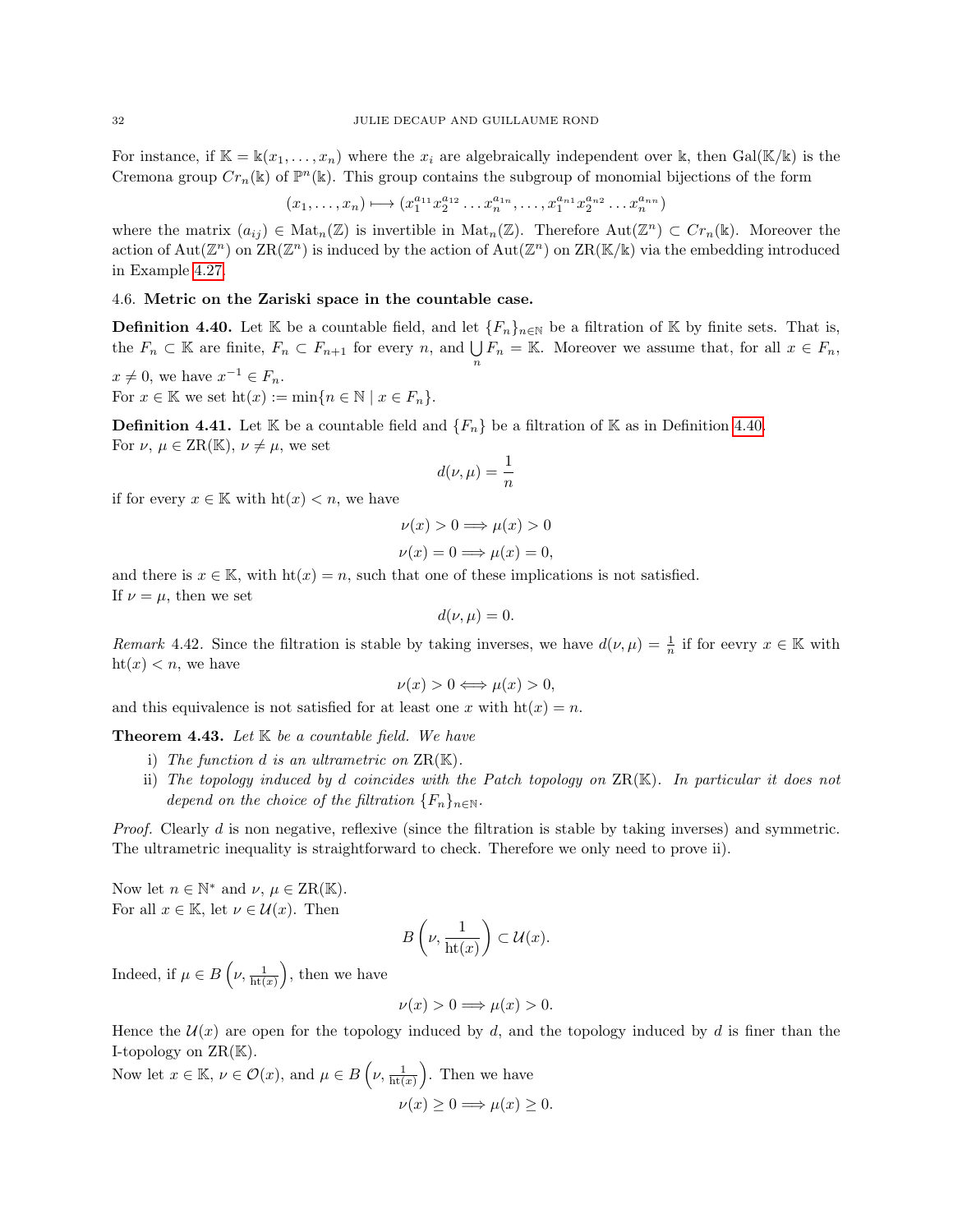For instance, if $\mathbb{K} = \Bbbk(x_1, \ldots, x_n)$ where the $x_i$ are algebraically independent over $\Bbbk$, then $\mathrm{Gal}(\mathbb{K}/\Bbbk)$ is the Cremona group $Cr_n(\Bbbk)$ of $\mathbb{P}^n(\Bbbk)$. This group contains the subgroup of monomial bijections of the form

$$(x_1, \ldots, x_n) \longmapsto (x_1^{a_{11}} x_2^{a_{12}} \ldots x_n^{a_{1n}}, \ldots, x_1^{a_{n1}} x_2^{a_{n2}} \ldots x_n^{a_{nn}})$$

where the matrix $(a_{ij}) \in \mathrm{Mat}_n(\mathbb{Z})$ is invertible in $\mathrm{Mat}_n(\mathbb{Z})$. Therefore $\mathrm{Aut}(\mathbb{Z}^n) \subset Cr_n(\Bbbk)$. Moreover the action of $\mathrm{Aut}(\mathbb{Z}^n)$ on $\mathrm{ZR}(\mathbb{Z}^n)$ is induced by the action of $\mathrm{Aut}(\mathbb{Z}^n)$ on $\mathrm{ZR}(\mathbb{K}/\Bbbk)$ via the embedding introduced in Example 4.27.

### 4.6. Metric on the Zariski space in the countable case.

**Definition 4.40.** Let $\mathbb{K}$ be a countable field, and let $\{F_n\}_{n\in\mathbb{N}}$ be a filtration of $\mathbb{K}$ by finite sets. That is, the $F_n \subset \mathbb{K}$ are finite, $F_n \subset F_{n+1}$ for every $n$, and $\bigcup_n F_n = \mathbb{K}$. Moreover we assume that, for all $x \in F_n$, $x \neq 0$, we have $x^{-1} \in F_n$.
For $x \in \mathbb{K}$ we set $\mathrm{ht}(x) := \min\{n \in \mathbb{N} \mid x \in F_n\}$.

**Definition 4.41.** Let $\mathbb{K}$ be a countable field and $\{F_n\}$ be a filtration of $\mathbb{K}$ as in Definition 4.40.
For $\nu$, $\mu \in \mathrm{ZR}(\mathbb{K})$, $\nu \neq \mu$, we set

$$d(\nu, \mu) = \frac{1}{n}$$

if for every $x \in \mathbb{K}$ with $\mathrm{ht}(x) < n$, we have

$$\nu(x) > 0 \Longrightarrow \mu(x) > 0$$
$$\nu(x) = 0 \Longrightarrow \mu(x) = 0,$$

and there is $x \in \mathbb{K}$, with $\mathrm{ht}(x) = n$, such that one of these implications is not satisfied.
If $\nu = \mu$, then we set

$$d(\nu, \mu) = 0.$$

*Remark* 4.42. Since the filtration is stable by taking inverses, we have $d(\nu, \mu) = \frac{1}{n}$ if for eevry $x \in \mathbb{K}$ with $\mathrm{ht}(x) < n$, we have

$$\nu(x) > 0 \Longleftrightarrow \mu(x) > 0,$$

and this equivalence is not satisfied for at least one $x$ with $\mathrm{ht}(x) = n$.

**Theorem 4.43.** *Let $\mathbb{K}$ be a countable field. We have*

i) *The function $d$ is an ultrametric on $\mathrm{ZR}(\mathbb{K})$.*
ii) *The topology induced by $d$ coincides with the Patch topology on $\mathrm{ZR}(\mathbb{K})$. In particular it does not depend on the choice of the filtration $\{F_n\}_{n\in\mathbb{N}}$.*

*Proof.* Clearly $d$ is non negative, reflexive (since the filtration is stable by taking inverses) and symmetric. The ultrametric inequality is straightforward to check. Therefore we only need to prove ii).

Now let $n \in \mathbb{N}^*$ and $\nu$, $\mu \in \mathrm{ZR}(\mathbb{K})$.
For all $x \in \mathbb{K}$, let $\nu \in \mathcal{U}(x)$. Then

$$B\left(\nu, \frac{1}{\mathrm{ht}(x)}\right) \subset \mathcal{U}(x).$$

Indeed, if $\mu \in B\left(\nu, \frac{1}{\mathrm{ht}(x)}\right)$, then we have

$$\nu(x) > 0 \Longrightarrow \mu(x) > 0.$$

Hence the $\mathcal{U}(x)$ are open for the topology induced by $d$, and the topology induced by $d$ is finer than the I-topology on $\mathrm{ZR}(\mathbb{K})$.
Now let $x \in \mathbb{K}$, $\nu \in \mathcal{O}(x)$, and $\mu \in B\left(\nu, \frac{1}{\mathrm{ht}(x)}\right)$. Then we have

$$\nu(x) \geq 0 \Longrightarrow \mu(x) \geq 0.$$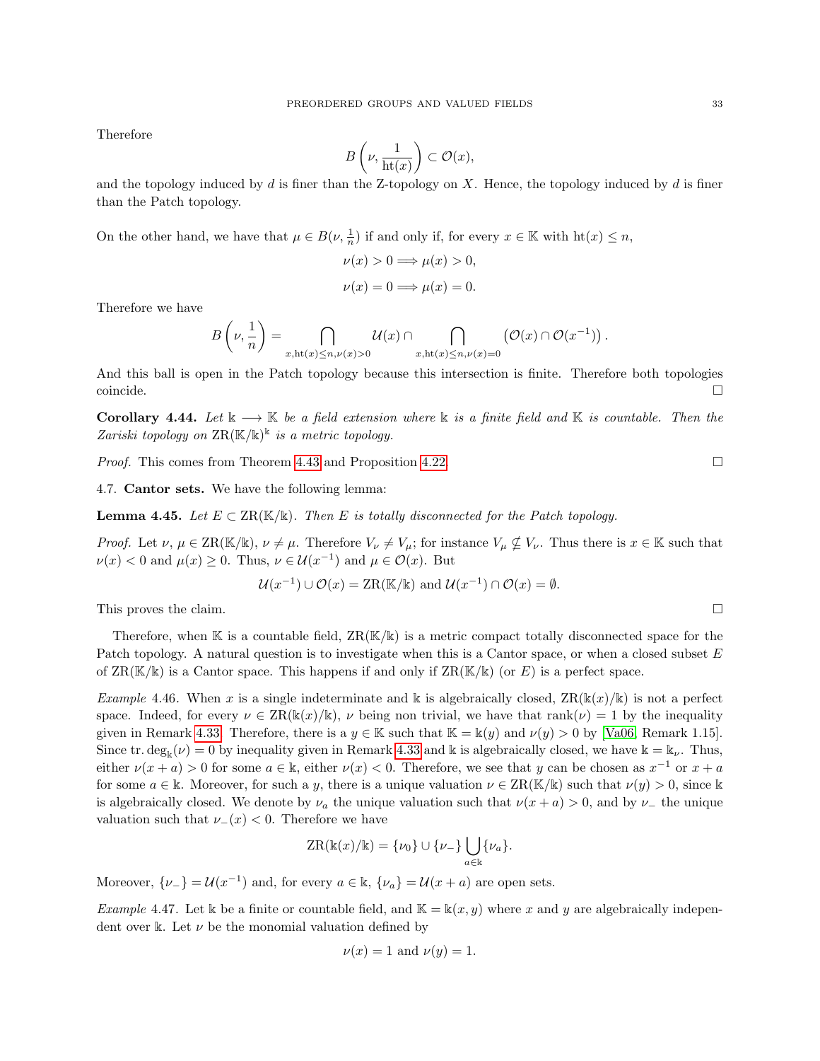Therefore

$$B\left(\nu, \frac{1}{\mathrm{ht}(x)}\right) \subset \mathcal{O}(x),$$

and the topology induced by $d$ is finer than the Z-topology on $X$. Hence, the topology induced by $d$ is finer than the Patch topology.

On the other hand, we have that $\mu \in B(\nu, \frac{1}{n})$ if and only if, for every $x \in \mathbb{K}$ with $\mathrm{ht}(x) \leq n$,

$$\nu(x) > 0 \Longrightarrow \mu(x) > 0,$$

$$\nu(x) = 0 \Longrightarrow \mu(x) = 0.$$

Therefore we have

$$B\left(\nu, \frac{1}{n}\right) = \bigcap_{x, \mathrm{ht}(x) \leq n, \nu(x) > 0} \mathcal{U}(x) \cap \bigcap_{x, \mathrm{ht}(x) \leq n, \nu(x) = 0} \left(\mathcal{O}(x) \cap \mathcal{O}(x^{-1})\right).$$

And this ball is open in the Patch topology because this intersection is finite. Therefore both topologies coincide. $\square$

**Corollary 4.44.** *Let $\Bbbk \longrightarrow \mathbb{K}$ be a field extension where $\Bbbk$ is a finite field and $\mathbb{K}$ is countable. Then the Zariski topology on $\mathrm{ZR}(\mathbb{K}/\Bbbk)^{\Bbbk}$ is a metric topology.*

*Proof.* This comes from Theorem 4.43 and Proposition 4.22. $\square$

4.7. **Cantor sets.** We have the following lemma:

**Lemma 4.45.** *Let $E \subset \mathrm{ZR}(\mathbb{K}/\Bbbk)$. Then $E$ is totally disconnected for the Patch topology.*

*Proof.* Let $\nu$, $\mu \in \mathrm{ZR}(\mathbb{K}/\Bbbk)$, $\nu \neq \mu$. Therefore $V_\nu \neq V_\mu$; for instance $V_\mu \not\subseteq V_\nu$. Thus there is $x \in \mathbb{K}$ such that $\nu(x) < 0$ and $\mu(x) \geq 0$. Thus, $\nu \in \mathcal{U}(x^{-1})$ and $\mu \in \mathcal{O}(x)$. But

$$\mathcal{U}(x^{-1}) \cup \mathcal{O}(x) = \mathrm{ZR}(\mathbb{K}/\Bbbk) \text{ and } \mathcal{U}(x^{-1}) \cap \mathcal{O}(x) = \emptyset.$$

This proves the claim. $\square$

Therefore, when $\mathbb{K}$ is a countable field, $\mathrm{ZR}(\mathbb{K}/\Bbbk)$ is a metric compact totally disconnected space for the Patch topology. A natural question is to investigate when this is a Cantor space, or when a closed subset $E$ of $\mathrm{ZR}(\mathbb{K}/\Bbbk)$ is a Cantor space. This happens if and only if $\mathrm{ZR}(\mathbb{K}/\Bbbk)$ (or $E$) is a perfect space.

*Example* 4.46. When $x$ is a single indeterminate and $\Bbbk$ is algebraically closed, $\mathrm{ZR}(\Bbbk(x)/\Bbbk)$ is not a perfect space. Indeed, for every $\nu \in \mathrm{ZR}(\Bbbk(x)/\Bbbk)$, $\nu$ being non trivial, we have that $\mathrm{rank}(\nu) = 1$ by the inequality given in Remark 4.33. Therefore, there is a $y \in \mathbb{K}$ such that $\mathbb{K} = \Bbbk(y)$ and $\nu(y) > 0$ by [Va06, Remark 1.15]. Since $\mathrm{tr.deg}_{\Bbbk}(\nu) = 0$ by inequality given in Remark 4.33 and $\Bbbk$ is algebraically closed, we have $\Bbbk = \Bbbk_\nu$. Thus, either $\nu(x+a) > 0$ for some $a \in \Bbbk$, either $\nu(x) < 0$. Therefore, we see that $y$ can be chosen as $x^{-1}$ or $x + a$ for some $a \in \Bbbk$. Moreover, for such a $y$, there is a unique valuation $\nu \in \mathrm{ZR}(\mathbb{K}/\Bbbk)$ such that $\nu(y) > 0$, since $\Bbbk$ is algebraically closed. We denote by $\nu_a$ the unique valuation such that $\nu(x+a) > 0$, and by $\nu_-$ the unique valuation such that $\nu_-(x) < 0$. Therefore we have

$$\mathrm{ZR}(\Bbbk(x)/\Bbbk) = \{\nu_0\} \cup \{\nu_-\} \bigcup_{a \in \Bbbk} \{\nu_a\}.$$

Moreover, $\{\nu_-\} = \mathcal{U}(x^{-1})$ and, for every $a \in \Bbbk$, $\{\nu_a\} = \mathcal{U}(x+a)$ are open sets.

*Example* 4.47. Let $\Bbbk$ be a finite or countable field, and $\mathbb{K} = \Bbbk(x, y)$ where $x$ and $y$ are algebraically independent over $\Bbbk$. Let $\nu$ be the monomial valuation defined by

$$\nu(x) = 1 \text{ and } \nu(y) = 1.$$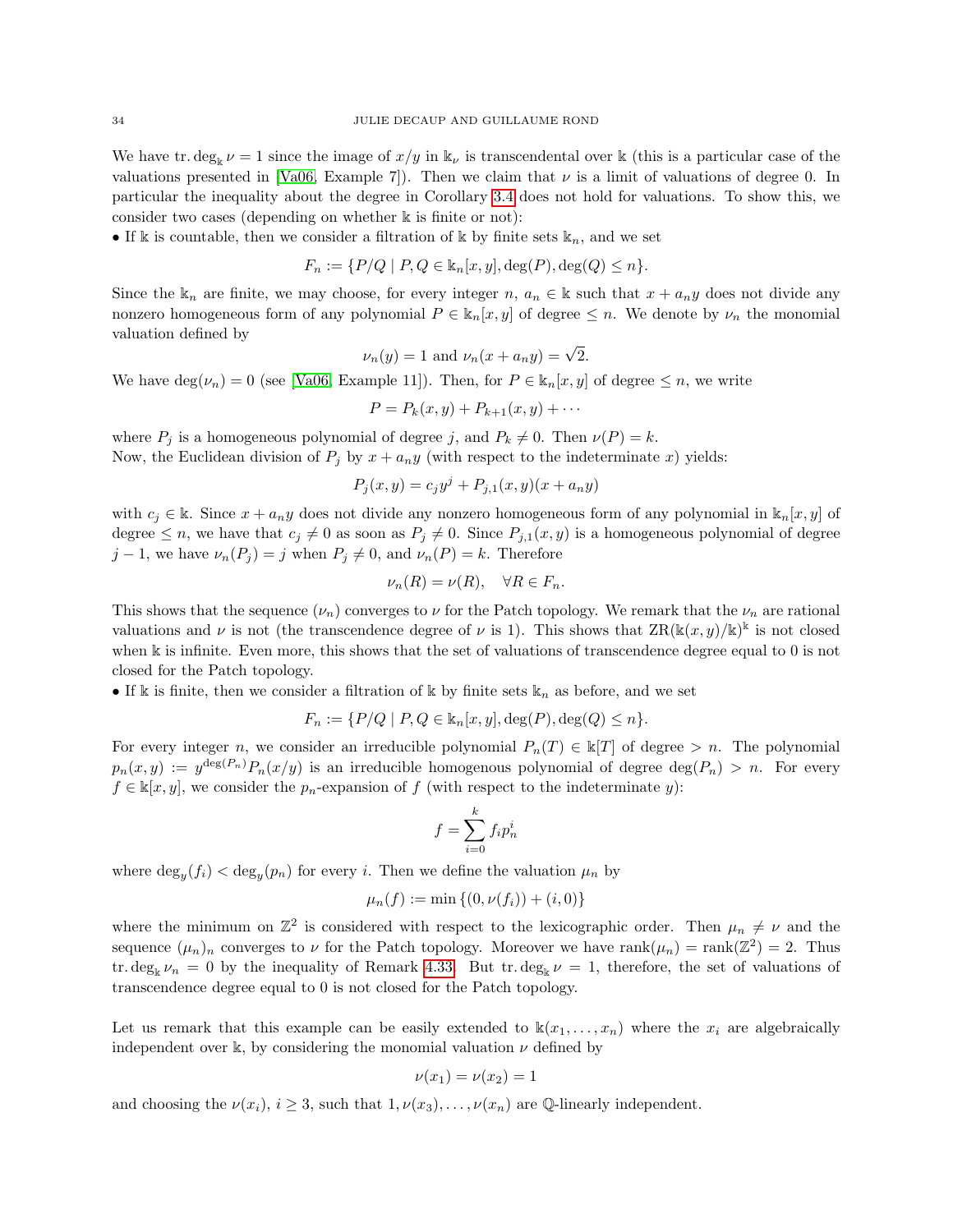We have $\operatorname{tr.deg}_{\Bbbk} \nu = 1$ since the image of $x/y$ in $\Bbbk_\nu$ is transcendental over $\Bbbk$ (this is a particular case of the valuations presented in [Va06, Example 7]). Then we claim that $\nu$ is a limit of valuations of degree 0. In particular the inequality about the degree in Corollary 3.4 does not hold for valuations. To show this, we consider two cases (depending on whether $\Bbbk$ is finite or not):

• If $\Bbbk$ is countable, then we consider a filtration of $\Bbbk$ by finite sets $\Bbbk_n$, and we set

$$F_n := \{P/Q \mid P, Q \in \Bbbk_n[x, y], \deg(P), \deg(Q) \leq n\}.$$

Since the $\Bbbk_n$ are finite, we may choose, for every integer $n$, $a_n \in \Bbbk$ such that $x + a_n y$ does not divide any nonzero homogeneous form of any polynomial $P \in \Bbbk_n[x, y]$ of degree $\leq n$. We denote by $\nu_n$ the monomial valuation defined by

$$\nu_n(y) = 1 \text{ and } \nu_n(x + a_n y) = \sqrt{2}.$$

We have $\deg(\nu_n) = 0$ (see [Va06, Example 11]). Then, for $P \in \Bbbk_n[x, y]$ of degree $\leq n$, we write

$$P = P_k(x, y) + P_{k+1}(x, y) + \cdots$$

where $P_j$ is a homogeneous polynomial of degree $j$, and $P_k \neq 0$. Then $\nu(P) = k$.

Now, the Euclidean division of $P_j$ by $x + a_n y$ (with respect to the indeterminate $x$) yields:

$$P_j(x, y) = c_j y^j + P_{j,1}(x, y)(x + a_n y)$$

with $c_j \in \Bbbk$. Since $x + a_n y$ does not divide any nonzero homogeneous form of any polynomial in $\Bbbk_n[x, y]$ of degree $\leq n$, we have that $c_j \neq 0$ as soon as $P_j \neq 0$. Since $P_{j,1}(x, y)$ is a homogeneous polynomial of degree $j - 1$, we have $\nu_n(P_j) = j$ when $P_j \neq 0$, and $\nu_n(P) = k$. Therefore

$$\nu_n(R) = \nu(R), \quad \forall R \in F_n.$$

This shows that the sequence $(\nu_n)$ converges to $\nu$ for the Patch topology. We remark that the $\nu_n$ are rational valuations and $\nu$ is not (the transcendence degree of $\nu$ is 1). This shows that $\mathrm{ZR}(\Bbbk(x, y)/\Bbbk)^{\Bbbk}$ is not closed when $\Bbbk$ is infinite. Even more, this shows that the set of valuations of transcendence degree equal to 0 is not closed for the Patch topology.

• If $\Bbbk$ is finite, then we consider a filtration of $\Bbbk$ by finite sets $\Bbbk_n$ as before, and we set

$$F_n := \{P/Q \mid P, Q \in \Bbbk_n[x, y], \deg(P), \deg(Q) \leq n\}.$$

For every integer $n$, we consider an irreducible polynomial $P_n(T) \in \Bbbk[T]$ of degree $> n$. The polynomial $p_n(x, y) := y^{\deg(P_n)} P_n(x/y)$ is an irreducible homogenous polynomial of degree $\deg(P_n) > n$. For every $f \in \Bbbk[x, y]$, we consider the $p_n$-expansion of $f$ (with respect to the indeterminate $y$):

$$f = \sum_{i=0}^{k} f_i p_n^i$$

where $\deg_y(f_i) < \deg_y(p_n)$ for every $i$. Then we define the valuation $\mu_n$ by

$$\mu_n(f) := \min \{(0, \nu(f_i)) + (i, 0)\}$$

where the minimum on $\mathbb{Z}^2$ is considered with respect to the lexicographic order. Then $\mu_n \neq \nu$ and the sequence $(\mu_n)_n$ converges to $\nu$ for the Patch topology. Moreover we have $\mathrm{rank}(\mu_n) = \mathrm{rank}(\mathbb{Z}^2) = 2$. Thus $\operatorname{tr.deg}_{\Bbbk} \nu_n = 0$ by the inequality of Remark 4.33. But $\operatorname{tr.deg}_{\Bbbk} \nu = 1$, therefore, the set of valuations of transcendence degree equal to 0 is not closed for the Patch topology.

Let us remark that this example can be easily extended to $\Bbbk(x_1, \ldots, x_n)$ where the $x_i$ are algebraically independent over $\Bbbk$, by considering the monomial valuation $\nu$ defined by

$$\nu(x_1) = \nu(x_2) = 1$$

and choosing the $\nu(x_i)$, $i \geq 3$, such that $1, \nu(x_3), \ldots, \nu(x_n)$ are $\mathbb{Q}$-linearly independent.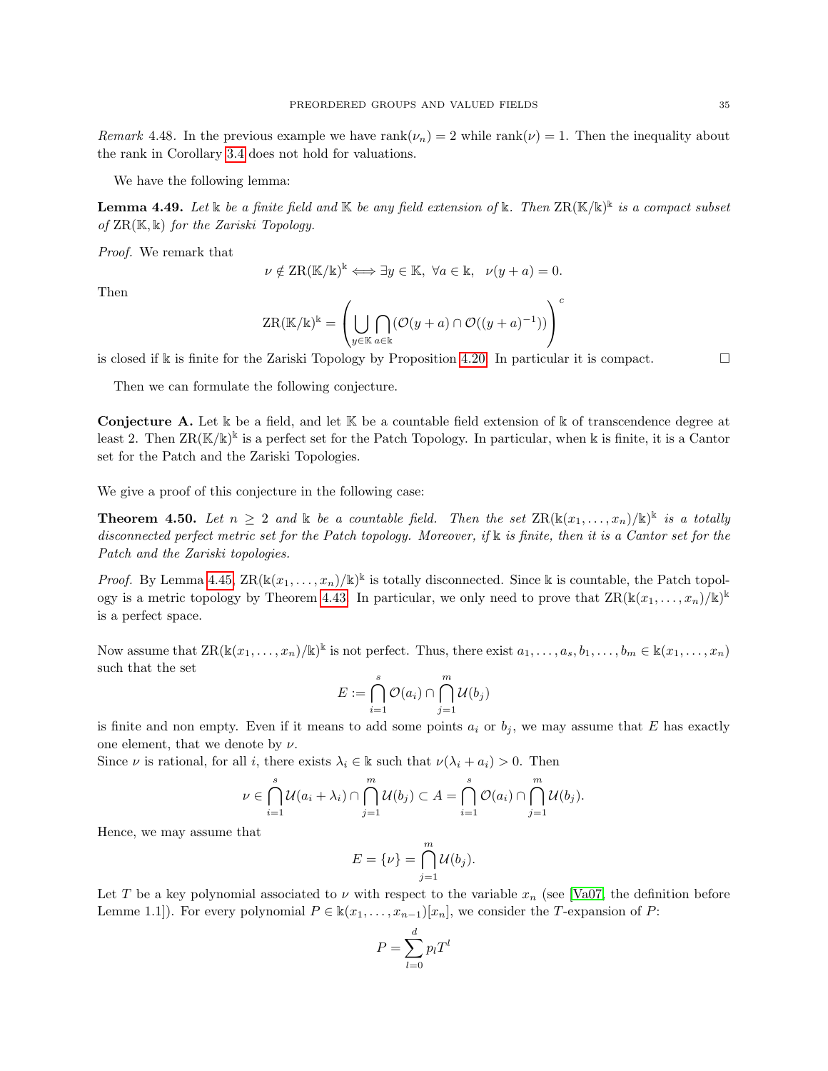*Remark* 4.48. In the previous example we have $\text{rank}(\nu_n) = 2$ while $\text{rank}(\nu) = 1$. Then the inequality about the rank in Corollary 3.4 does not hold for valuations.

We have the following lemma:

**Lemma 4.49.** *Let $\Bbbk$ be a finite field and $\mathbb{K}$ be any field extension of $\Bbbk$. Then $\text{ZR}(\mathbb{K}/\Bbbk)^{\Bbbk}$ is a compact subset of $\text{ZR}(\mathbb{K}, \Bbbk)$ for the Zariski Topology.*

*Proof.* We remark that

$$\nu \notin \text{ZR}(\mathbb{K}/\Bbbk)^{\Bbbk} \Longleftrightarrow \exists y \in \mathbb{K},\ \forall a \in \Bbbk,\ \ \nu(y+a) = 0.$$

Then

$$\text{ZR}(\mathbb{K}/\Bbbk)^{\Bbbk} = \left( \bigcup_{y \in \mathbb{K}} \bigcap_{a \in \Bbbk} (\mathcal{O}(y+a) \cap \mathcal{O}((y+a)^{-1})) \right)^c$$

is closed if $\Bbbk$ is finite for the Zariski Topology by Proposition 4.20. In particular it is compact. $\square$

Then we can formulate the following conjecture.

**Conjecture A.** Let $\Bbbk$ be a field, and let $\mathbb{K}$ be a countable field extension of $\Bbbk$ of transcendence degree at least 2. Then $\text{ZR}(\mathbb{K}/\Bbbk)^{\Bbbk}$ is a perfect set for the Patch Topology. In particular, when $\Bbbk$ is finite, it is a Cantor set for the Patch and the Zariski Topologies.

We give a proof of this conjecture in the following case:

**Theorem 4.50.** *Let $n \geq 2$ and $\Bbbk$ be a countable field. Then the set $\text{ZR}(\Bbbk(x_1, \ldots, x_n)/\Bbbk)^{\Bbbk}$ is a totally disconnected perfect metric set for the Patch topology. Moreover, if $\Bbbk$ is finite, then it is a Cantor set for the Patch and the Zariski topologies.*

*Proof.* By Lemma 4.45, $\text{ZR}(\Bbbk(x_1, \ldots, x_n)/\Bbbk)^{\Bbbk}$ is totally disconnected. Since $\Bbbk$ is countable, the Patch topology is a metric topology by Theorem 4.43. In particular, we only need to prove that $\text{ZR}(\Bbbk(x_1, \ldots, x_n)/\Bbbk)^{\Bbbk}$ is a perfect space.

Now assume that $\text{ZR}(\Bbbk(x_1, \ldots, x_n)/\Bbbk)^{\Bbbk}$ is not perfect. Thus, there exist $a_1, \ldots, a_s, b_1, \ldots, b_m \in \Bbbk(x_1, \ldots, x_n)$ such that the set

$$E := \bigcap_{i=1}^{s} \mathcal{O}(a_i) \cap \bigcap_{j=1}^{m} \mathcal{U}(b_j)$$

is finite and non empty. Even if it means to add some points $a_i$ or $b_j$, we may assume that $E$ has exactly one element, that we denote by $\nu$.
Since $\nu$ is rational, for all $i$, there exists $\lambda_i \in \Bbbk$ such that $\nu(\lambda_i + a_i) > 0$. Then

$$\nu \in \bigcap_{i=1}^{s} \mathcal{U}(a_i + \lambda_i) \cap \bigcap_{j=1}^{m} \mathcal{U}(b_j) \subset A = \bigcap_{i=1}^{s} \mathcal{O}(a_i) \cap \bigcap_{j=1}^{m} \mathcal{U}(b_j).$$

Hence, we may assume that

$$E = \{\nu\} = \bigcap_{j=1}^{m} \mathcal{U}(b_j).$$

Let $T$ be a key polynomial associated to $\nu$ with respect to the variable $x_n$ (see [Va07, the definition before Lemme 1.1]). For every polynomial $P \in \Bbbk(x_1, \ldots, x_{n-1})[x_n]$, we consider the $T$-expansion of $P$:

$$P = \sum_{l=0}^{d} p_l T^l$$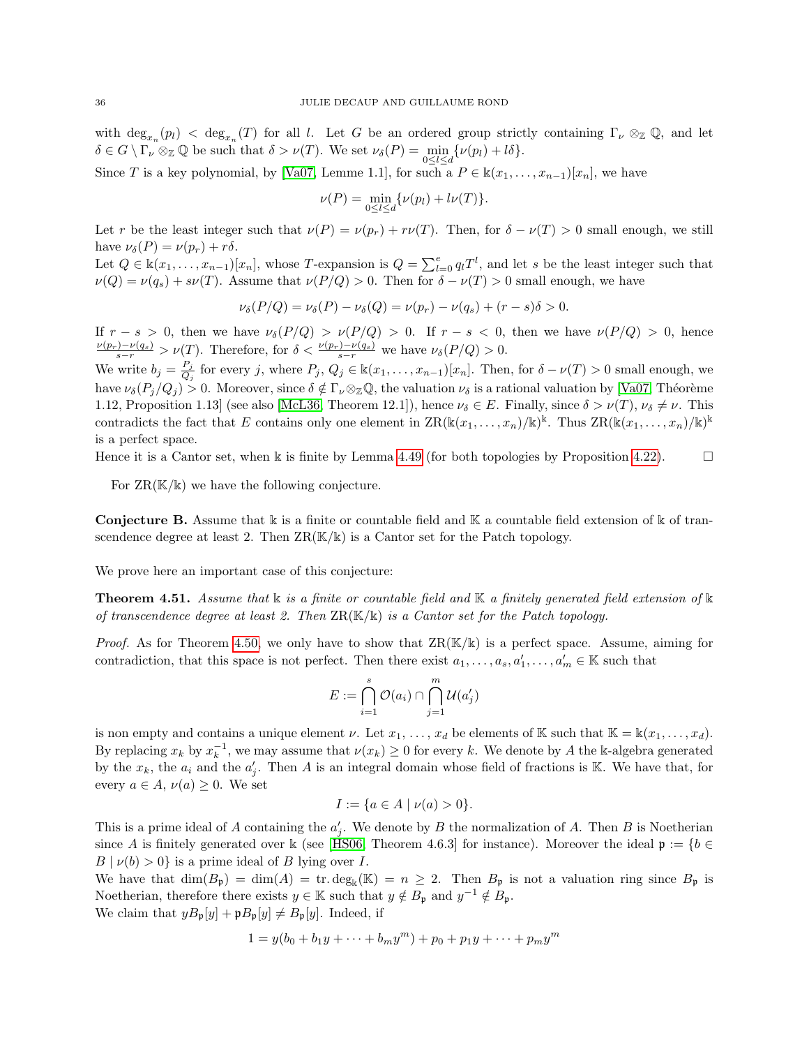with $\deg_{x_n}(p_l) < \deg_{x_n}(T)$ for all $l$. Let $G$ be an ordered group strictly containing $\Gamma_\nu \otimes_{\mathbb{Z}} \mathbb{Q}$, and let $\delta \in G \setminus \Gamma_\nu \otimes_{\mathbb{Z}} \mathbb{Q}$ be such that $\delta > \nu(T)$. We set $\nu_\delta(P) = \min_{0 \leq l \leq d} \{\nu(p_l) + l\delta\}$.

Since $T$ is a key polynomial, by [Va07, Lemme 1.1], for such a $P \in \Bbbk(x_1, \ldots, x_{n-1})[x_n]$, we have

$$\nu(P) = \min_{0 \leq l \leq d} \{\nu(p_l) + l\nu(T)\}.$$

Let $r$ be the least integer such that $\nu(P) = \nu(p_r) + r\nu(T)$. Then, for $\delta - \nu(T) > 0$ small enough, we still have $\nu_\delta(P) = \nu(p_r) + r\delta$.

Let $Q \in \Bbbk(x_1, \ldots, x_{n-1})[x_n]$, whose $T$-expansion is $Q = \sum_{l=0}^{e} q_l T^l$, and let $s$ be the least integer such that $\nu(Q) = \nu(q_s) + s\nu(T)$. Assume that $\nu(P/Q) > 0$. Then for $\delta - \nu(T) > 0$ small enough, we have

$$\nu_\delta(P/Q) = \nu_\delta(P) - \nu_\delta(Q) = \nu(p_r) - \nu(q_s) + (r - s)\delta > 0.$$

If $r - s > 0$, then we have $\nu_\delta(P/Q) > \nu(P/Q) > 0$. If $r - s < 0$, then we have $\nu(P/Q) > 0$, hence $\frac{\nu(p_r) - \nu(q_s)}{s - r} > \nu(T)$. Therefore, for $\delta < \frac{\nu(p_r) - \nu(q_s)}{s - r}$ we have $\nu_\delta(P/Q) > 0$.

We write $b_j = \frac{P_j}{Q_j}$ for every $j$, where $P_j, Q_j \in \Bbbk(x_1, \ldots, x_{n-1})[x_n]$. Then, for $\delta - \nu(T) > 0$ small enough, we have $\nu_\delta(P_j/Q_j) > 0$. Moreover, since $\delta \notin \Gamma_\nu \otimes_{\mathbb{Z}} \mathbb{Q}$, the valuation $\nu_\delta$ is a rational valuation by [Va07, Théorème 1.12, Proposition 1.13] (see also [McL36, Theorem 12.1]), hence $\nu_\delta \in E$. Finally, since $\delta > \nu(T)$, $\nu_\delta \neq \nu$. This contradicts the fact that $E$ contains only one element in $\mathrm{ZR}(\Bbbk(x_1, \ldots, x_n)/\Bbbk)^{\Bbbk}$. Thus $\mathrm{ZR}(\Bbbk(x_1, \ldots, x_n)/\Bbbk)^{\Bbbk}$ is a perfect space.

Hence it is a Cantor set, when $\Bbbk$ is finite by Lemma 4.49 (for both topologies by Proposition 4.22). $\square$

For $\mathrm{ZR}(\mathbb{K}/\Bbbk)$ we have the following conjecture.

**Conjecture B.** Assume that $\Bbbk$ is a finite or countable field and $\mathbb{K}$ a countable field extension of $\Bbbk$ of transcendence degree at least 2. Then $\mathrm{ZR}(\mathbb{K}/\Bbbk)$ is a Cantor set for the Patch topology.

We prove here an important case of this conjecture:

**Theorem 4.51.** *Assume that $\Bbbk$ is a finite or countable field and $\mathbb{K}$ a finitely generated field extension of $\Bbbk$ of transcendence degree at least 2. Then $\mathrm{ZR}(\mathbb{K}/\Bbbk)$ is a Cantor set for the Patch topology.*

*Proof.* As for Theorem 4.50, we only have to show that $\mathrm{ZR}(\mathbb{K}/\Bbbk)$ is a perfect space. Assume, aiming for contradiction, that this space is not perfect. Then there exist $a_1, \ldots, a_s, a'_1, \ldots, a'_m \in \mathbb{K}$ such that

$$E := \bigcap_{i=1}^{s} \mathcal{O}(a_i) \cap \bigcap_{j=1}^{m} \mathcal{U}(a'_j)$$

is non empty and contains a unique element $\nu$. Let $x_1, \ldots, x_d$ be elements of $\mathbb{K}$ such that $\mathbb{K} = \Bbbk(x_1, \ldots, x_d)$. By replacing $x_k$ by $x_k^{-1}$, we may assume that $\nu(x_k) \geq 0$ for every $k$. We denote by $A$ the $\Bbbk$-algebra generated by the $x_k$, the $a_i$ and the $a'_j$. Then $A$ is an integral domain whose field of fractions is $\mathbb{K}$. We have that, for every $a \in A$, $\nu(a) \geq 0$. We set

$$I := \{a \in A \mid \nu(a) > 0\}.$$

This is a prime ideal of $A$ containing the $a'_j$. We denote by $B$ the normalization of $A$. Then $B$ is Noetherian since $A$ is finitely generated over $\Bbbk$ (see [HS06, Theorem 4.6.3] for instance). Moreover the ideal $\mathfrak{p} := \{b \in B \mid \nu(b) > 0\}$ is a prime ideal of $B$ lying over $I$.

We have that $\dim(B_\mathfrak{p}) = \dim(A) = \mathrm{tr.deg}_\Bbbk(\mathbb{K}) = n \geq 2$. Then $B_\mathfrak{p}$ is not a valuation ring since $B_\mathfrak{p}$ is Noetherian, therefore there exists $y \in \mathbb{K}$ such that $y \notin B_\mathfrak{p}$ and $y^{-1} \notin B_\mathfrak{p}$.

We claim that $yB_\mathfrak{p}[y] + \mathfrak{p}B_\mathfrak{p}[y] \neq B_\mathfrak{p}[y]$. Indeed, if

$$1 = y(b_0 + b_1 y + \cdots + b_m y^m) + p_0 + p_1 y + \cdots + p_m y^m$$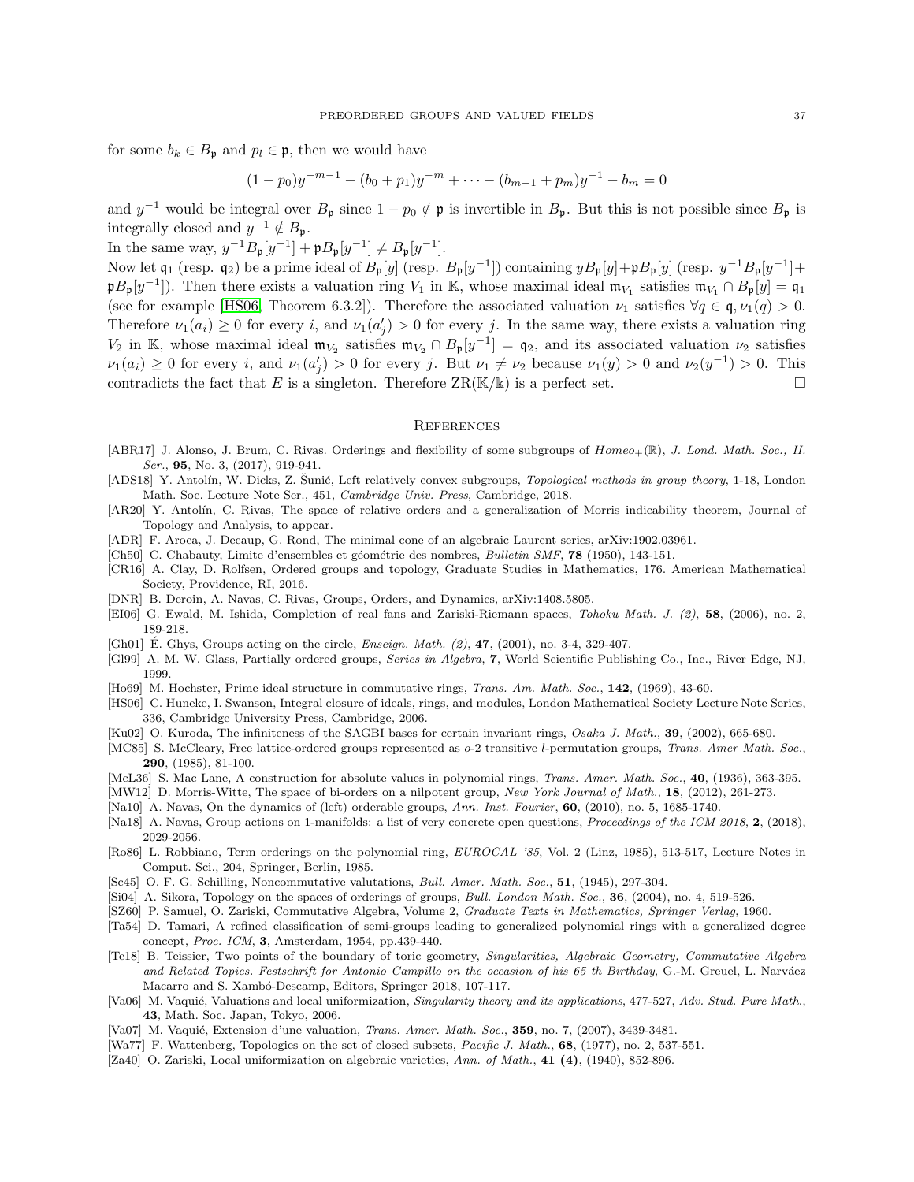for some $b_k \in B_{\mathfrak{p}}$ and $p_l \in \mathfrak{p}$, then we would have

$$(1-p_0)y^{-m-1} - (b_0+p_1)y^{-m} + \cdots - (b_{m-1}+p_m)y^{-1} - b_m = 0$$

and $y^{-1}$ would be integral over $B_{\mathfrak{p}}$ since $1-p_0 \notin \mathfrak{p}$ is invertible in $B_{\mathfrak{p}}$. But this is not possible since $B_{\mathfrak{p}}$ is integrally closed and $y^{-1} \notin B_{\mathfrak{p}}$.

In the same way, $y^{-1}B_{\mathfrak{p}}[y^{-1}] + \mathfrak{p}B_{\mathfrak{p}}[y^{-1}] \neq B_{\mathfrak{p}}[y^{-1}]$.

Now let $\mathfrak{q}_1$ (resp. $\mathfrak{q}_2$) be a prime ideal of $B_{\mathfrak{p}}[y]$ (resp. $B_{\mathfrak{p}}[y^{-1}]$) containing $yB_{\mathfrak{p}}[y]+\mathfrak{p}B_{\mathfrak{p}}[y]$ (resp. $y^{-1}B_{\mathfrak{p}}[y^{-1}]+\mathfrak{p}B_{\mathfrak{p}}[y^{-1}]$). Then there exists a valuation ring $V_1$ in $\mathbb{K}$, whose maximal ideal $\mathfrak{m}_{V_1}$ satisfies $\mathfrak{m}_{V_1} \cap B_{\mathfrak{p}}[y] = \mathfrak{q}_1$ (see for example [HS06, Theorem 6.3.2]). Therefore the associated valuation $\nu_1$ satisfies $\forall q \in \mathfrak{q}, \nu_1(q) > 0$. Therefore $\nu_1(a_i) \geq 0$ for every $i$, and $\nu_1(a'_j) > 0$ for every $j$. In the same way, there exists a valuation ring $V_2$ in $\mathbb{K}$, whose maximal ideal $\mathfrak{m}_{V_2}$ satisfies $\mathfrak{m}_{V_2} \cap B_{\mathfrak{p}}[y^{-1}] = \mathfrak{q}_2$, and its associated valuation $\nu_2$ satisfies $\nu_1(a_i) \geq 0$ for every $i$, and $\nu_1(a'_j) > 0$ for every $j$. But $\nu_1 \neq \nu_2$ because $\nu_1(y) > 0$ and $\nu_2(y^{-1}) > 0$. This contradicts the fact that $E$ is a singleton. Therefore $\mathrm{ZR}(\mathbb{K}/\mathbb{k})$ is a perfect set. □

## References

[ABR17] J. Alonso, J. Brum, C. Rivas. Orderings and flexibility of some subgroups of $Homeo_+(\mathbb{R})$, *J. Lond. Math. Soc., II. Ser.*, **95**, No. 3, (2017), 919-941.

[ADS18] Y. Antolín, W. Dicks, Z. Šunić, Left relatively convex subgroups, *Topological methods in group theory*, 1-18, London Math. Soc. Lecture Note Ser., 451, *Cambridge Univ. Press*, Cambridge, 2018.

[AR20] Y. Antolín, C. Rivas, The space of relative orders and a generalization of Morris indicability theorem, Journal of Topology and Analysis, to appear.

[ADR] F. Aroca, J. Decaup, G. Rond, The minimal cone of an algebraic Laurent series, arXiv:1902.03961.

[Ch50] C. Chabauty, Limite d'ensembles et géométrie des nombres, *Bulletin SMF*, **78** (1950), 143-151.

[CR16] A. Clay, D. Rolfsen, Ordered groups and topology, Graduate Studies in Mathematics, 176. American Mathematical Society, Providence, RI, 2016.

[DNR] B. Deroin, A. Navas, C. Rivas, Groups, Orders, and Dynamics, arXiv:1408.5805.

[EI06] G. Ewald, M. Ishida, Completion of real fans and Zariski-Riemann spaces, *Tohoku Math. J. (2)*, **58**, (2006), no. 2, 189-218.

[Gh01] É. Ghys, Groups acting on the circle, *Enseign. Math. (2)*, **47**, (2001), no. 3-4, 329-407.

[Gl99] A. M. W. Glass, Partially ordered groups, *Series in Algebra*, **7**, World Scientific Publishing Co., Inc., River Edge, NJ, 1999.

[Ho69] M. Hochster, Prime ideal structure in commutative rings, *Trans. Am. Math. Soc.*, **142**, (1969), 43-60.

[HS06] C. Huneke, I. Swanson, Integral closure of ideals, rings, and modules, London Mathematical Society Lecture Note Series, 336, Cambridge University Press, Cambridge, 2006.

[Ku02] O. Kuroda, The infiniteness of the SAGBI bases for certain invariant rings, *Osaka J. Math.*, **39**, (2002), 665-680.

[MC85] S. McCleary, Free lattice-ordered groups represented as *o*-2 transitive *l*-permutation groups, *Trans. Amer Math. Soc.*, **290**, (1985), 81-100.

[McL36] S. Mac Lane, A construction for absolute values in polynomial rings, *Trans. Amer. Math. Soc.*, **40**, (1936), 363-395.

[MW12] D. Morris-Witte, The space of bi-orders on a nilpotent group, *New York Journal of Math.*, **18**, (2012), 261-273.

[Na10] A. Navas, On the dynamics of (left) orderable groups, *Ann. Inst. Fourier*, **60**, (2010), no. 5, 1685-1740.

[Na18] A. Navas, Group actions on 1-manifolds: a list of very concrete open questions, *Proceedings of the ICM 2018*, **2**, (2018), 2029-2056.

[Ro86] L. Robbiano, Term orderings on the polynomial ring, *EUROCAL '85*, Vol. 2 (Linz, 1985), 513-517, Lecture Notes in Comput. Sci., 204, Springer, Berlin, 1985.

[Sc45] O. F. G. Schilling, Noncommutative valutations, *Bull. Amer. Math. Soc.*, **51**, (1945), 297-304.

[Si04] A. Sikora, Topology on the spaces of orderings of groups, *Bull. London Math. Soc.*, **36**, (2004), no. 4, 519-526.

[SZ60] P. Samuel, O. Zariski, Commutative Algebra, Volume 2, *Graduate Texts in Mathematics, Springer Verlag*, 1960.

[Ta54] D. Tamari, A refined classification of semi-groups leading to generalized polynomial rings with a generalized degree concept, *Proc. ICM*, **3**, Amsterdam, 1954, pp.439-440.

[Te18] B. Teissier, Two points of the boundary of toric geometry, *Singularities, Algebraic Geometry, Commutative Algebra and Related Topics. Festschrift for Antonio Campillo on the occasion of his 65 th Birthday*, G.-M. Greuel, L. Narváez Macarro and S. Xambó-Descamp, Editors, Springer 2018, 107-117.

[Va06] M. Vaquié, Valuations and local uniformization, *Singularity theory and its applications*, 477-527, *Adv. Stud. Pure Math.*, **43**, Math. Soc. Japan, Tokyo, 2006.

[Va07] M. Vaquié, Extension d'une valuation, *Trans. Amer. Math. Soc.*, **359**, no. 7, (2007), 3439-3481.

[Wa77] F. Wattenberg, Topologies on the set of closed subsets, *Pacific J. Math.*, **68**, (1977), no. 2, 537-551.

[Za40] O. Zariski, Local uniformization on algebraic varieties, *Ann. of Math.*, **41 (4)**, (1940), 852-896.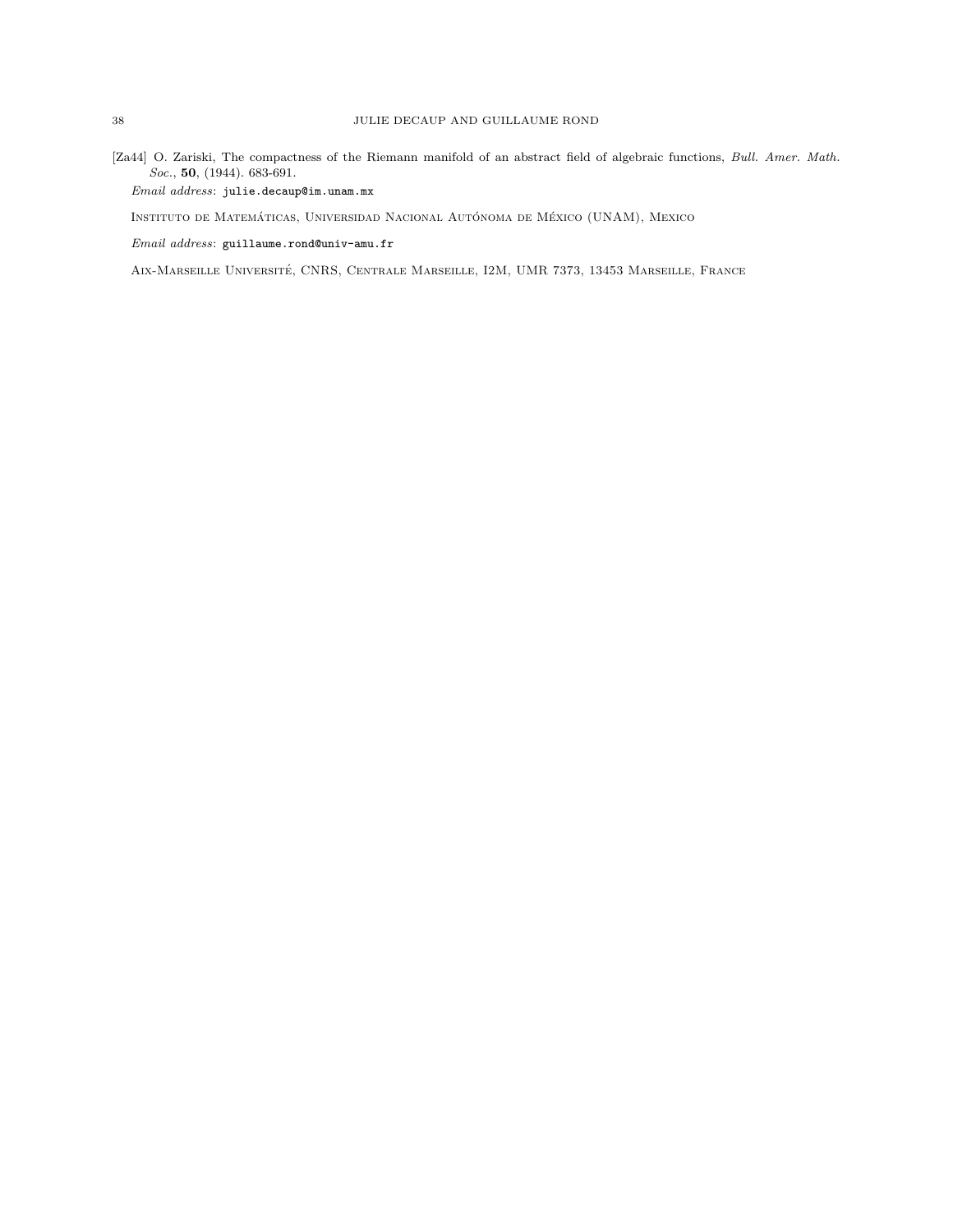[Za44] O. Zariski, The compactness of the Riemann manifold of an abstract field of algebraic functions, *Bull. Amer. Math. Soc.*, **50**, (1944). 683-691.

*Email address*: `julie.decaup@im.unam.mx`

Instituto de Matemáticas, Universidad Nacional Autónoma de México (UNAM), Mexico

*Email address*: `guillaume.rond@univ-amu.fr`

Aix-Marseille Université, CNRS, Centrale Marseille, I2M, UMR 7373, 13453 Marseille, France